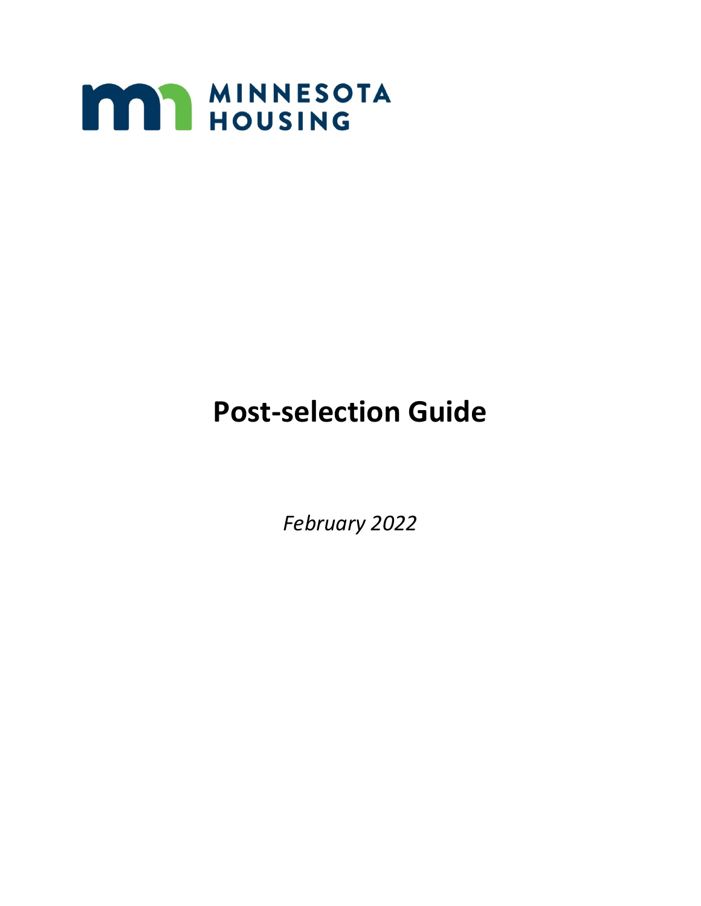MINNESOTA HOUSING

# Post-selection Guide

*February 2022*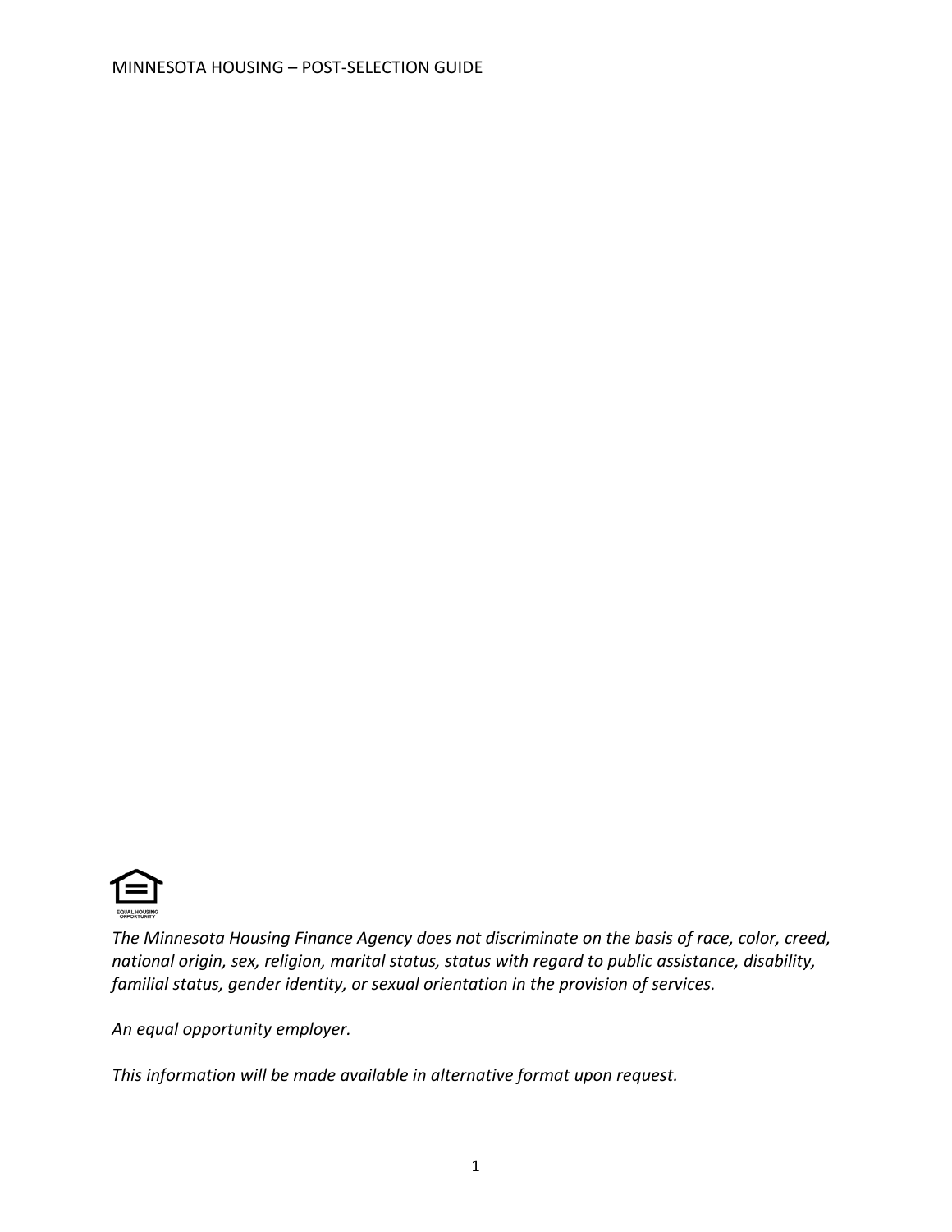*The Minnesota Housing Finance Agency does not discriminate on the basis of race, color, creed, national origin, sex, religion, marital status, status with regard to public assistance, disability, familial status, gender identity, or sexual orientation in the provision of services.*

*An equal opportunity employer.*

*This information will be made available in alternative format upon request.*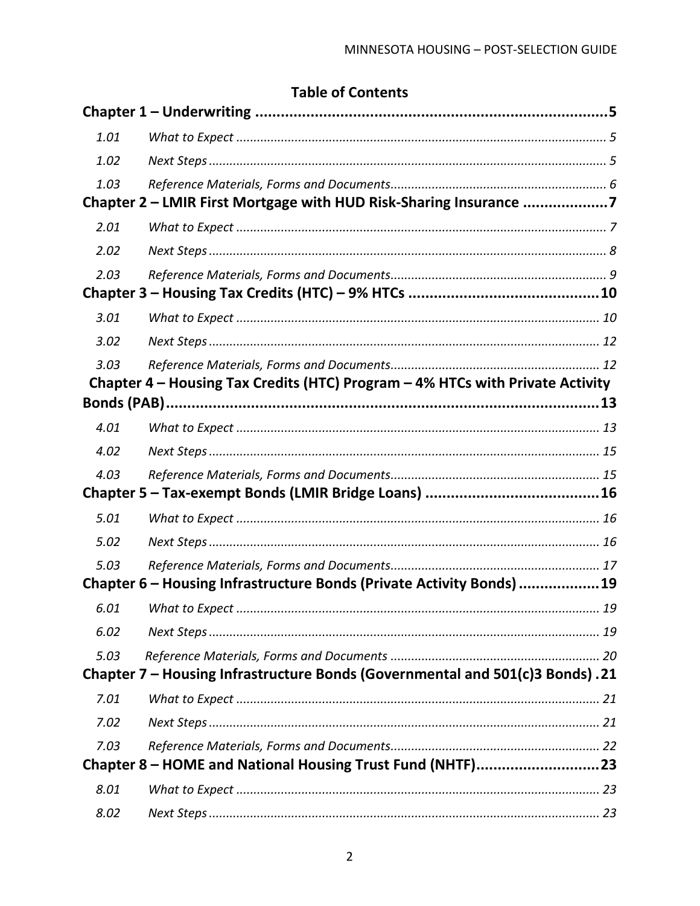# Table of Contents

**Chapter 1 – Underwriting ....................................................................................5**

| | | |
|---|---|---|
| *1.01* | *What to Expect* | *5* |
| *1.02* | *Next Steps* | *5* |
| *1.03* | *Reference Materials, Forms and Documents* | *6* |

**Chapter 2 – LMIR First Mortgage with HUD Risk-Sharing Insurance ....................7**

| | | |
|---|---|---|
| *2.01* | *What to Expect* | *7* |
| *2.02* | *Next Steps* | *8* |
| *2.03* | *Reference Materials, Forms and Documents* | *9* |

**Chapter 3 – Housing Tax Credits (HTC) – 9% HTCs ............................................10**

| | | |
|---|---|---|
| *3.01* | *What to Expect* | *10* |
| *3.02* | *Next Steps* | *12* |
| *3.03* | *Reference Materials, Forms and Documents* | *12* |

**Chapter 4 – Housing Tax Credits (HTC) Program – 4% HTCs with Private Activity Bonds (PAB).......................................................................................................13**

| | | |
|---|---|---|
| *4.01* | *What to Expect* | *13* |
| *4.02* | *Next Steps* | *15* |
| *4.03* | *Reference Materials, Forms and Documents* | *15* |

**Chapter 5 – Tax-exempt Bonds (LMIR Bridge Loans) .........................................16**

| | | |
|---|---|---|
| *5.01* | *What to Expect* | *16* |
| *5.02* | *Next Steps* | *16* |
| *5.03* | *Reference Materials, Forms and Documents* | *17* |

**Chapter 6 – Housing Infrastructure Bonds (Private Activity Bonds) ...................19**

| | | |
|---|---|---|
| *6.01* | *What to Expect* | *19* |
| *6.02* | *Next Steps* | *19* |
| *5.03* | *Reference Materials, Forms and Documents* | *20* |

**Chapter 7 – Housing Infrastructure Bonds (Governmental and 501(c)3 Bonds) .21**

| | | |
|---|---|---|
| *7.01* | *What to Expect* | *21* |
| *7.02* | *Next Steps* | *21* |
| *7.03* | *Reference Materials, Forms and Documents* | *22* |

**Chapter 8 – HOME and National Housing Trust Fund (NHTF).............................23**

| | | |
|---|---|---|
| *8.01* | *What to Expect* | *23* |
| *8.02* | *Next Steps* | *23* |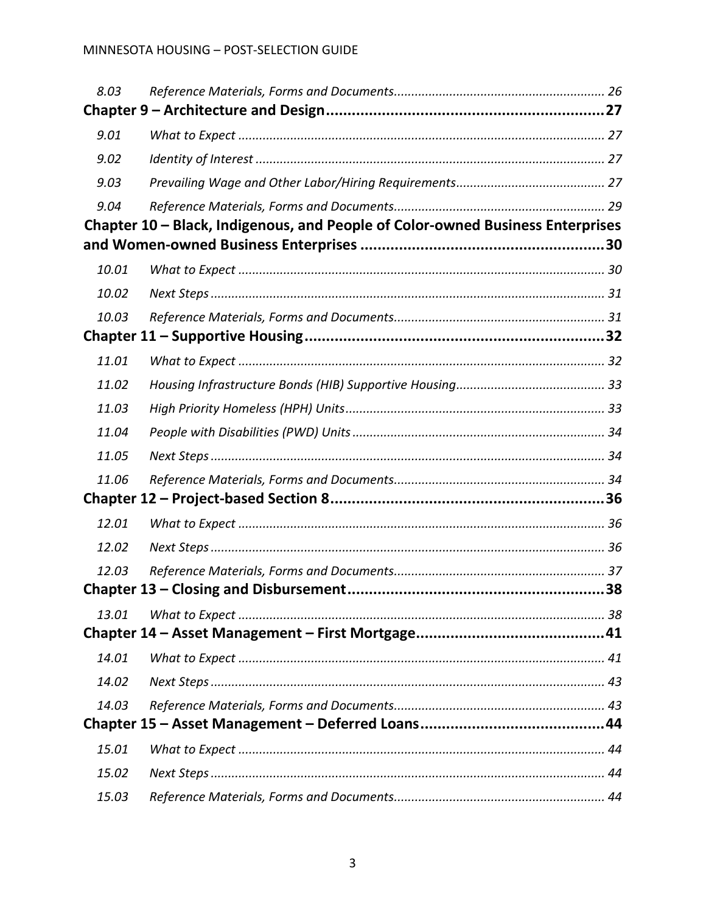| | | |
|---|---|---|
| *8.03* | *Reference Materials, Forms and Documents* | *26* |
| **Chapter 9 – Architecture and Design** | | **27** |
| *9.01* | *What to Expect* | *27* |
| *9.02* | *Identity of Interest* | *27* |
| *9.03* | *Prevailing Wage and Other Labor/Hiring Requirements* | *27* |
| *9.04* | *Reference Materials, Forms and Documents* | *29* |
| **Chapter 10 – Black, Indigenous, and People of Color-owned Business Enterprises and Women-owned Business Enterprises** | | **30** |
| *10.01* | *What to Expect* | *30* |
| *10.02* | *Next Steps* | *31* |
| *10.03* | *Reference Materials, Forms and Documents* | *31* |
| **Chapter 11 – Supportive Housing** | | **32** |
| *11.01* | *What to Expect* | *32* |
| *11.02* | *Housing Infrastructure Bonds (HIB) Supportive Housing* | *33* |
| *11.03* | *High Priority Homeless (HPH) Units* | *33* |
| *11.04* | *People with Disabilities (PWD) Units* | *34* |
| *11.05* | *Next Steps* | *34* |
| *11.06* | *Reference Materials, Forms and Documents* | *34* |
| **Chapter 12 – Project-based Section 8** | | **36** |
| *12.01* | *What to Expect* | *36* |
| *12.02* | *Next Steps* | *36* |
| *12.03* | *Reference Materials, Forms and Documents* | *37* |
| **Chapter 13 – Closing and Disbursement** | | **38** |
| *13.01* | *What to Expect* | *38* |
| **Chapter 14 – Asset Management – First Mortgage** | | **41** |
| *14.01* | *What to Expect* | *41* |
| *14.02* | *Next Steps* | *43* |
| *14.03* | *Reference Materials, Forms and Documents* | *43* |
| **Chapter 15 – Asset Management – Deferred Loans** | | **44** |
| *15.01* | *What to Expect* | *44* |
| *15.02* | *Next Steps* | *44* |
| *15.03* | *Reference Materials, Forms and Documents* | *44* |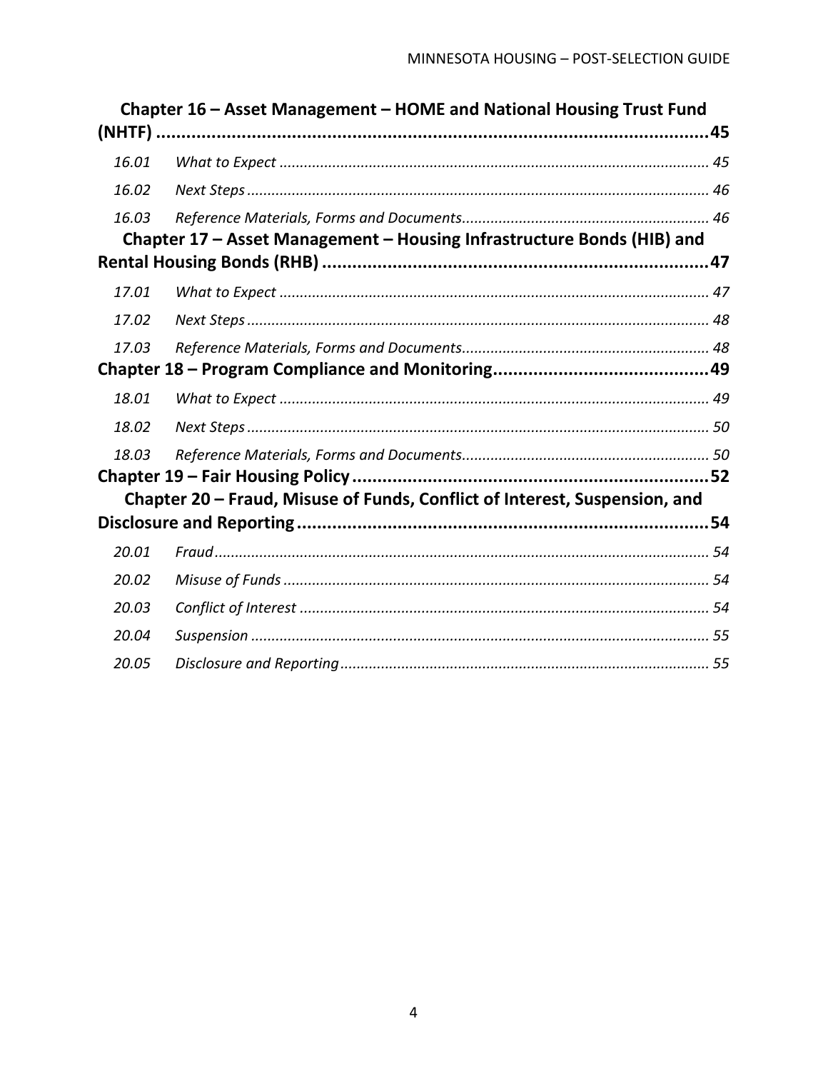**Chapter 16 – Asset Management – HOME and National Housing Trust Fund (NHTF) .......... 45**

*16.01 What to Expect .......... 45*

*16.02 Next Steps .......... 46*

*16.03 Reference Materials, Forms and Documents .......... 46*

**Chapter 17 – Asset Management – Housing Infrastructure Bonds (HIB) and Rental Housing Bonds (RHB) .......... 47**

*17.01 What to Expect .......... 47*

*17.02 Next Steps .......... 48*

*17.03 Reference Materials, Forms and Documents .......... 48*

**Chapter 18 – Program Compliance and Monitoring .......... 49**

*18.01 What to Expect .......... 49*

*18.02 Next Steps .......... 50*

*18.03 Reference Materials, Forms and Documents .......... 50*

**Chapter 19 – Fair Housing Policy .......... 52**

**Chapter 20 – Fraud, Misuse of Funds, Conflict of Interest, Suspension, and Disclosure and Reporting .......... 54**

*20.01 Fraud .......... 54*

*20.02 Misuse of Funds .......... 54*

*20.03 Conflict of Interest .......... 54*

*20.04 Suspension .......... 55*

*20.05 Disclosure and Reporting .......... 55*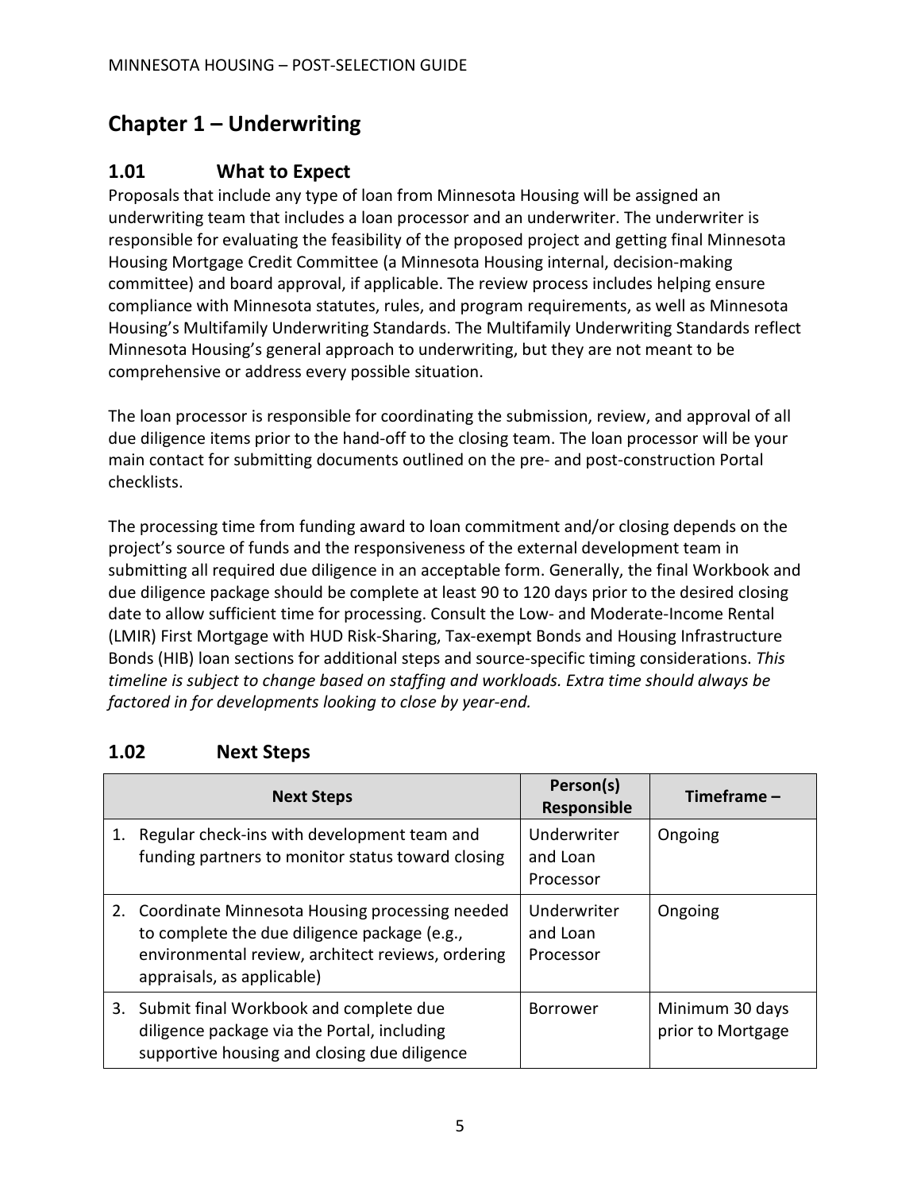# Chapter 1 – Underwriting

## 1.01 What to Expect

Proposals that include any type of loan from Minnesota Housing will be assigned an underwriting team that includes a loan processor and an underwriter. The underwriter is responsible for evaluating the feasibility of the proposed project and getting final Minnesota Housing Mortgage Credit Committee (a Minnesota Housing internal, decision-making committee) and board approval, if applicable. The review process includes helping ensure compliance with Minnesota statutes, rules, and program requirements, as well as Minnesota Housing's Multifamily Underwriting Standards. The Multifamily Underwriting Standards reflect Minnesota Housing's general approach to underwriting, but they are not meant to be comprehensive or address every possible situation.

The loan processor is responsible for coordinating the submission, review, and approval of all due diligence items prior to the hand-off to the closing team. The loan processor will be your main contact for submitting documents outlined on the pre- and post-construction Portal checklists.

The processing time from funding award to loan commitment and/or closing depends on the project's source of funds and the responsiveness of the external development team in submitting all required due diligence in an acceptable form. Generally, the final Workbook and due diligence package should be complete at least 90 to 120 days prior to the desired closing date to allow sufficient time for processing. Consult the Low- and Moderate-Income Rental (LMIR) First Mortgage with HUD Risk-Sharing, Tax-exempt Bonds and Housing Infrastructure Bonds (HIB) loan sections for additional steps and source-specific timing considerations. *This timeline is subject to change based on staffing and workloads. Extra time should always be factored in for developments looking to close by year-end.*

## 1.02 Next Steps

| Next Steps | Person(s) Responsible | Timeframe – |
|---|---|---|
| 1. Regular check-ins with development team and funding partners to monitor status toward closing | Underwriter and Loan Processor | Ongoing |
| 2. Coordinate Minnesota Housing processing needed to complete the due diligence package (e.g., environmental review, architect reviews, ordering appraisals, as applicable) | Underwriter and Loan Processor | Ongoing |
| 3. Submit final Workbook and complete due diligence package via the Portal, including supportive housing and closing due diligence | Borrower | Minimum 30 days prior to Mortgage |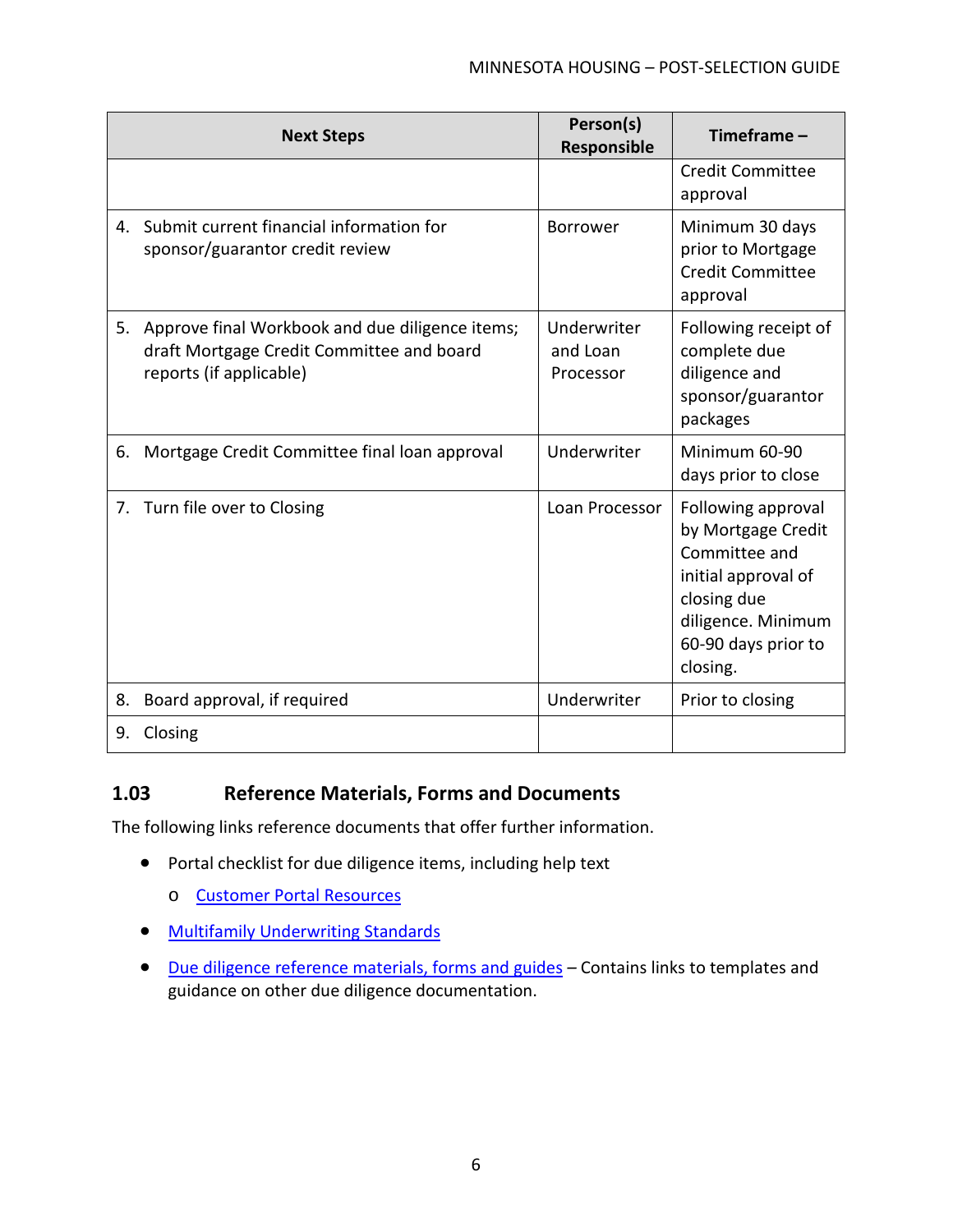| Next Steps | Person(s) Responsible | Timeframe – |
|---|---|---|
| | | Credit Committee approval |
| 4. Submit current financial information for sponsor/guarantor credit review | Borrower | Minimum 30 days prior to Mortgage Credit Committee approval |
| 5. Approve final Workbook and due diligence items; draft Mortgage Credit Committee and board reports (if applicable) | Underwriter and Loan Processor | Following receipt of complete due diligence and sponsor/guarantor packages |
| 6. Mortgage Credit Committee final loan approval | Underwriter | Minimum 60-90 days prior to close |
| 7. Turn file over to Closing | Loan Processor | Following approval by Mortgage Credit Committee and initial approval of closing due diligence. Minimum 60-90 days prior to closing. |
| 8. Board approval, if required | Underwriter | Prior to closing |
| 9. Closing | | |

## 1.03 Reference Materials, Forms and Documents

The following links reference documents that offer further information.

- Portal checklist for due diligence items, including help text
  - Customer Portal Resources
- Multifamily Underwriting Standards
- Due diligence reference materials, forms and guides – Contains links to templates and guidance on other due diligence documentation.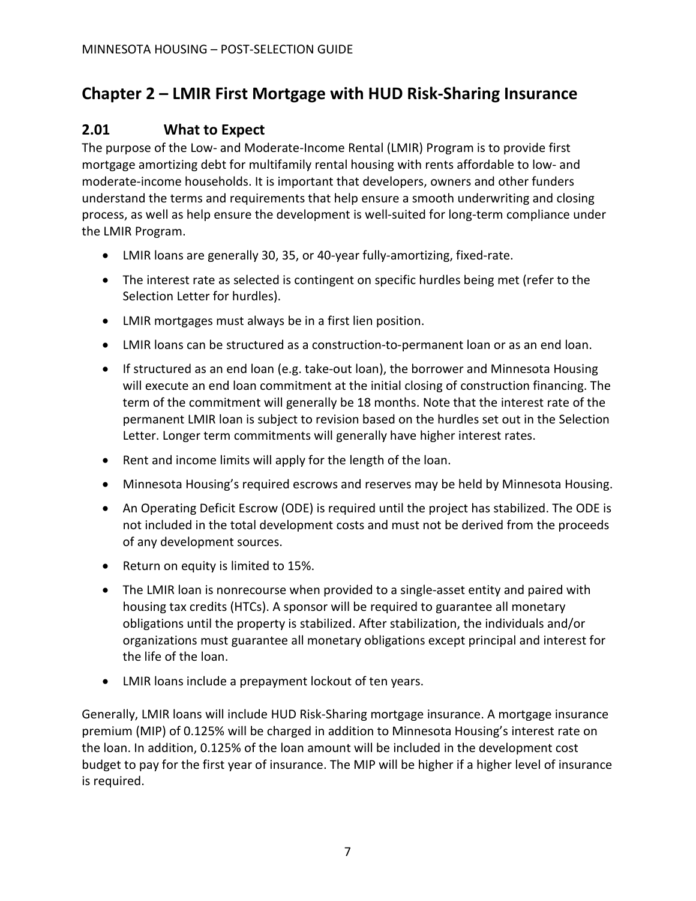## Chapter 2 – LMIR First Mortgage with HUD Risk-Sharing Insurance

### 2.01 What to Expect

The purpose of the Low- and Moderate-Income Rental (LMIR) Program is to provide first mortgage amortizing debt for multifamily rental housing with rents affordable to low- and moderate-income households. It is important that developers, owners and other funders understand the terms and requirements that help ensure a smooth underwriting and closing process, as well as help ensure the development is well-suited for long-term compliance under the LMIR Program.

- LMIR loans are generally 30, 35, or 40-year fully-amortizing, fixed-rate.
- The interest rate as selected is contingent on specific hurdles being met (refer to the Selection Letter for hurdles).
- LMIR mortgages must always be in a first lien position.
- LMIR loans can be structured as a construction-to-permanent loan or as an end loan.
- If structured as an end loan (e.g. take-out loan), the borrower and Minnesota Housing will execute an end loan commitment at the initial closing of construction financing. The term of the commitment will generally be 18 months. Note that the interest rate of the permanent LMIR loan is subject to revision based on the hurdles set out in the Selection Letter. Longer term commitments will generally have higher interest rates.
- Rent and income limits will apply for the length of the loan.
- Minnesota Housing's required escrows and reserves may be held by Minnesota Housing.
- An Operating Deficit Escrow (ODE) is required until the project has stabilized. The ODE is not included in the total development costs and must not be derived from the proceeds of any development sources.
- Return on equity is limited to 15%.
- The LMIR loan is nonrecourse when provided to a single-asset entity and paired with housing tax credits (HTCs). A sponsor will be required to guarantee all monetary obligations until the property is stabilized. After stabilization, the individuals and/or organizations must guarantee all monetary obligations except principal and interest for the life of the loan.
- LMIR loans include a prepayment lockout of ten years.

Generally, LMIR loans will include HUD Risk-Sharing mortgage insurance. A mortgage insurance premium (MIP) of 0.125% will be charged in addition to Minnesota Housing's interest rate on the loan. In addition, 0.125% of the loan amount will be included in the development cost budget to pay for the first year of insurance. The MIP will be higher if a higher level of insurance is required.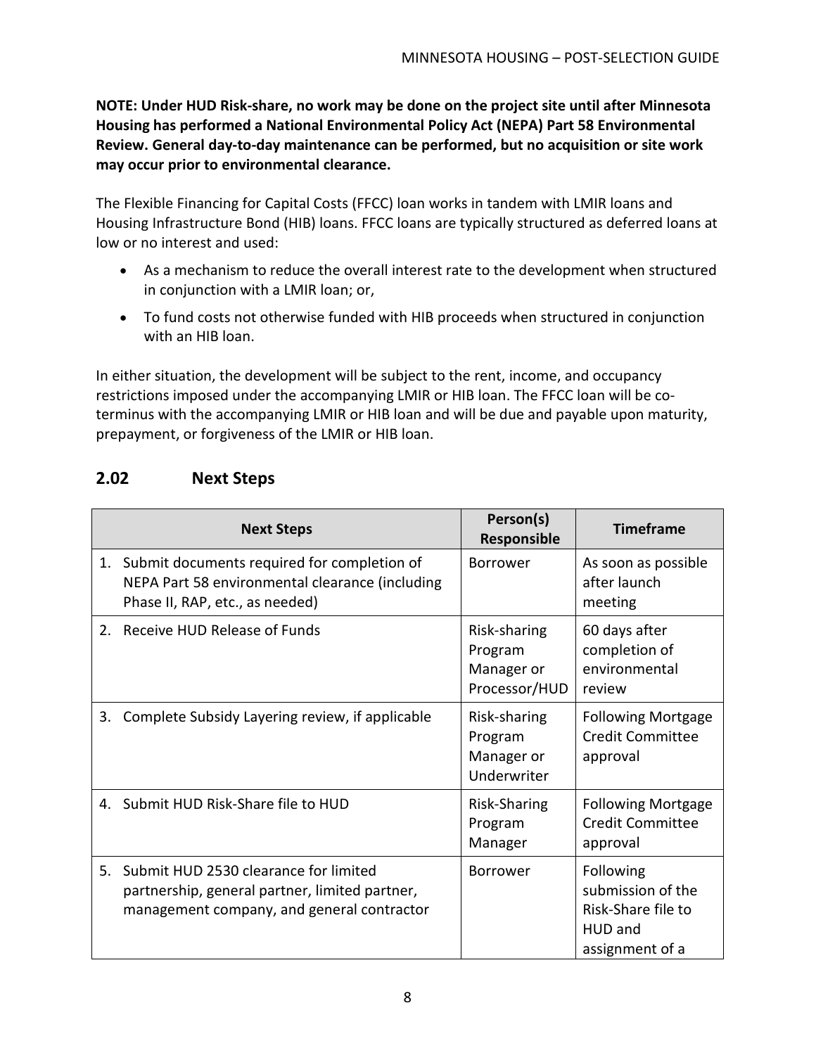**NOTE: Under HUD Risk-share, no work may be done on the project site until after Minnesota Housing has performed a National Environmental Policy Act (NEPA) Part 58 Environmental Review. General day-to-day maintenance can be performed, but no acquisition or site work may occur prior to environmental clearance.**

The Flexible Financing for Capital Costs (FFCC) loan works in tandem with LMIR loans and Housing Infrastructure Bond (HIB) loans. FFCC loans are typically structured as deferred loans at low or no interest and used:

- As a mechanism to reduce the overall interest rate to the development when structured in conjunction with a LMIR loan; or,
- To fund costs not otherwise funded with HIB proceeds when structured in conjunction with an HIB loan.

In either situation, the development will be subject to the rent, income, and occupancy restrictions imposed under the accompanying LMIR or HIB loan. The FFCC loan will be co-terminus with the accompanying LMIR or HIB loan and will be due and payable upon maturity, prepayment, or forgiveness of the LMIR or HIB loan.

## 2.02 Next Steps

| Next Steps | Person(s) Responsible | Timeframe |
|---|---|---|
| 1. Submit documents required for completion of NEPA Part 58 environmental clearance (including Phase II, RAP, etc., as needed) | Borrower | As soon as possible after launch meeting |
| 2. Receive HUD Release of Funds | Risk-sharing Program Manager or Processor/HUD | 60 days after completion of environmental review |
| 3. Complete Subsidy Layering review, if applicable | Risk-sharing Program Manager or Underwriter | Following Mortgage Credit Committee approval |
| 4. Submit HUD Risk-Share file to HUD | Risk-Sharing Program Manager | Following Mortgage Credit Committee approval |
| 5. Submit HUD 2530 clearance for limited partnership, general partner, limited partner, management company, and general contractor | Borrower | Following submission of the Risk-Share file to HUD and assignment of a |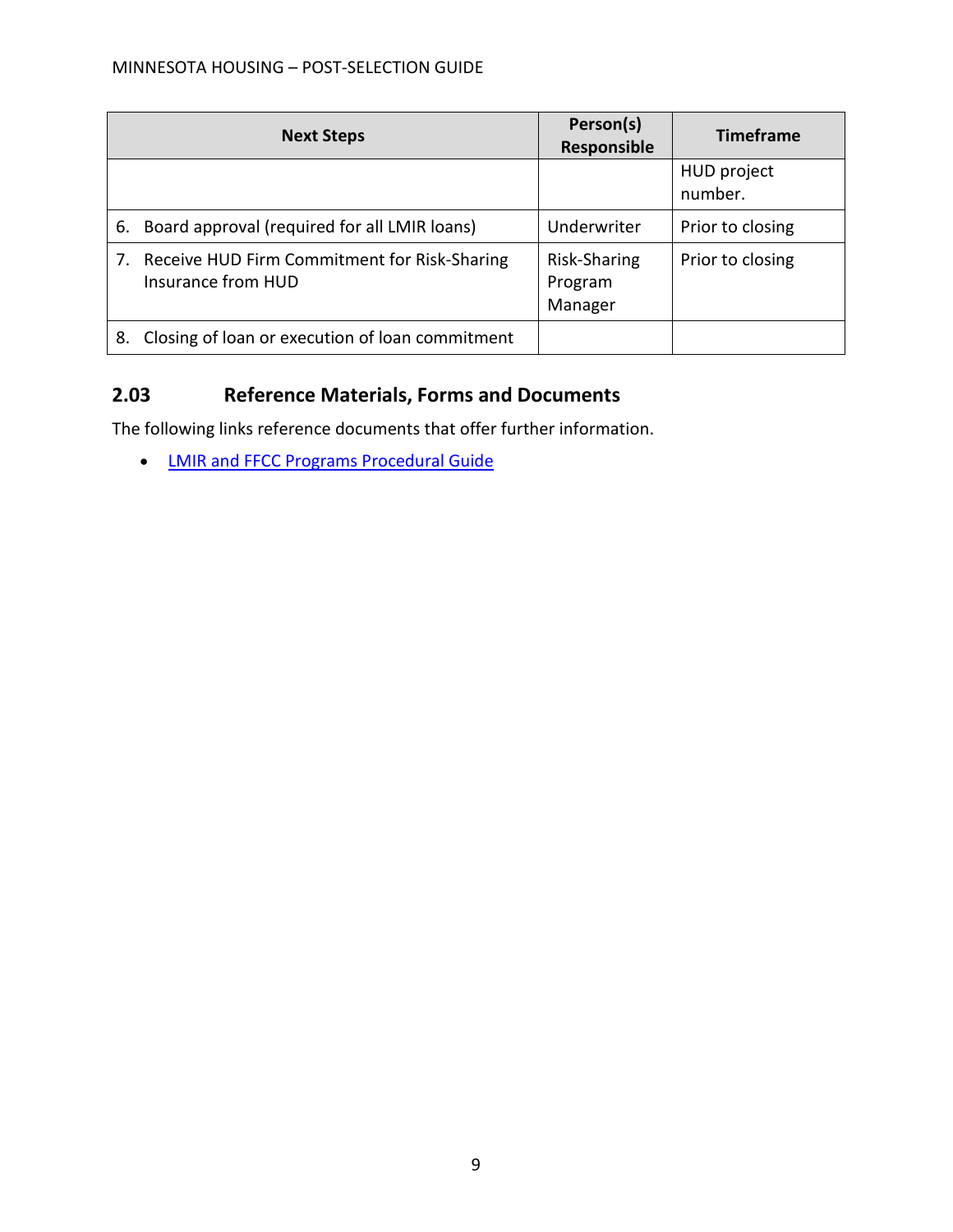| Next Steps | Person(s) Responsible | Timeframe |
|---|---|---|
| | | HUD project number. |
| 6. Board approval (required for all LMIR loans) | Underwriter | Prior to closing |
| 7. Receive HUD Firm Commitment for Risk-Sharing Insurance from HUD | Risk-Sharing Program Manager | Prior to closing |
| 8. Closing of loan or execution of loan commitment | | |

## 2.03 Reference Materials, Forms and Documents

The following links reference documents that offer further information.

- LMIR and FFCC Programs Procedural Guide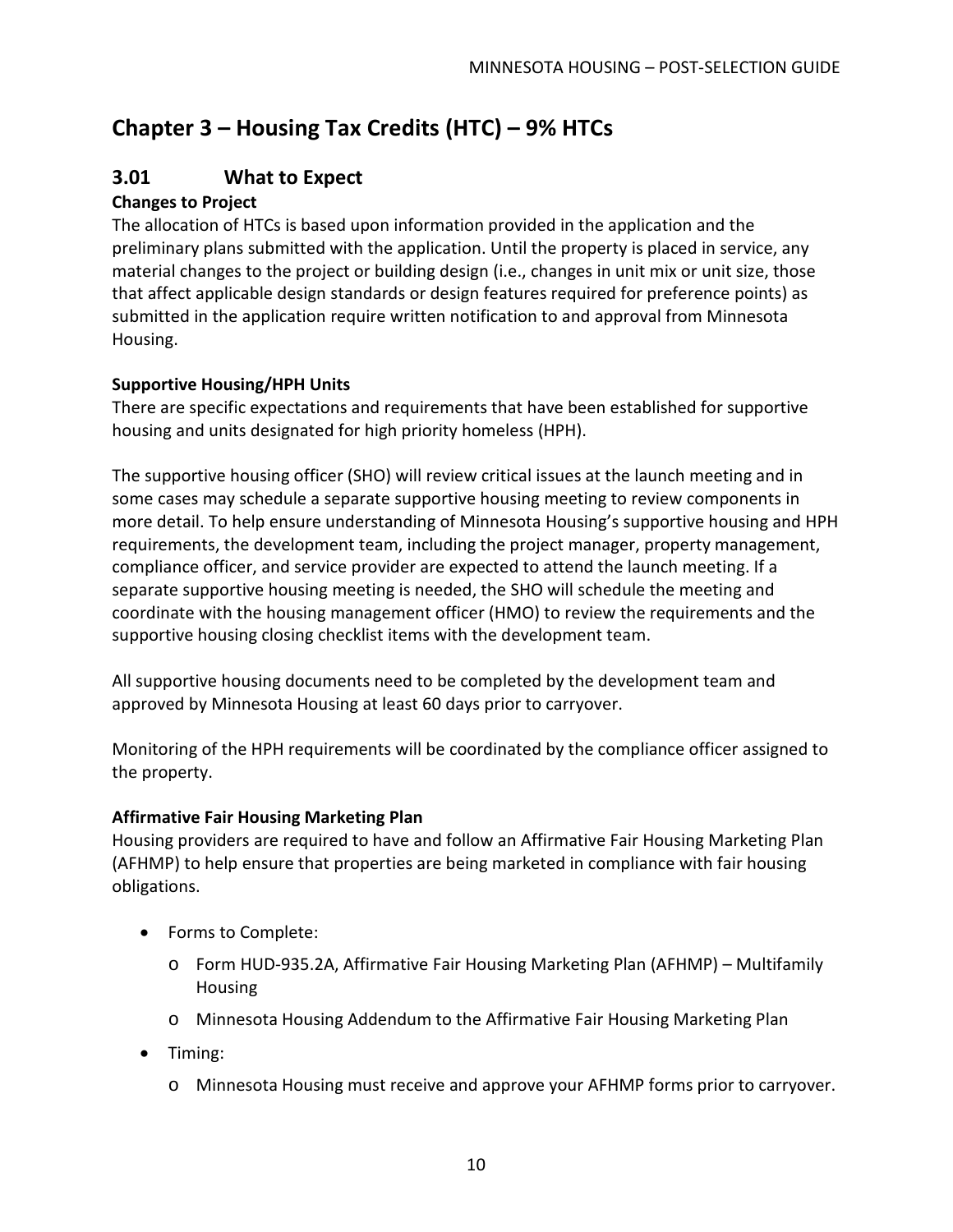# Chapter 3 – Housing Tax Credits (HTC) – 9% HTCs

## 3.01 What to Expect

**Changes to Project**

The allocation of HTCs is based upon information provided in the application and the preliminary plans submitted with the application. Until the property is placed in service, any material changes to the project or building design (i.e., changes in unit mix or unit size, those that affect applicable design standards or design features required for preference points) as submitted in the application require written notification to and approval from Minnesota Housing.

**Supportive Housing/HPH Units**

There are specific expectations and requirements that have been established for supportive housing and units designated for high priority homeless (HPH).

The supportive housing officer (SHO) will review critical issues at the launch meeting and in some cases may schedule a separate supportive housing meeting to review components in more detail. To help ensure understanding of Minnesota Housing's supportive housing and HPH requirements, the development team, including the project manager, property management, compliance officer, and service provider are expected to attend the launch meeting. If a separate supportive housing meeting is needed, the SHO will schedule the meeting and coordinate with the housing management officer (HMO) to review the requirements and the supportive housing closing checklist items with the development team.

All supportive housing documents need to be completed by the development team and approved by Minnesota Housing at least 60 days prior to carryover.

Monitoring of the HPH requirements will be coordinated by the compliance officer assigned to the property.

**Affirmative Fair Housing Marketing Plan**

Housing providers are required to have and follow an Affirmative Fair Housing Marketing Plan (AFHMP) to help ensure that properties are being marketed in compliance with fair housing obligations.

- Forms to Complete:
  - Form HUD-935.2A, Affirmative Fair Housing Marketing Plan (AFHMP) – Multifamily Housing
  - Minnesota Housing Addendum to the Affirmative Fair Housing Marketing Plan
- Timing:
  - Minnesota Housing must receive and approve your AFHMP forms prior to carryover.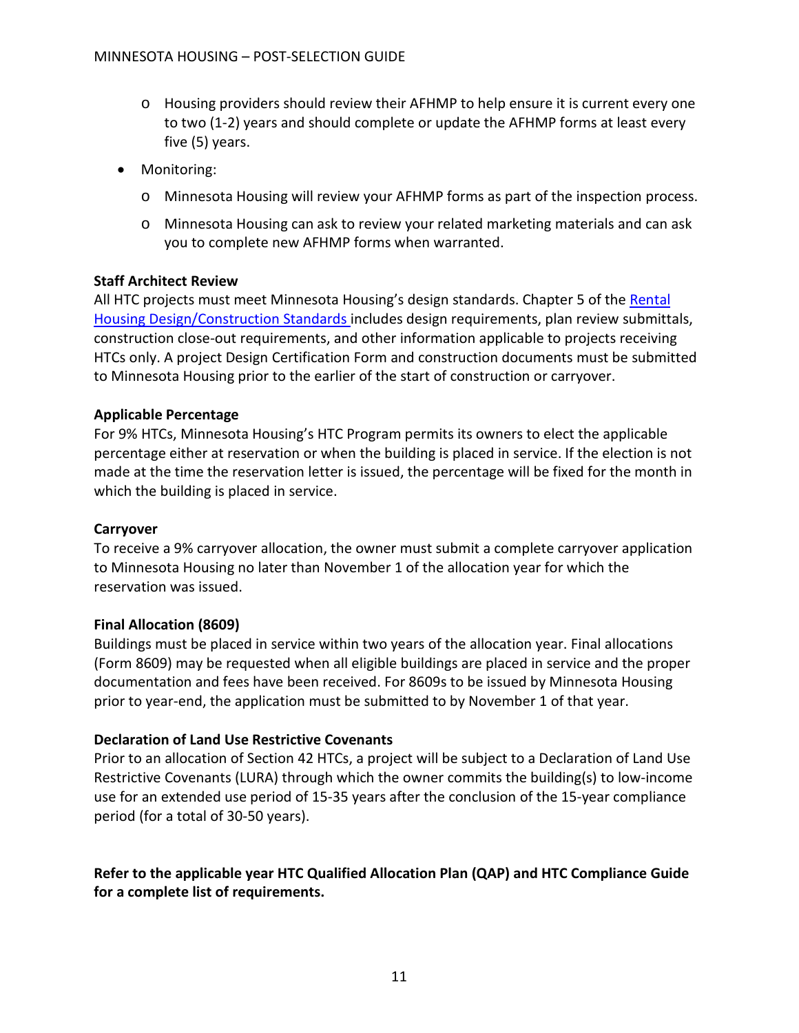- Housing providers should review their AFHMP to help ensure it is current every one to two (1-2) years and should complete or update the AFHMP forms at least every five (5) years.

- Monitoring:
  - Minnesota Housing will review your AFHMP forms as part of the inspection process.
  - Minnesota Housing can ask to review your related marketing materials and can ask you to complete new AFHMP forms when warranted.

**Staff Architect Review**

All HTC projects must meet Minnesota Housing's design standards. Chapter 5 of the Rental Housing Design/Construction Standards includes design requirements, plan review submittals, construction close-out requirements, and other information applicable to projects receiving HTCs only. A project Design Certification Form and construction documents must be submitted to Minnesota Housing prior to the earlier of the start of construction or carryover.

**Applicable Percentage**

For 9% HTCs, Minnesota Housing's HTC Program permits its owners to elect the applicable percentage either at reservation or when the building is placed in service. If the election is not made at the time the reservation letter is issued, the percentage will be fixed for the month in which the building is placed in service.

**Carryover**

To receive a 9% carryover allocation, the owner must submit a complete carryover application to Minnesota Housing no later than November 1 of the allocation year for which the reservation was issued.

**Final Allocation (8609)**

Buildings must be placed in service within two years of the allocation year. Final allocations (Form 8609) may be requested when all eligible buildings are placed in service and the proper documentation and fees have been received. For 8609s to be issued by Minnesota Housing prior to year-end, the application must be submitted to by November 1 of that year.

**Declaration of Land Use Restrictive Covenants**

Prior to an allocation of Section 42 HTCs, a project will be subject to a Declaration of Land Use Restrictive Covenants (LURA) through which the owner commits the building(s) to low-income use for an extended use period of 15-35 years after the conclusion of the 15-year compliance period (for a total of 30-50 years).

**Refer to the applicable year HTC Qualified Allocation Plan (QAP) and HTC Compliance Guide for a complete list of requirements.**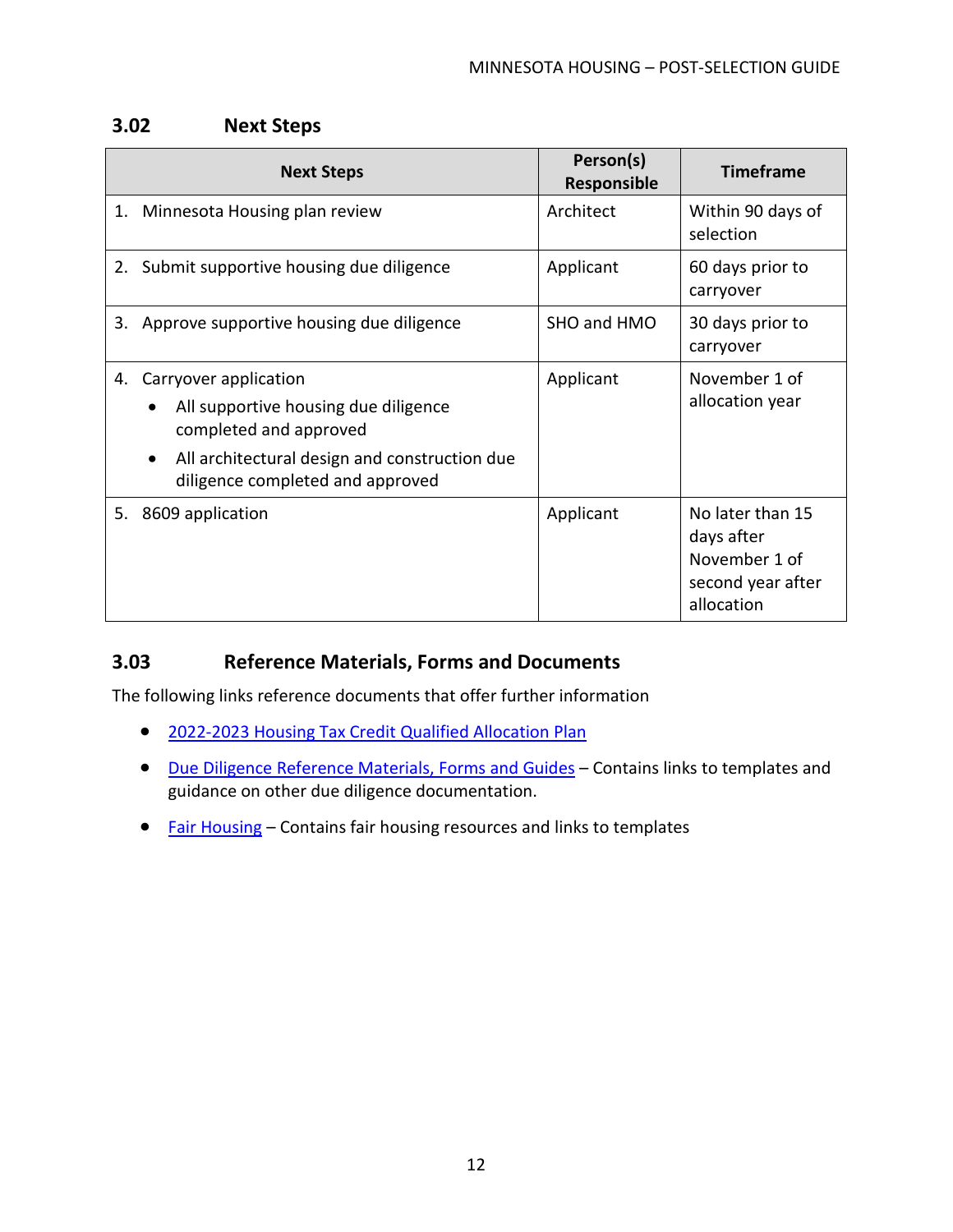### 3.02 Next Steps

| Next Steps | Person(s) Responsible | Timeframe |
|---|---|---|
| 1. Minnesota Housing plan review | Architect | Within 90 days of selection |
| 2. Submit supportive housing due diligence | Applicant | 60 days prior to carryover |
| 3. Approve supportive housing due diligence | SHO and HMO | 30 days prior to carryover |
| 4. Carryover application<br>• All supportive housing due diligence completed and approved<br>• All architectural design and construction due diligence completed and approved | Applicant | November 1 of allocation year |
| 5. 8609 application | Applicant | No later than 15 days after November 1 of second year after allocation |

### 3.03 Reference Materials, Forms and Documents

The following links reference documents that offer further information

- 2022-2023 Housing Tax Credit Qualified Allocation Plan
- Due Diligence Reference Materials, Forms and Guides – Contains links to templates and guidance on other due diligence documentation.
- Fair Housing – Contains fair housing resources and links to templates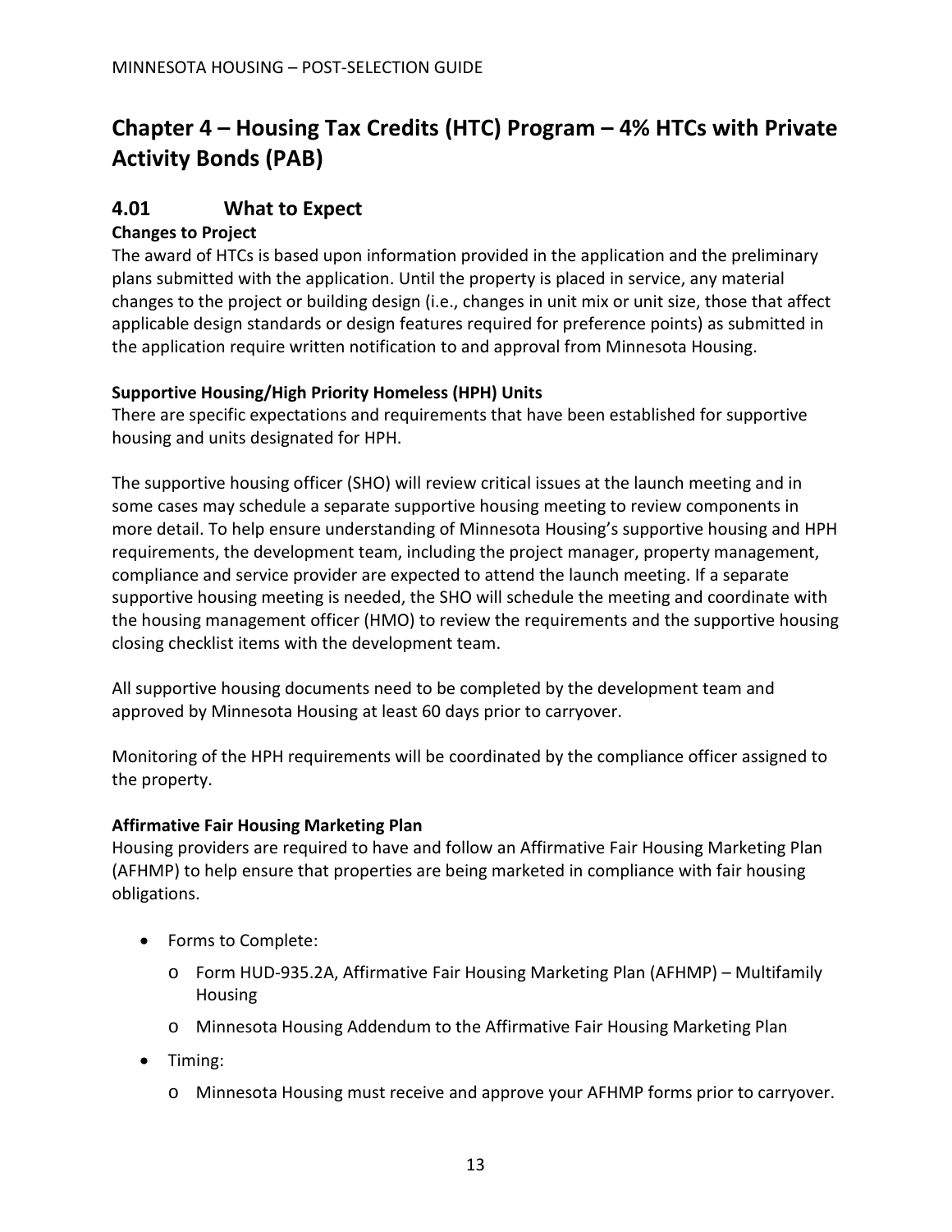# Chapter 4 – Housing Tax Credits (HTC) Program – 4% HTCs with Private Activity Bonds (PAB)

## 4.01 What to Expect

**Changes to Project**

The award of HTCs is based upon information provided in the application and the preliminary plans submitted with the application. Until the property is placed in service, any material changes to the project or building design (i.e., changes in unit mix or unit size, those that affect applicable design standards or design features required for preference points) as submitted in the application require written notification to and approval from Minnesota Housing.

**Supportive Housing/High Priority Homeless (HPH) Units**

There are specific expectations and requirements that have been established for supportive housing and units designated for HPH.

The supportive housing officer (SHO) will review critical issues at the launch meeting and in some cases may schedule a separate supportive housing meeting to review components in more detail. To help ensure understanding of Minnesota Housing's supportive housing and HPH requirements, the development team, including the project manager, property management, compliance and service provider are expected to attend the launch meeting. If a separate supportive housing meeting is needed, the SHO will schedule the meeting and coordinate with the housing management officer (HMO) to review the requirements and the supportive housing closing checklist items with the development team.

All supportive housing documents need to be completed by the development team and approved by Minnesota Housing at least 60 days prior to carryover.

Monitoring of the HPH requirements will be coordinated by the compliance officer assigned to the property.

**Affirmative Fair Housing Marketing Plan**

Housing providers are required to have and follow an Affirmative Fair Housing Marketing Plan (AFHMP) to help ensure that properties are being marketed in compliance with fair housing obligations.

- Forms to Complete:
  - Form HUD-935.2A, Affirmative Fair Housing Marketing Plan (AFHMP) – Multifamily Housing
  - Minnesota Housing Addendum to the Affirmative Fair Housing Marketing Plan
- Timing:
  - Minnesota Housing must receive and approve your AFHMP forms prior to carryover.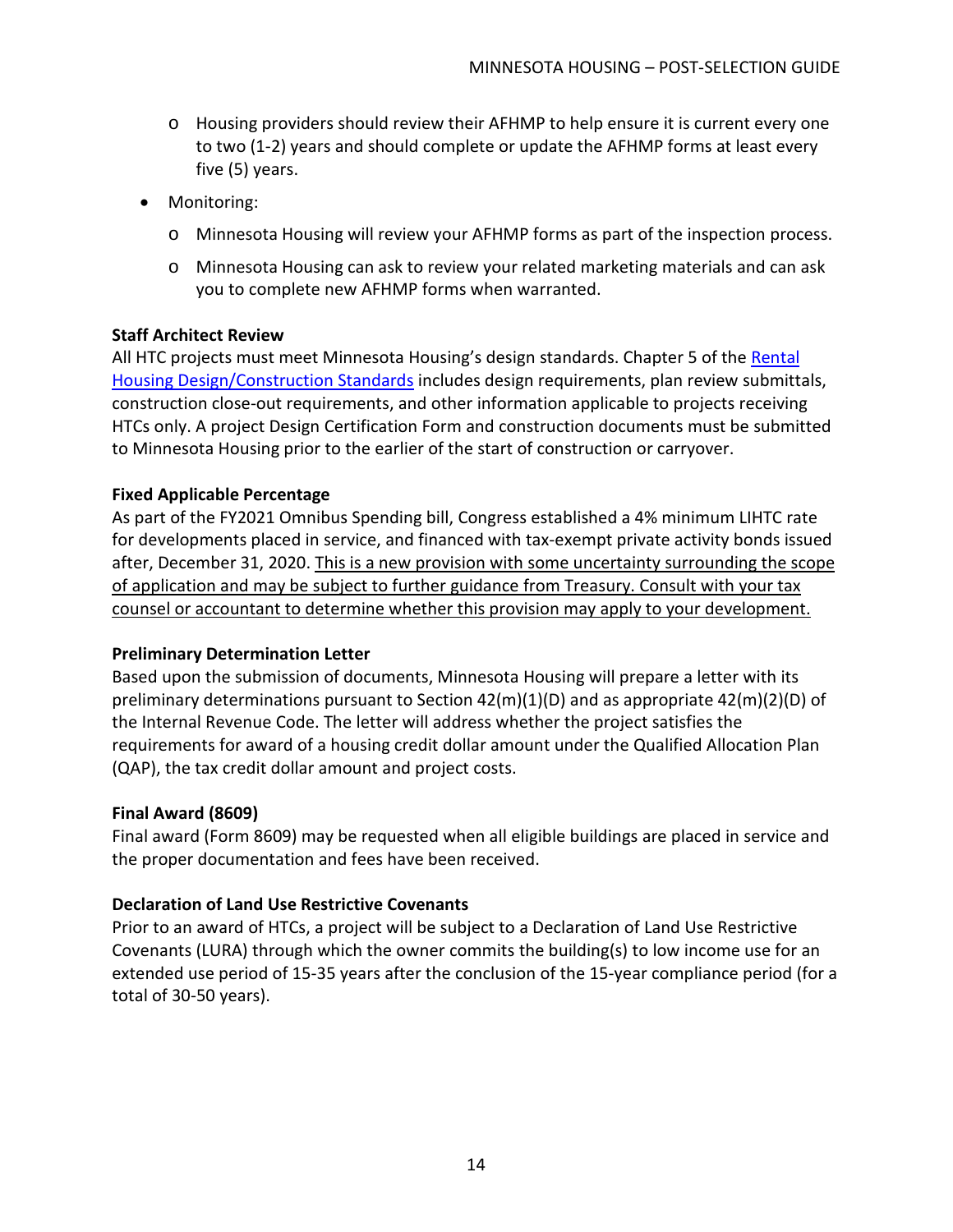- Housing providers should review their AFHMP to help ensure it is current every one to two (1-2) years and should complete or update the AFHMP forms at least every five (5) years.
- Monitoring:
  - Minnesota Housing will review your AFHMP forms as part of the inspection process.
  - Minnesota Housing can ask to review your related marketing materials and can ask you to complete new AFHMP forms when warranted.

**Staff Architect Review**

All HTC projects must meet Minnesota Housing's design standards. Chapter 5 of the Rental Housing Design/Construction Standards includes design requirements, plan review submittals, construction close-out requirements, and other information applicable to projects receiving HTCs only. A project Design Certification Form and construction documents must be submitted to Minnesota Housing prior to the earlier of the start of construction or carryover.

**Fixed Applicable Percentage**

As part of the FY2021 Omnibus Spending bill, Congress established a 4% minimum LIHTC rate for developments placed in service, and financed with tax-exempt private activity bonds issued after, December 31, 2020. <u>This is a new provision with some uncertainty surrounding the scope of application and may be subject to further guidance from Treasury. Consult with your tax counsel or accountant to determine whether this provision may apply to your development.</u>

**Preliminary Determination Letter**

Based upon the submission of documents, Minnesota Housing will prepare a letter with its preliminary determinations pursuant to Section 42(m)(1)(D) and as appropriate 42(m)(2)(D) of the Internal Revenue Code. The letter will address whether the project satisfies the requirements for award of a housing credit dollar amount under the Qualified Allocation Plan (QAP), the tax credit dollar amount and project costs.

**Final Award (8609)**

Final award (Form 8609) may be requested when all eligible buildings are placed in service and the proper documentation and fees have been received.

**Declaration of Land Use Restrictive Covenants**

Prior to an award of HTCs, a project will be subject to a Declaration of Land Use Restrictive Covenants (LURA) through which the owner commits the building(s) to low income use for an extended use period of 15-35 years after the conclusion of the 15-year compliance period (for a total of 30-50 years).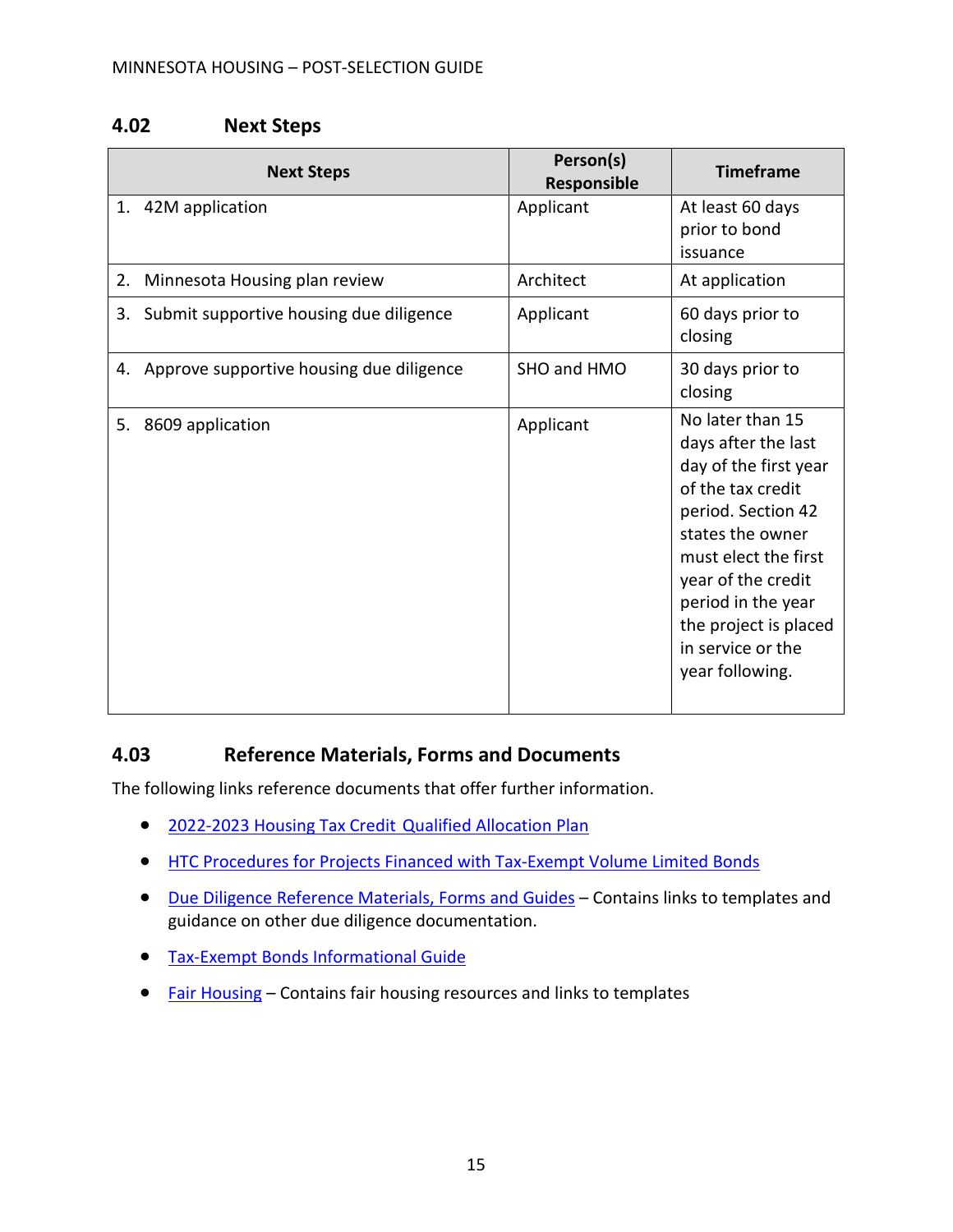## 4.02 Next Steps

| Next Steps | Person(s) Responsible | Timeframe |
|---|---|---|
| 1. 42M application | Applicant | At least 60 days prior to bond issuance |
| 2. Minnesota Housing plan review | Architect | At application |
| 3. Submit supportive housing due diligence | Applicant | 60 days prior to closing |
| 4. Approve supportive housing due diligence | SHO and HMO | 30 days prior to closing |
| 5. 8609 application | Applicant | No later than 15 days after the last day of the first year of the tax credit period. Section 42 states the owner must elect the first year of the credit period in the year the project is placed in service or the year following. |

## 4.03 Reference Materials, Forms and Documents

The following links reference documents that offer further information.

- 2022-2023 Housing Tax Credit Qualified Allocation Plan
- HTC Procedures for Projects Financed with Tax-Exempt Volume Limited Bonds
- Due Diligence Reference Materials, Forms and Guides – Contains links to templates and guidance on other due diligence documentation.
- Tax-Exempt Bonds Informational Guide
- Fair Housing – Contains fair housing resources and links to templates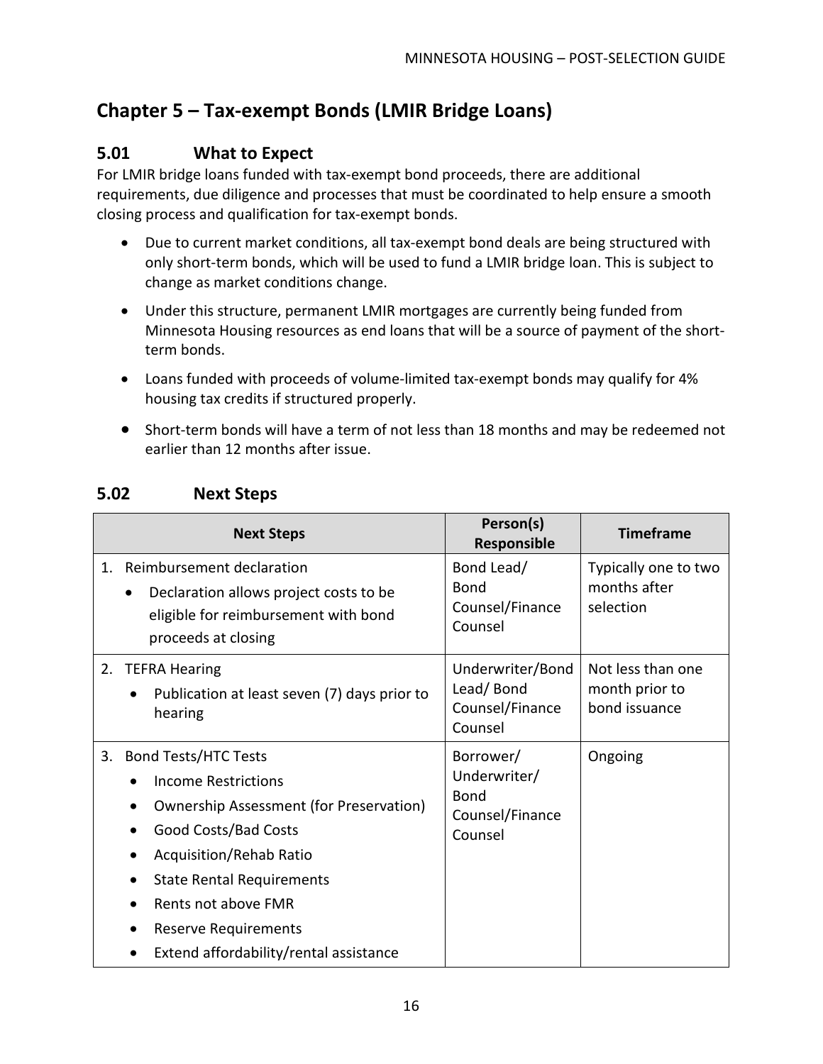# Chapter 5 – Tax-exempt Bonds (LMIR Bridge Loans)

## 5.01 What to Expect

For LMIR bridge loans funded with tax-exempt bond proceeds, there are additional requirements, due diligence and processes that must be coordinated to help ensure a smooth closing process and qualification for tax-exempt bonds.

- Due to current market conditions, all tax-exempt bond deals are being structured with only short-term bonds, which will be used to fund a LMIR bridge loan. This is subject to change as market conditions change.
- Under this structure, permanent LMIR mortgages are currently being funded from Minnesota Housing resources as end loans that will be a source of payment of the short-term bonds.
- Loans funded with proceeds of volume-limited tax-exempt bonds may qualify for 4% housing tax credits if structured properly.
- Short-term bonds will have a term of not less than 18 months and may be redeemed not earlier than 12 months after issue.

## 5.02 Next Steps

| Next Steps | Person(s) Responsible | Timeframe |
| --- | --- | --- |
| 1. Reimbursement declaration<br>• Declaration allows project costs to be eligible for reimbursement with bond proceeds at closing | Bond Lead/ Bond Counsel/Finance Counsel | Typically one to two months after selection |
| 2. TEFRA Hearing<br>• Publication at least seven (7) days prior to hearing | Underwriter/Bond Lead/ Bond Counsel/Finance Counsel | Not less than one month prior to bond issuance |
| 3. Bond Tests/HTC Tests<br>• Income Restrictions<br>• Ownership Assessment (for Preservation)<br>• Good Costs/Bad Costs<br>• Acquisition/Rehab Ratio<br>• State Rental Requirements<br>• Rents not above FMR<br>• Reserve Requirements<br>• Extend affordability/rental assistance | Borrower/ Underwriter/ Bond Counsel/Finance Counsel | Ongoing |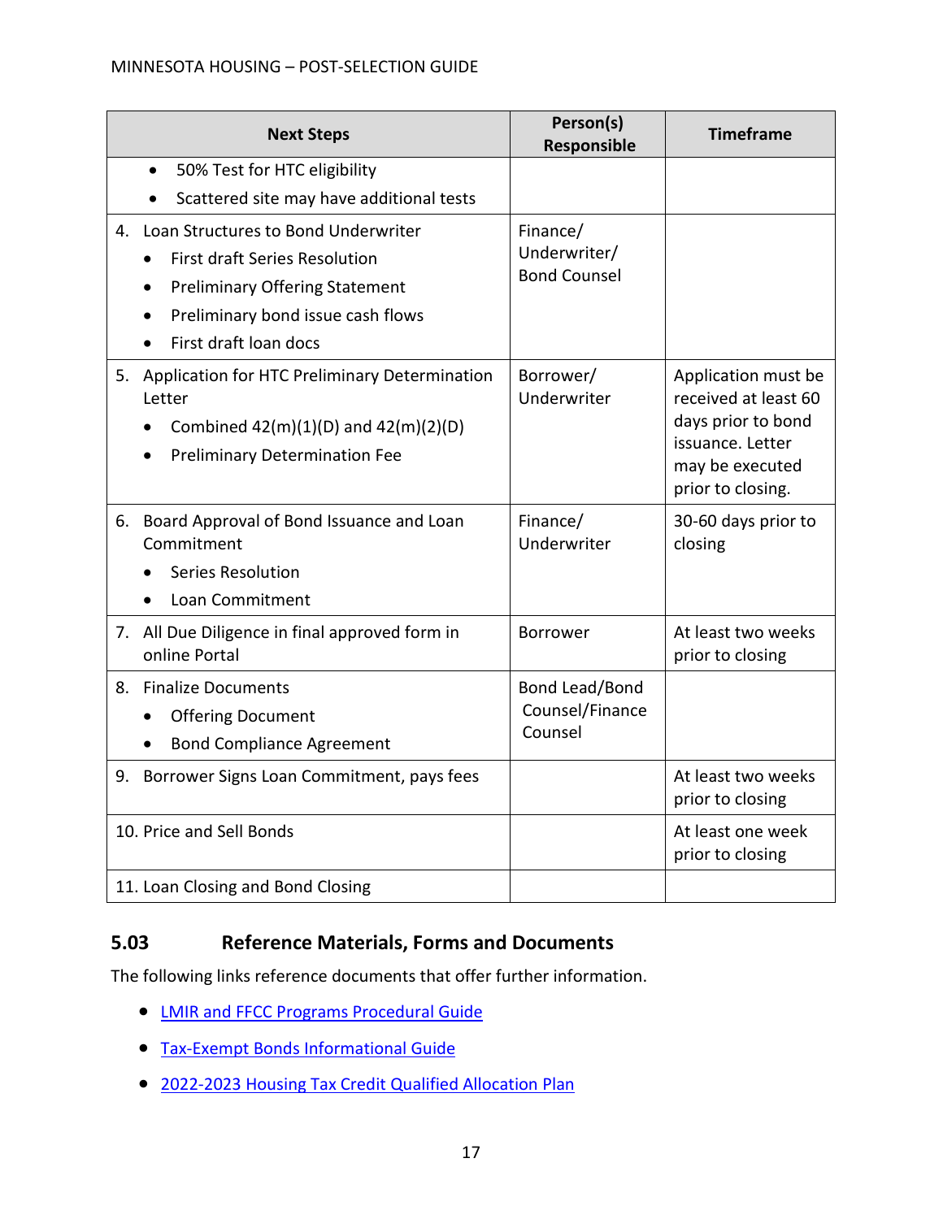| Next Steps | Person(s) Responsible | Timeframe |
|---|---|---|
| • 50% Test for HTC eligibility<br>• Scattered site may have additional tests | | |
| 4. Loan Structures to Bond Underwriter<br>• First draft Series Resolution<br>• Preliminary Offering Statement<br>• Preliminary bond issue cash flows<br>• First draft loan docs | Finance/ Underwriter/ Bond Counsel | |
| 5. Application for HTC Preliminary Determination Letter<br>• Combined 42(m)(1)(D) and 42(m)(2)(D)<br>• Preliminary Determination Fee | Borrower/ Underwriter | Application must be received at least 60 days prior to bond issuance. Letter may be executed prior to closing. |
| 6. Board Approval of Bond Issuance and Loan Commitment<br>• Series Resolution<br>• Loan Commitment | Finance/ Underwriter | 30-60 days prior to closing |
| 7. All Due Diligence in final approved form in online Portal | Borrower | At least two weeks prior to closing |
| 8. Finalize Documents<br>• Offering Document<br>• Bond Compliance Agreement | Bond Lead/Bond Counsel/Finance Counsel | |
| 9. Borrower Signs Loan Commitment, pays fees | | At least two weeks prior to closing |
| 10. Price and Sell Bonds | | At least one week prior to closing |
| 11. Loan Closing and Bond Closing | | |

## 5.03 Reference Materials, Forms and Documents

The following links reference documents that offer further information.

- LMIR and FFCC Programs Procedural Guide
- Tax-Exempt Bonds Informational Guide
- 2022-2023 Housing Tax Credit Qualified Allocation Plan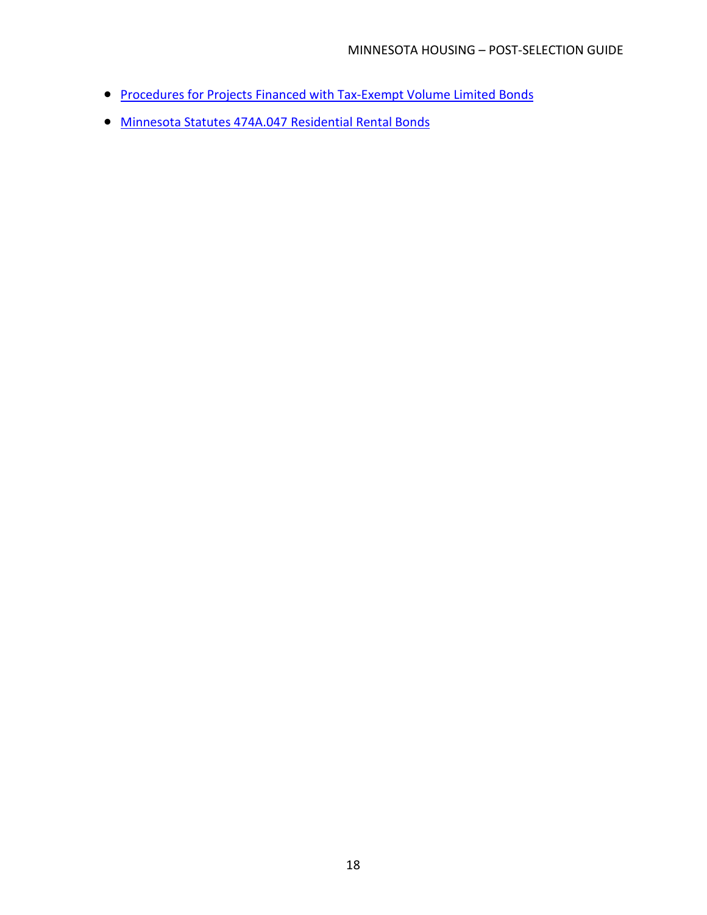- Procedures for Projects Financed with Tax-Exempt Volume Limited Bonds
- Minnesota Statutes 474A.047 Residential Rental Bonds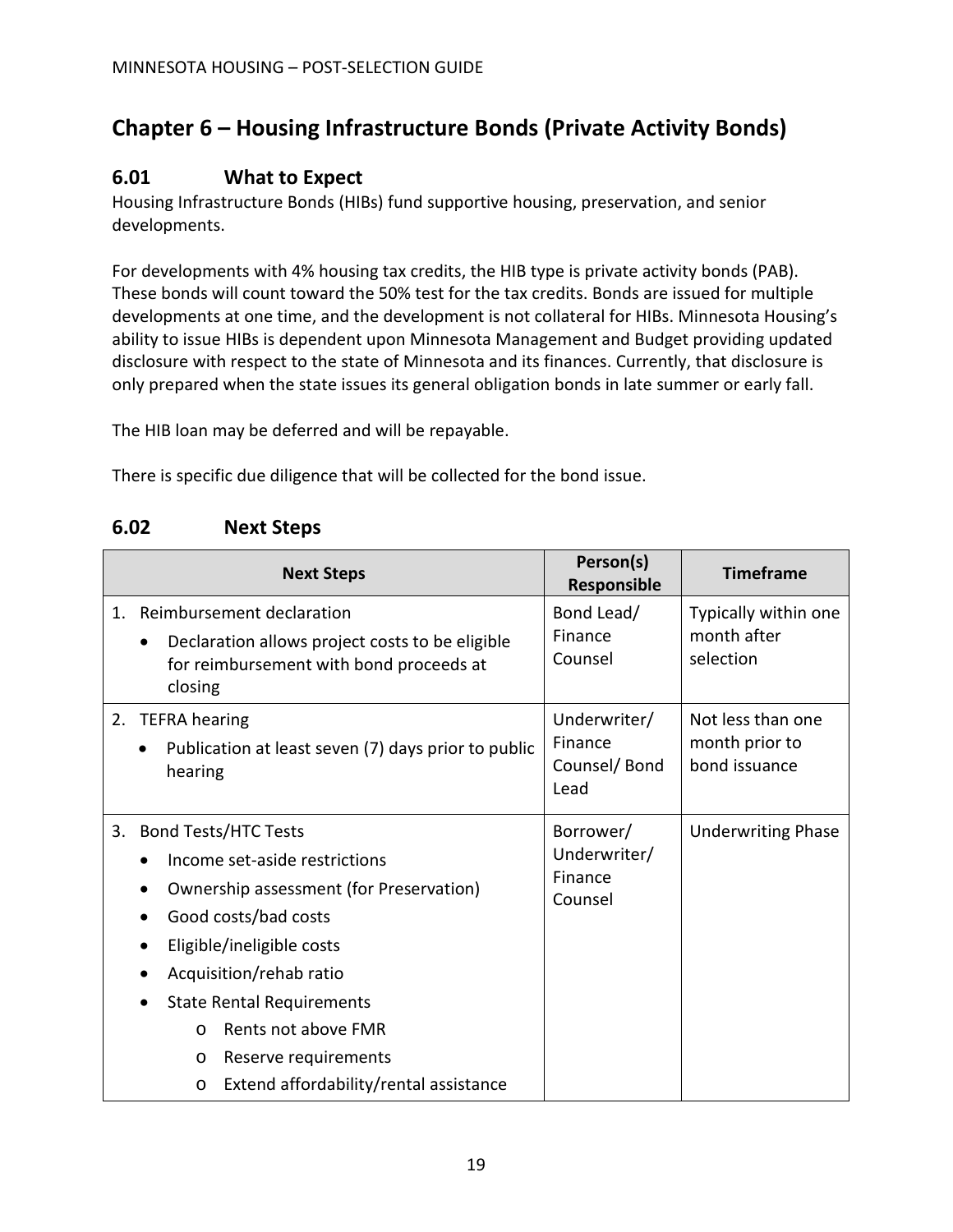# Chapter 6 – Housing Infrastructure Bonds (Private Activity Bonds)

## 6.01 What to Expect

Housing Infrastructure Bonds (HIBs) fund supportive housing, preservation, and senior developments.

For developments with 4% housing tax credits, the HIB type is private activity bonds (PAB). These bonds will count toward the 50% test for the tax credits. Bonds are issued for multiple developments at one time, and the development is not collateral for HIBs. Minnesota Housing's ability to issue HIBs is dependent upon Minnesota Management and Budget providing updated disclosure with respect to the state of Minnesota and its finances. Currently, that disclosure is only prepared when the state issues its general obligation bonds in late summer or early fall.

The HIB loan may be deferred and will be repayable.

There is specific due diligence that will be collected for the bond issue.

## 6.02 Next Steps

| Next Steps | Person(s) Responsible | Timeframe |
| --- | --- | --- |
| 1. Reimbursement declaration<br>• Declaration allows project costs to be eligible for reimbursement with bond proceeds at closing | Bond Lead/ Finance Counsel | Typically within one month after selection |
| 2. TEFRA hearing<br>• Publication at least seven (7) days prior to public hearing | Underwriter/ Finance Counsel/ Bond Lead | Not less than one month prior to bond issuance |
| 3. Bond Tests/HTC Tests<br>• Income set-aside restrictions<br>• Ownership assessment (for Preservation)<br>• Good costs/bad costs<br>• Eligible/ineligible costs<br>• Acquisition/rehab ratio<br>• State Rental Requirements<br>  o Rents not above FMR<br>  o Reserve requirements<br>  o Extend affordability/rental assistance | Borrower/ Underwriter/ Finance Counsel | Underwriting Phase |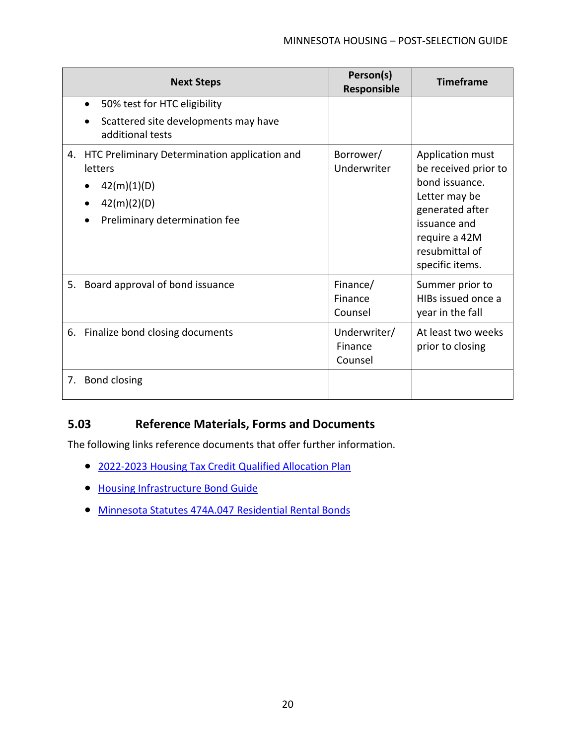| Next Steps | Person(s) Responsible | Timeframe |
| --- | --- | --- |
| • 50% test for HTC eligibility<br>• Scattered site developments may have additional tests | | |
| 4. HTC Preliminary Determination application and letters<br>• 42(m)(1)(D)<br>• 42(m)(2)(D)<br>• Preliminary determination fee | Borrower/ Underwriter | Application must be received prior to bond issuance. Letter may be generated after issuance and require a 42M resubmittal of specific items. |
| 5. Board approval of bond issuance | Finance/ Finance Counsel | Summer prior to HIBs issued once a year in the fall |
| 6. Finalize bond closing documents | Underwriter/ Finance Counsel | At least two weeks prior to closing |
| 7. Bond closing | | |

## 5.03 Reference Materials, Forms and Documents

The following links reference documents that offer further information.

- 2022-2023 Housing Tax Credit Qualified Allocation Plan
- Housing Infrastructure Bond Guide
- Minnesota Statutes 474A.047 Residential Rental Bonds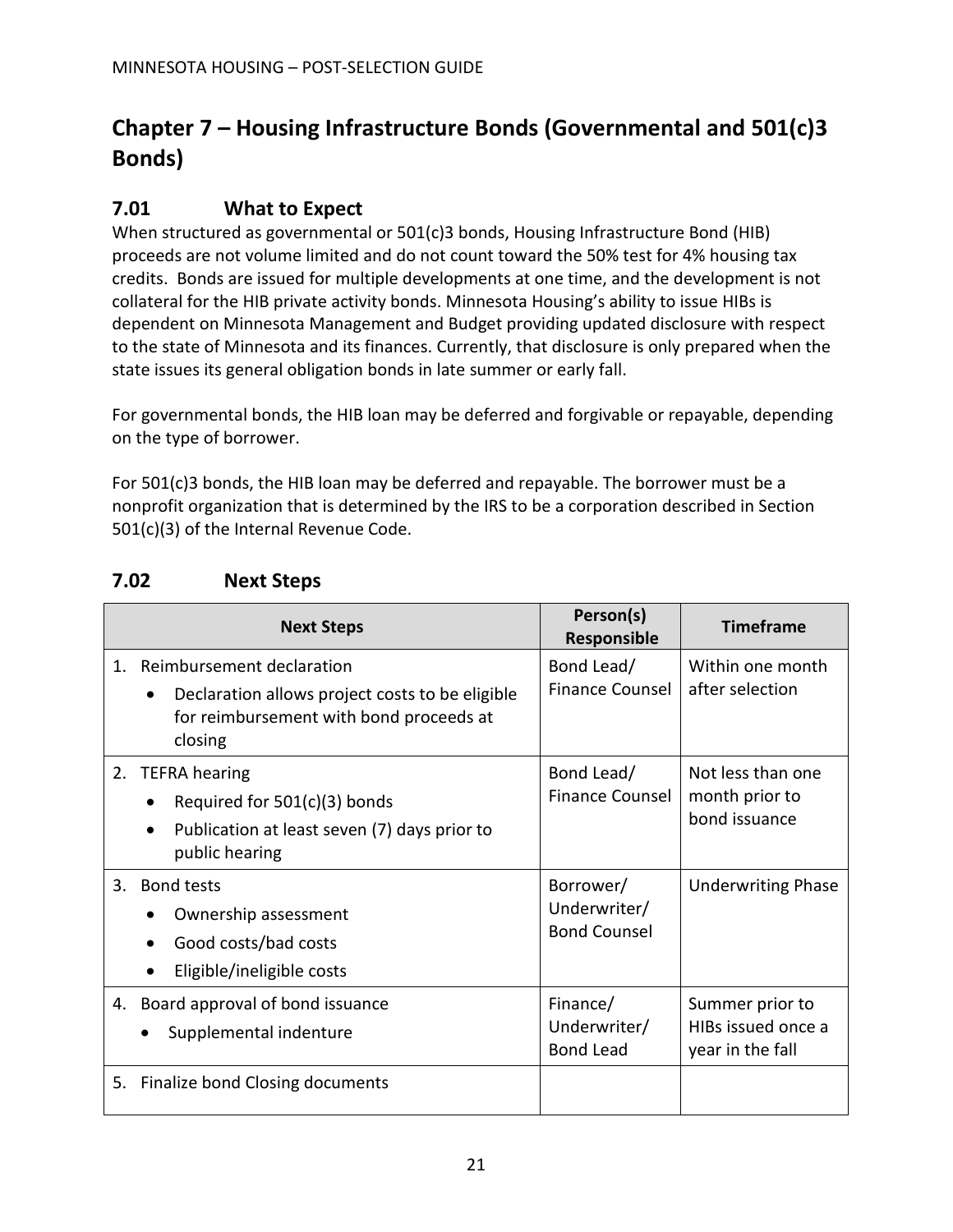# Chapter 7 – Housing Infrastructure Bonds (Governmental and 501(c)3 Bonds)

## 7.01 What to Expect

When structured as governmental or 501(c)3 bonds, Housing Infrastructure Bond (HIB) proceeds are not volume limited and do not count toward the 50% test for 4% housing tax credits. Bonds are issued for multiple developments at one time, and the development is not collateral for the HIB private activity bonds. Minnesota Housing's ability to issue HIBs is dependent on Minnesota Management and Budget providing updated disclosure with respect to the state of Minnesota and its finances. Currently, that disclosure is only prepared when the state issues its general obligation bonds in late summer or early fall.

For governmental bonds, the HIB loan may be deferred and forgivable or repayable, depending on the type of borrower.

For 501(c)3 bonds, the HIB loan may be deferred and repayable. The borrower must be a nonprofit organization that is determined by the IRS to be a corporation described in Section 501(c)(3) of the Internal Revenue Code.

## 7.02 Next Steps

| Next Steps | Person(s) Responsible | Timeframe |
|---|---|---|
| 1. Reimbursement declaration<br>• Declaration allows project costs to be eligible for reimbursement with bond proceeds at closing | Bond Lead/ Finance Counsel | Within one month after selection |
| 2. TEFRA hearing<br>• Required for 501(c)(3) bonds<br>• Publication at least seven (7) days prior to public hearing | Bond Lead/ Finance Counsel | Not less than one month prior to bond issuance |
| 3. Bond tests<br>• Ownership assessment<br>• Good costs/bad costs<br>• Eligible/ineligible costs | Borrower/ Underwriter/ Bond Counsel | Underwriting Phase |
| 4. Board approval of bond issuance<br>• Supplemental indenture | Finance/ Underwriter/ Bond Lead | Summer prior to HIBs issued once a year in the fall |
| 5. Finalize bond Closing documents | | |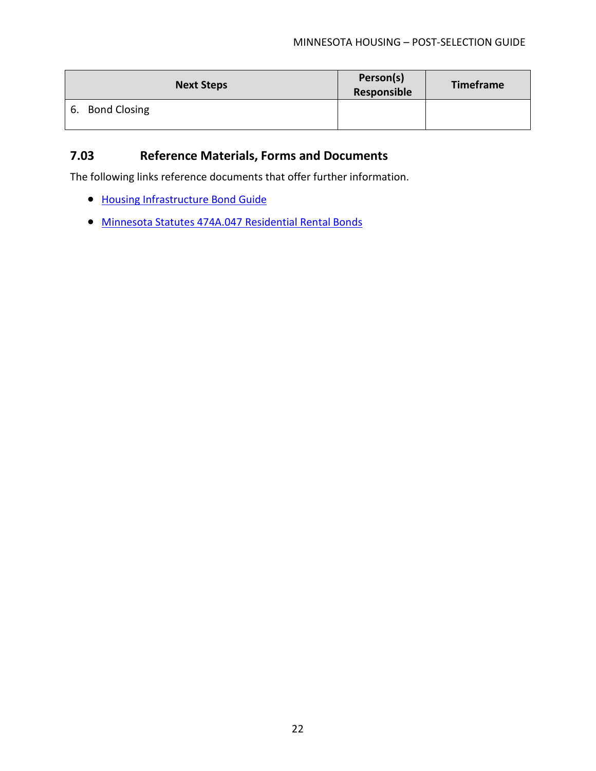| Next Steps | Person(s) Responsible | Timeframe |
|---|---|---|
| 6. Bond Closing | | |

### 7.03 Reference Materials, Forms and Documents

The following links reference documents that offer further information.

- Housing Infrastructure Bond Guide
- Minnesota Statutes 474A.047 Residential Rental Bonds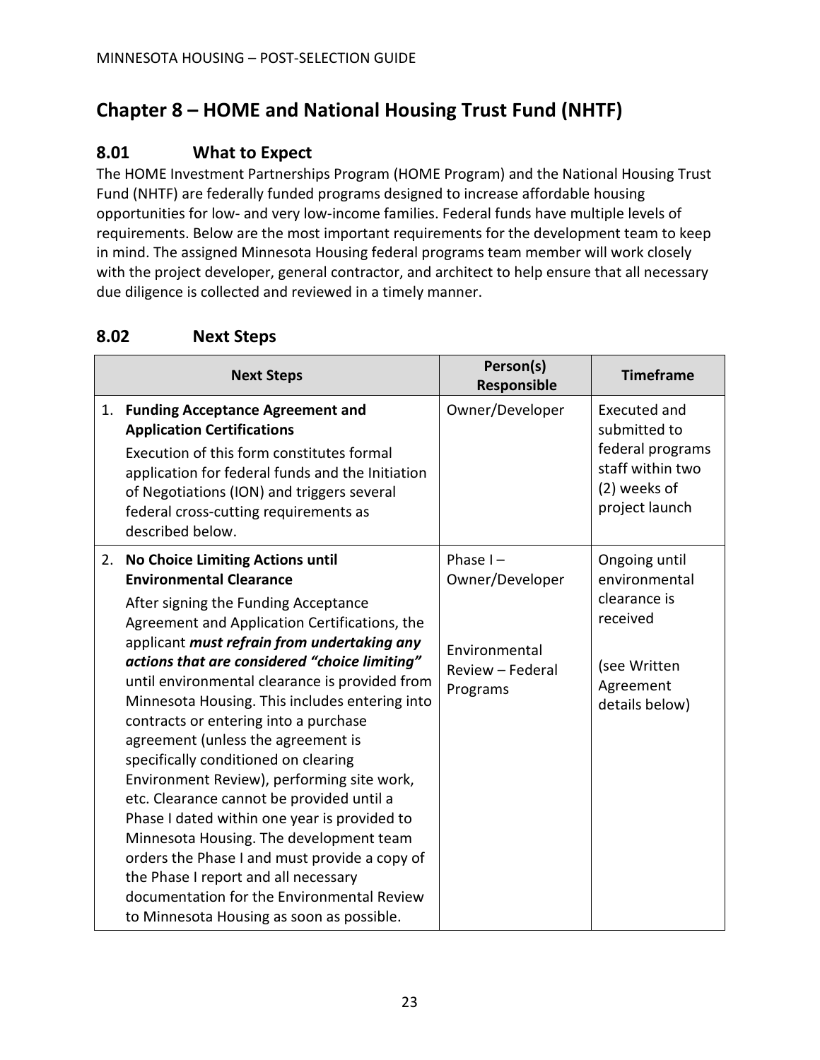# Chapter 8 – HOME and National Housing Trust Fund (NHTF)

## 8.01 What to Expect

The HOME Investment Partnerships Program (HOME Program) and the National Housing Trust Fund (NHTF) are federally funded programs designed to increase affordable housing opportunities for low- and very low-income families. Federal funds have multiple levels of requirements. Below are the most important requirements for the development team to keep in mind. The assigned Minnesota Housing federal programs team member will work closely with the project developer, general contractor, and architect to help ensure that all necessary due diligence is collected and reviewed in a timely manner.

## 8.02 Next Steps

| Next Steps | Person(s) Responsible | Timeframe |
|---|---|---|
| 1. **Funding Acceptance Agreement and Application Certifications**<br>Execution of this form constitutes formal application for federal funds and the Initiation of Negotiations (ION) and triggers several federal cross-cutting requirements as described below. | Owner/Developer | Executed and submitted to federal programs staff within two (2) weeks of project launch |
| 2. **No Choice Limiting Actions until Environmental Clearance**<br>After signing the Funding Acceptance Agreement and Application Certifications, the applicant ***must refrain from undertaking any actions that are considered "choice limiting"*** until environmental clearance is provided from Minnesota Housing. This includes entering into contracts or entering into a purchase agreement (unless the agreement is specifically conditioned on clearing Environment Review), performing site work, etc. Clearance cannot be provided until a Phase I dated within one year is provided to Minnesota Housing. The development team orders the Phase I and must provide a copy of the Phase I report and all necessary documentation for the Environmental Review to Minnesota Housing as soon as possible. | Phase I – Owner/Developer<br><br>Environmental Review – Federal Programs | Ongoing until environmental clearance is received<br><br>(see Written Agreement details below) |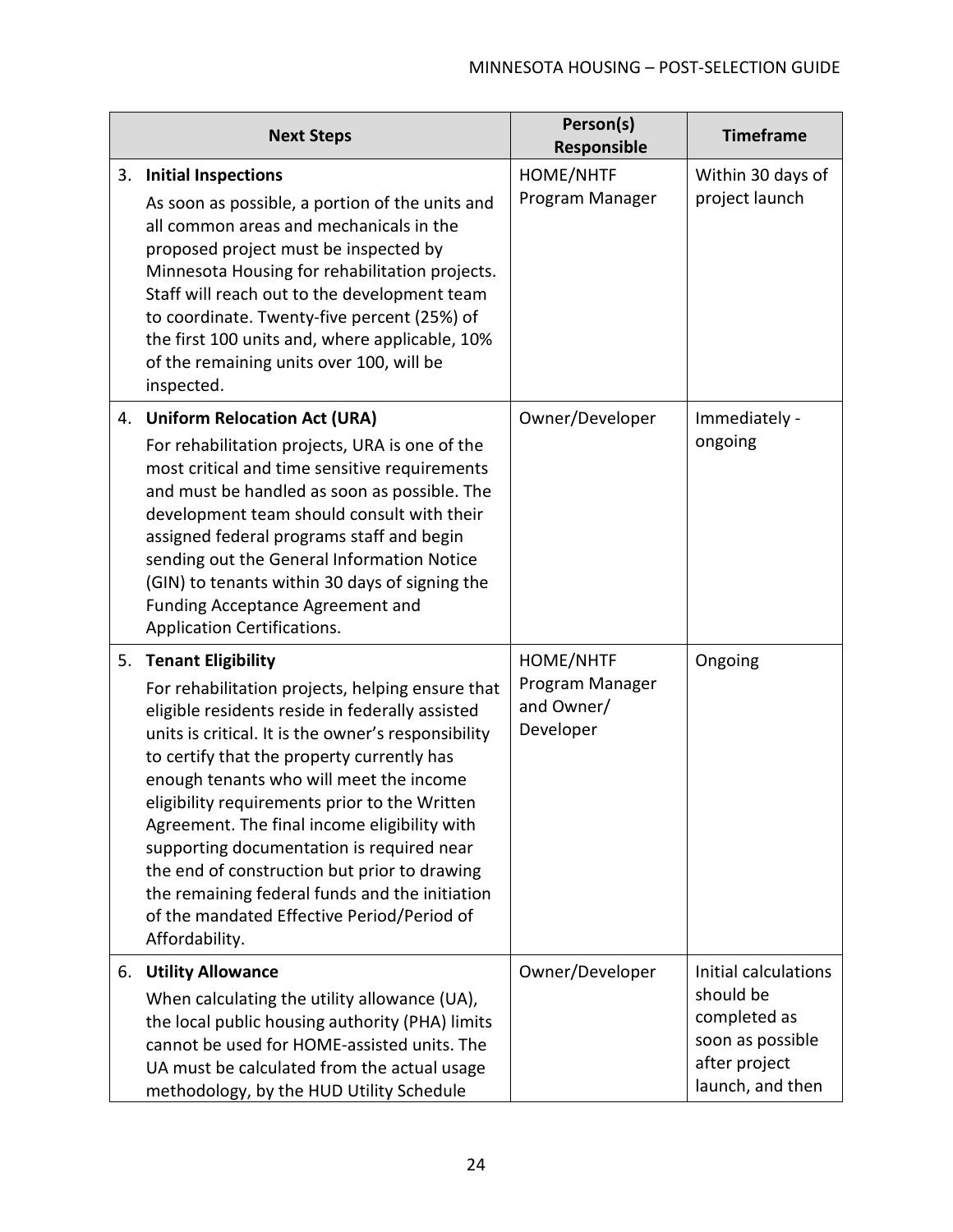| Next Steps | Person(s) Responsible | Timeframe |
|---|---|---|
| 3. **Initial Inspections**<br>As soon as possible, a portion of the units and all common areas and mechanicals in the proposed project must be inspected by Minnesota Housing for rehabilitation projects. Staff will reach out to the development team to coordinate. Twenty-five percent (25%) of the first 100 units and, where applicable, 10% of the remaining units over 100, will be inspected. | HOME/NHTF Program Manager | Within 30 days of project launch |
| 4. **Uniform Relocation Act (URA)**<br>For rehabilitation projects, URA is one of the most critical and time sensitive requirements and must be handled as soon as possible. The development team should consult with their assigned federal programs staff and begin sending out the General Information Notice (GIN) to tenants within 30 days of signing the Funding Acceptance Agreement and Application Certifications. | Owner/Developer | Immediately - ongoing |
| 5. **Tenant Eligibility**<br>For rehabilitation projects, helping ensure that eligible residents reside in federally assisted units is critical. It is the owner's responsibility to certify that the property currently has enough tenants who will meet the income eligibility requirements prior to the Written Agreement. The final income eligibility with supporting documentation is required near the end of construction but prior to drawing the remaining federal funds and the initiation of the mandated Effective Period/Period of Affordability. | HOME/NHTF Program Manager and Owner/ Developer | Ongoing |
| 6. **Utility Allowance**<br>When calculating the utility allowance (UA), the local public housing authority (PHA) limits cannot be used for HOME-assisted units. The UA must be calculated from the actual usage methodology, by the HUD Utility Schedule | Owner/Developer | Initial calculations should be completed as soon as possible after project launch, and then |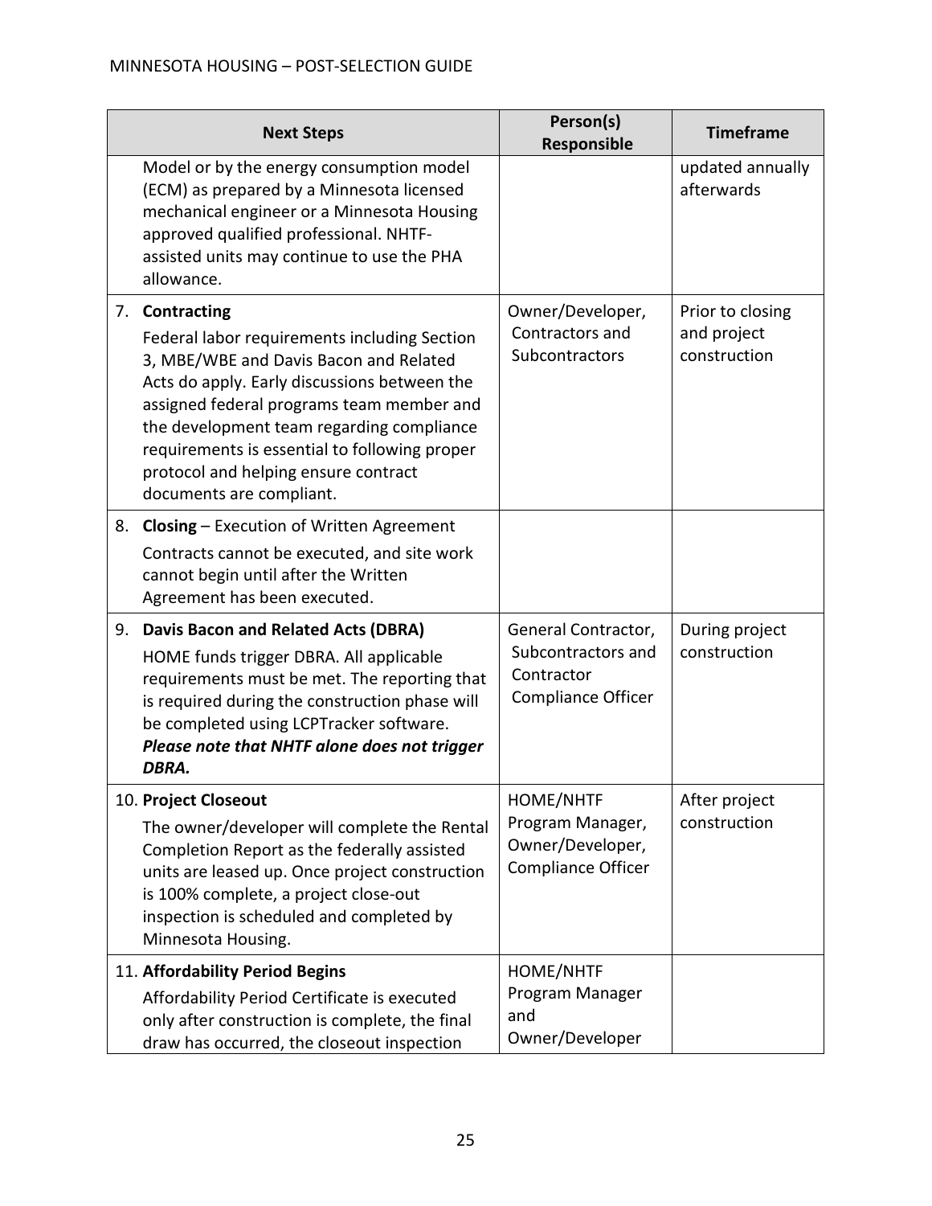| Next Steps | Person(s) Responsible | Timeframe |
|---|---|---|
| Model or by the energy consumption model (ECM) as prepared by a Minnesota licensed mechanical engineer or a Minnesota Housing approved qualified professional. NHTF-assisted units may continue to use the PHA allowance. | | updated annually afterwards |
| 7. **Contracting**<br>Federal labor requirements including Section 3, MBE/WBE and Davis Bacon and Related Acts do apply. Early discussions between the assigned federal programs team member and the development team regarding compliance requirements is essential to following proper protocol and helping ensure contract documents are compliant. | Owner/Developer, Contractors and Subcontractors | Prior to closing and project construction |
| 8. **Closing** – Execution of Written Agreement<br>Contracts cannot be executed, and site work cannot begin until after the Written Agreement has been executed. | | |
| 9. **Davis Bacon and Related Acts (DBRA)**<br>HOME funds trigger DBRA. All applicable requirements must be met. The reporting that is required during the construction phase will be completed using LCPTracker software. ***Please note that NHTF alone does not trigger DBRA.*** | General Contractor, Subcontractors and Contractor Compliance Officer | During project construction |
| 10. **Project Closeout**<br>The owner/developer will complete the Rental Completion Report as the federally assisted units are leased up. Once project construction is 100% complete, a project close-out inspection is scheduled and completed by Minnesota Housing. | HOME/NHTF Program Manager, Owner/Developer, Compliance Officer | After project construction |
| 11. **Affordability Period Begins**<br>Affordability Period Certificate is executed only after construction is complete, the final draw has occurred, the closeout inspection | HOME/NHTF Program Manager and Owner/Developer | |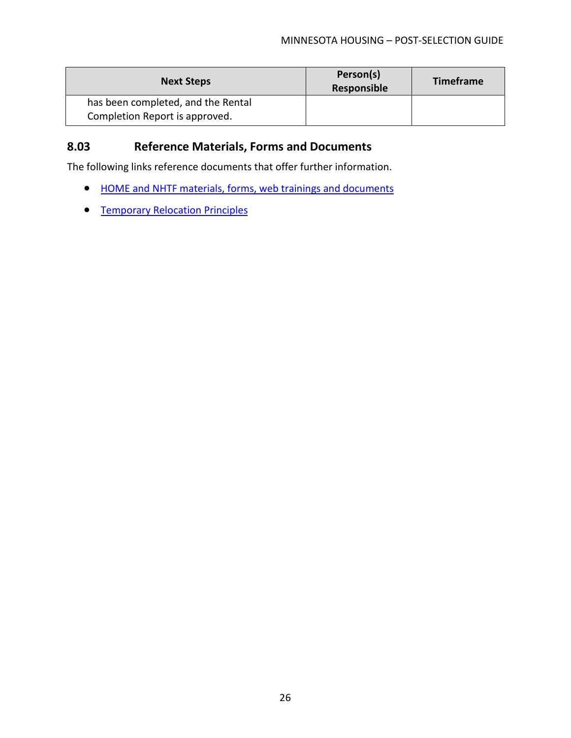| Next Steps | Person(s) Responsible | Timeframe |
|---|---|---|
| has been completed, and the Rental Completion Report is approved. | | |

## 8.03 Reference Materials, Forms and Documents

The following links reference documents that offer further information.

- HOME and NHTF materials, forms, web trainings and documents
- Temporary Relocation Principles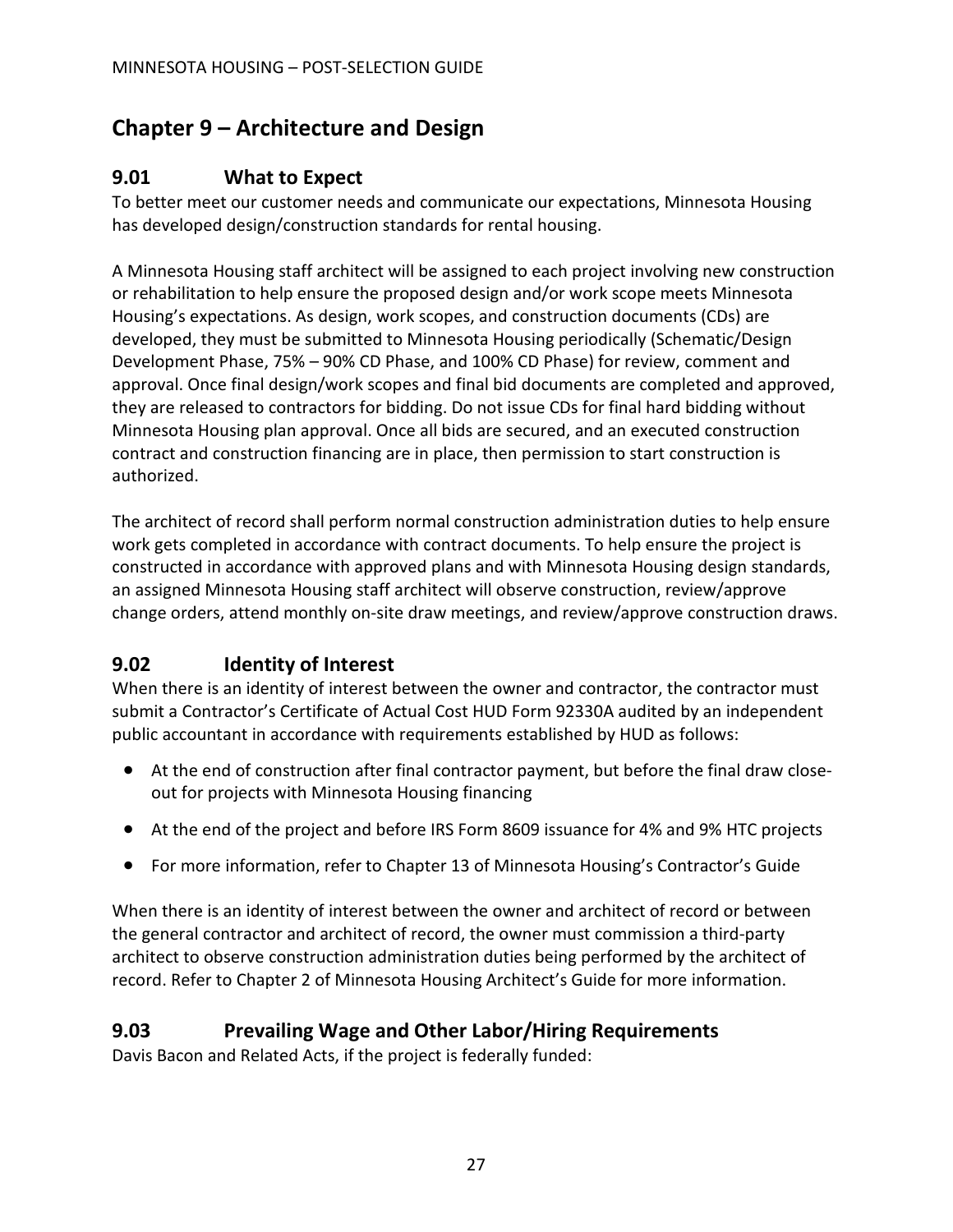# Chapter 9 – Architecture and Design

## 9.01 What to Expect

To better meet our customer needs and communicate our expectations, Minnesota Housing has developed design/construction standards for rental housing.

A Minnesota Housing staff architect will be assigned to each project involving new construction or rehabilitation to help ensure the proposed design and/or work scope meets Minnesota Housing's expectations. As design, work scopes, and construction documents (CDs) are developed, they must be submitted to Minnesota Housing periodically (Schematic/Design Development Phase, 75% – 90% CD Phase, and 100% CD Phase) for review, comment and approval. Once final design/work scopes and final bid documents are completed and approved, they are released to contractors for bidding. Do not issue CDs for final hard bidding without Minnesota Housing plan approval. Once all bids are secured, and an executed construction contract and construction financing are in place, then permission to start construction is authorized.

The architect of record shall perform normal construction administration duties to help ensure work gets completed in accordance with contract documents. To help ensure the project is constructed in accordance with approved plans and with Minnesota Housing design standards, an assigned Minnesota Housing staff architect will observe construction, review/approve change orders, attend monthly on-site draw meetings, and review/approve construction draws.

## 9.02 Identity of Interest

When there is an identity of interest between the owner and contractor, the contractor must submit a Contractor's Certificate of Actual Cost HUD Form 92330A audited by an independent public accountant in accordance with requirements established by HUD as follows:

- At the end of construction after final contractor payment, but before the final draw close-out for projects with Minnesota Housing financing
- At the end of the project and before IRS Form 8609 issuance for 4% and 9% HTC projects
- For more information, refer to Chapter 13 of Minnesota Housing's Contractor's Guide

When there is an identity of interest between the owner and architect of record or between the general contractor and architect of record, the owner must commission a third-party architect to observe construction administration duties being performed by the architect of record. Refer to Chapter 2 of Minnesota Housing Architect's Guide for more information.

## 9.03 Prevailing Wage and Other Labor/Hiring Requirements

Davis Bacon and Related Acts, if the project is federally funded: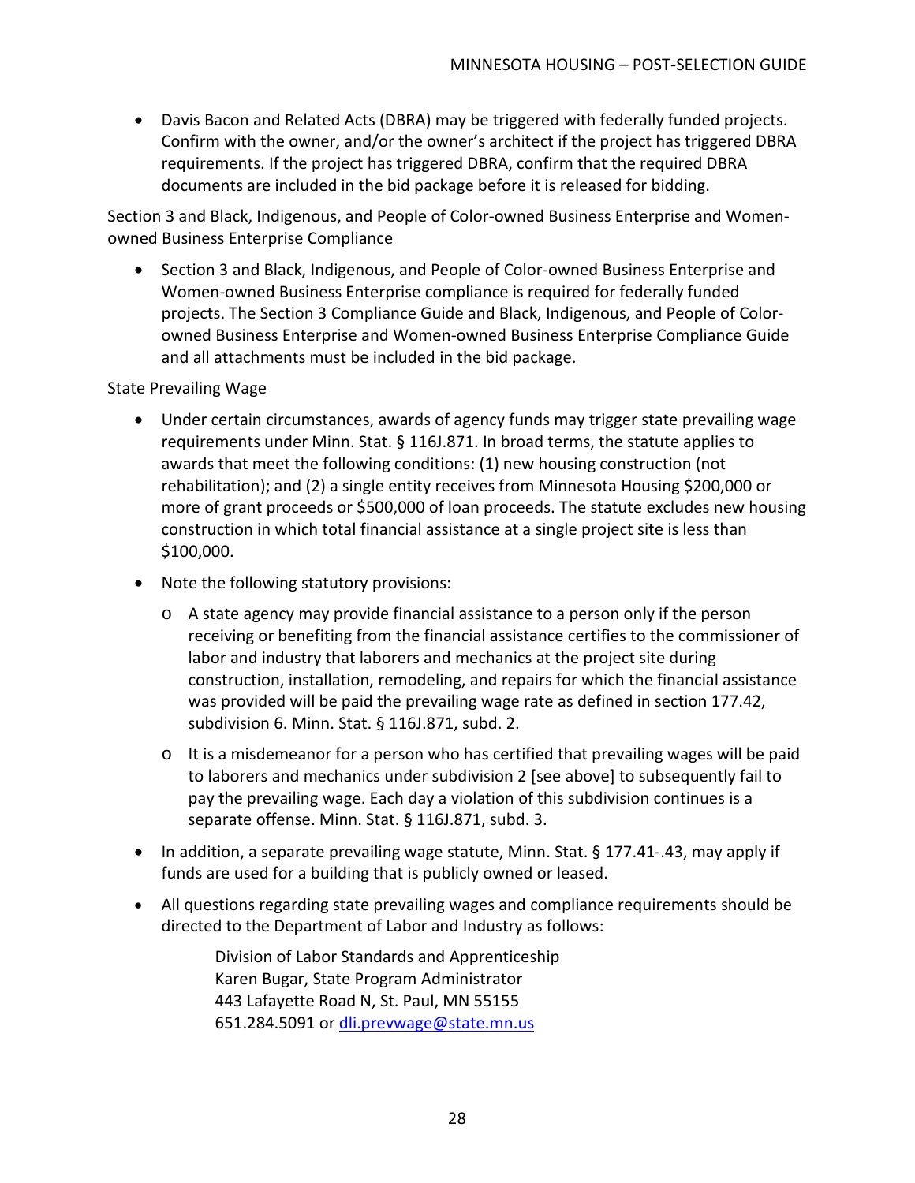- Davis Bacon and Related Acts (DBRA) may be triggered with federally funded projects. Confirm with the owner, and/or the owner's architect if the project has triggered DBRA requirements. If the project has triggered DBRA, confirm that the required DBRA documents are included in the bid package before it is released for bidding.

Section 3 and Black, Indigenous, and People of Color-owned Business Enterprise and Women-owned Business Enterprise Compliance

- Section 3 and Black, Indigenous, and People of Color-owned Business Enterprise and Women-owned Business Enterprise compliance is required for federally funded projects. The Section 3 Compliance Guide and Black, Indigenous, and People of Color-owned Business Enterprise and Women-owned Business Enterprise Compliance Guide and all attachments must be included in the bid package.

State Prevailing Wage

- Under certain circumstances, awards of agency funds may trigger state prevailing wage requirements under Minn. Stat. § 116J.871. In broad terms, the statute applies to awards that meet the following conditions: (1) new housing construction (not rehabilitation); and (2) a single entity receives from Minnesota Housing $200,000 or more of grant proceeds or $500,000 of loan proceeds. The statute excludes new housing construction in which total financial assistance at a single project site is less than $100,000.
- Note the following statutory provisions:
  - A state agency may provide financial assistance to a person only if the person receiving or benefiting from the financial assistance certifies to the commissioner of labor and industry that laborers and mechanics at the project site during construction, installation, remodeling, and repairs for which the financial assistance was provided will be paid the prevailing wage rate as defined in section 177.42, subdivision 6. Minn. Stat. § 116J.871, subd. 2.
  - It is a misdemeanor for a person who has certified that prevailing wages will be paid to laborers and mechanics under subdivision 2 [see above] to subsequently fail to pay the prevailing wage. Each day a violation of this subdivision continues is a separate offense. Minn. Stat. § 116J.871, subd. 3.
- In addition, a separate prevailing wage statute, Minn. Stat. § 177.41-.43, may apply if funds are used for a building that is publicly owned or leased.
- All questions regarding state prevailing wages and compliance requirements should be directed to the Department of Labor and Industry as follows:

  Division of Labor Standards and Apprenticeship
  Karen Bugar, State Program Administrator
  443 Lafayette Road N, St. Paul, MN 55155
  651.284.5091 or dli.prevwage@state.mn.us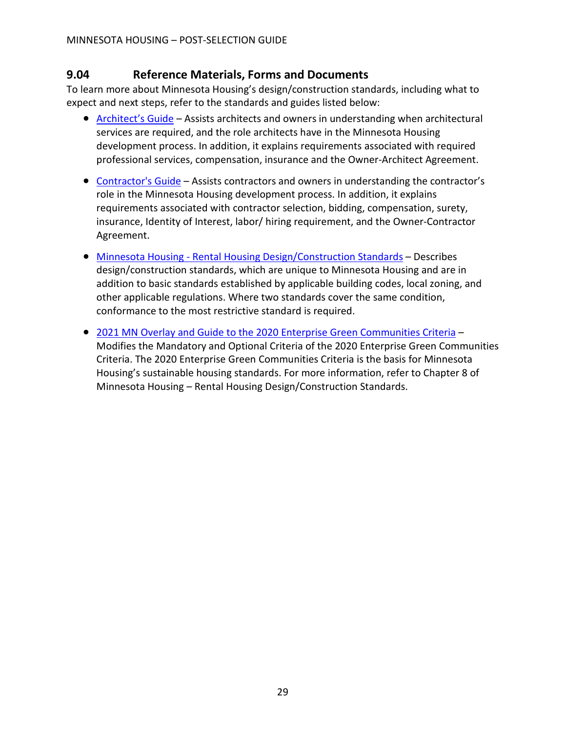## 9.04 Reference Materials, Forms and Documents

To learn more about Minnesota Housing's design/construction standards, including what to expect and next steps, refer to the standards and guides listed below:

- Architect's Guide – Assists architects and owners in understanding when architectural services are required, and the role architects have in the Minnesota Housing development process. In addition, it explains requirements associated with required professional services, compensation, insurance and the Owner-Architect Agreement.
- Contractor's Guide – Assists contractors and owners in understanding the contractor's role in the Minnesota Housing development process. In addition, it explains requirements associated with contractor selection, bidding, compensation, surety, insurance, Identity of Interest, labor/ hiring requirement, and the Owner-Contractor Agreement.
- Minnesota Housing - Rental Housing Design/Construction Standards – Describes design/construction standards, which are unique to Minnesota Housing and are in addition to basic standards established by applicable building codes, local zoning, and other applicable regulations. Where two standards cover the same condition, conformance to the most restrictive standard is required.
- 2021 MN Overlay and Guide to the 2020 Enterprise Green Communities Criteria – Modifies the Mandatory and Optional Criteria of the 2020 Enterprise Green Communities Criteria. The 2020 Enterprise Green Communities Criteria is the basis for Minnesota Housing's sustainable housing standards. For more information, refer to Chapter 8 of Minnesota Housing – Rental Housing Design/Construction Standards.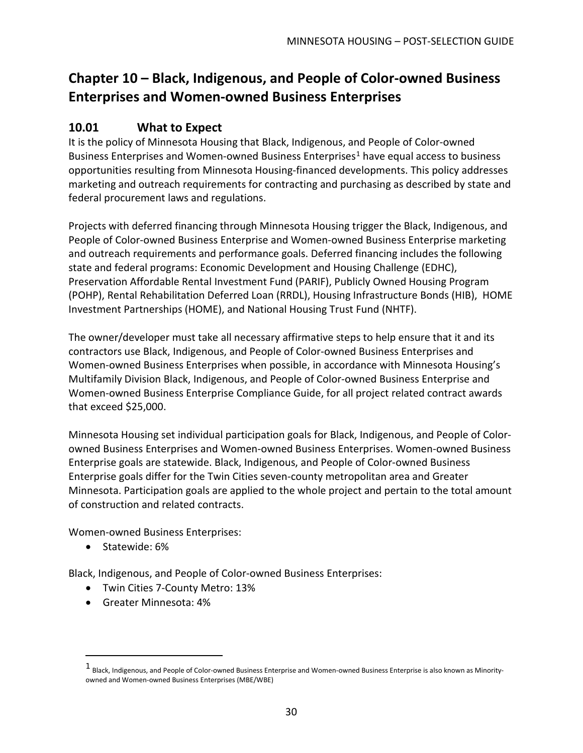# Chapter 10 – Black, Indigenous, and People of Color-owned Business Enterprises and Women-owned Business Enterprises

## 10.01 What to Expect

It is the policy of Minnesota Housing that Black, Indigenous, and People of Color-owned Business Enterprises and Women-owned Business Enterprises[1] have equal access to business opportunities resulting from Minnesota Housing-financed developments. This policy addresses marketing and outreach requirements for contracting and purchasing as described by state and federal procurement laws and regulations.

Projects with deferred financing through Minnesota Housing trigger the Black, Indigenous, and People of Color-owned Business Enterprise and Women-owned Business Enterprise marketing and outreach requirements and performance goals. Deferred financing includes the following state and federal programs: Economic Development and Housing Challenge (EDHC), Preservation Affordable Rental Investment Fund (PARIF), Publicly Owned Housing Program (POHP), Rental Rehabilitation Deferred Loan (RRDL), Housing Infrastructure Bonds (HIB), HOME Investment Partnerships (HOME), and National Housing Trust Fund (NHTF).

The owner/developer must take all necessary affirmative steps to help ensure that it and its contractors use Black, Indigenous, and People of Color-owned Business Enterprises and Women-owned Business Enterprises when possible, in accordance with Minnesota Housing's Multifamily Division Black, Indigenous, and People of Color-owned Business Enterprise and Women-owned Business Enterprise Compliance Guide, for all project related contract awards that exceed $25,000.

Minnesota Housing set individual participation goals for Black, Indigenous, and People of Color-owned Business Enterprises and Women-owned Business Enterprises. Women-owned Business Enterprise goals are statewide. Black, Indigenous, and People of Color-owned Business Enterprise goals differ for the Twin Cities seven-county metropolitan area and Greater Minnesota. Participation goals are applied to the whole project and pertain to the total amount of construction and related contracts.

Women-owned Business Enterprises:

- Statewide: 6%

Black, Indigenous, and People of Color-owned Business Enterprises:

- Twin Cities 7-County Metro: 13%
- Greater Minnesota: 4%

[1] Black, Indigenous, and People of Color-owned Business Enterprise and Women-owned Business Enterprise is also known as Minority-owned and Women-owned Business Enterprises (MBE/WBE)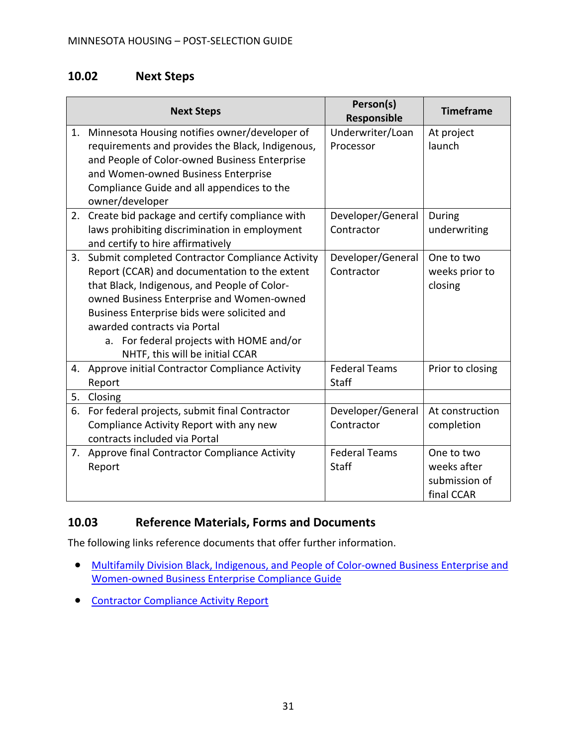## 10.02 Next Steps

| Next Steps | Person(s) Responsible | Timeframe |
|---|---|---|
| 1. Minnesota Housing notifies owner/developer of requirements and provides the Black, Indigenous, and People of Color-owned Business Enterprise and Women-owned Business Enterprise Compliance Guide and all appendices to the owner/developer | Underwriter/Loan Processor | At project launch |
| 2. Create bid package and certify compliance with laws prohibiting discrimination in employment and certify to hire affirmatively | Developer/General Contractor | During underwriting |
| 3. Submit completed Contractor Compliance Activity Report (CCAR) and documentation to the extent that Black, Indigenous, and People of Color-owned Business Enterprise and Women-owned Business Enterprise bids were solicited and awarded contracts via Portal<br>a. For federal projects with HOME and/or NHTF, this will be initial CCAR | Developer/General Contractor | One to two weeks prior to closing |
| 4. Approve initial Contractor Compliance Activity Report | Federal Teams Staff | Prior to closing |
| 5. Closing | | |
| 6. For federal projects, submit final Contractor Compliance Activity Report with any new contracts included via Portal | Developer/General Contractor | At construction completion |
| 7. Approve final Contractor Compliance Activity Report | Federal Teams Staff | One to two weeks after submission of final CCAR |

## 10.03 Reference Materials, Forms and Documents

The following links reference documents that offer further information.

- Multifamily Division Black, Indigenous, and People of Color-owned Business Enterprise and Women-owned Business Enterprise Compliance Guide
- Contractor Compliance Activity Report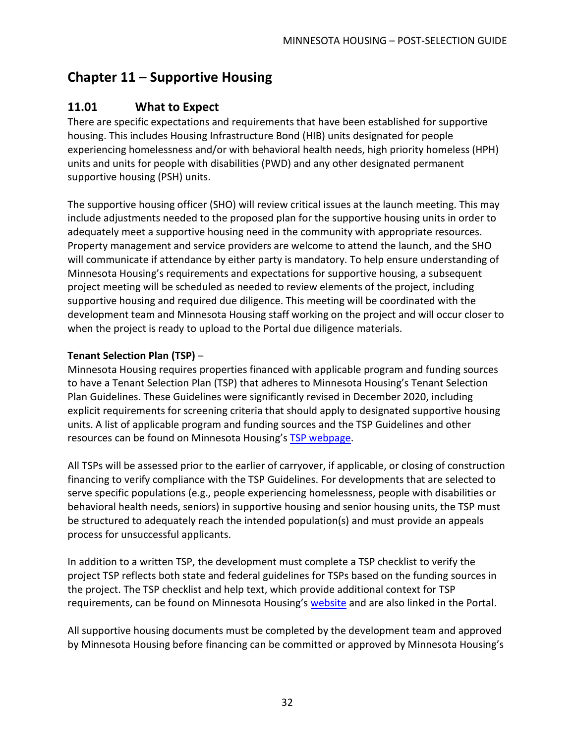# Chapter 11 – Supportive Housing

## 11.01 What to Expect

There are specific expectations and requirements that have been established for supportive housing. This includes Housing Infrastructure Bond (HIB) units designated for people experiencing homelessness and/or with behavioral health needs, high priority homeless (HPH) units and units for people with disabilities (PWD) and any other designated permanent supportive housing (PSH) units.

The supportive housing officer (SHO) will review critical issues at the launch meeting. This may include adjustments needed to the proposed plan for the supportive housing units in order to adequately meet a supportive housing need in the community with appropriate resources. Property management and service providers are welcome to attend the launch, and the SHO will communicate if attendance by either party is mandatory. To help ensure understanding of Minnesota Housing's requirements and expectations for supportive housing, a subsequent project meeting will be scheduled as needed to review elements of the project, including supportive housing and required due diligence. This meeting will be coordinated with the development team and Minnesota Housing staff working on the project and will occur closer to when the project is ready to upload to the Portal due diligence materials.

**Tenant Selection Plan (TSP)** –

Minnesota Housing requires properties financed with applicable program and funding sources to have a Tenant Selection Plan (TSP) that adheres to Minnesota Housing's Tenant Selection Plan Guidelines. These Guidelines were significantly revised in December 2020, including explicit requirements for screening criteria that should apply to designated supportive housing units. A list of applicable program and funding sources and the TSP Guidelines and other resources can be found on Minnesota Housing's TSP webpage.

All TSPs will be assessed prior to the earlier of carryover, if applicable, or closing of construction financing to verify compliance with the TSP Guidelines. For developments that are selected to serve specific populations (e.g., people experiencing homelessness, people with disabilities or behavioral health needs, seniors) in supportive housing and senior housing units, the TSP must be structured to adequately reach the intended population(s) and must provide an appeals process for unsuccessful applicants.

In addition to a written TSP, the development must complete a TSP checklist to verify the project TSP reflects both state and federal guidelines for TSPs based on the funding sources in the project. The TSP checklist and help text, which provide additional context for TSP requirements, can be found on Minnesota Housing's website and are also linked in the Portal.

All supportive housing documents must be completed by the development team and approved by Minnesota Housing before financing can be committed or approved by Minnesota Housing's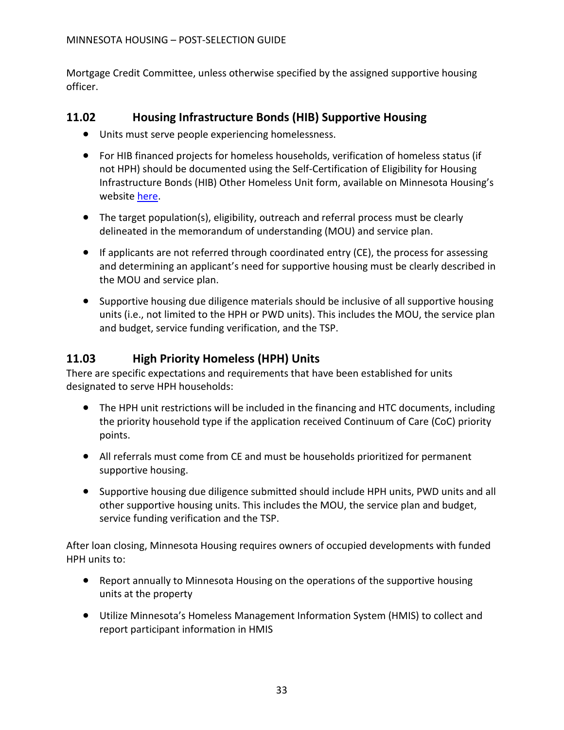Mortgage Credit Committee, unless otherwise specified by the assigned supportive housing officer.

## 11.02 Housing Infrastructure Bonds (HIB) Supportive Housing

- Units must serve people experiencing homelessness.
- For HIB financed projects for homeless households, verification of homeless status (if not HPH) should be documented using the Self-Certification of Eligibility for Housing Infrastructure Bonds (HIB) Other Homeless Unit form, available on Minnesota Housing's website [here](#).
- The target population(s), eligibility, outreach and referral process must be clearly delineated in the memorandum of understanding (MOU) and service plan.
- If applicants are not referred through coordinated entry (CE), the process for assessing and determining an applicant's need for supportive housing must be clearly described in the MOU and service plan.
- Supportive housing due diligence materials should be inclusive of all supportive housing units (i.e., not limited to the HPH or PWD units). This includes the MOU, the service plan and budget, service funding verification, and the TSP.

## 11.03 High Priority Homeless (HPH) Units

There are specific expectations and requirements that have been established for units designated to serve HPH households:

- The HPH unit restrictions will be included in the financing and HTC documents, including the priority household type if the application received Continuum of Care (CoC) priority points.
- All referrals must come from CE and must be households prioritized for permanent supportive housing.
- Supportive housing due diligence submitted should include HPH units, PWD units and all other supportive housing units. This includes the MOU, the service plan and budget, service funding verification and the TSP.

After loan closing, Minnesota Housing requires owners of occupied developments with funded HPH units to:

- Report annually to Minnesota Housing on the operations of the supportive housing units at the property
- Utilize Minnesota's Homeless Management Information System (HMIS) to collect and report participant information in HMIS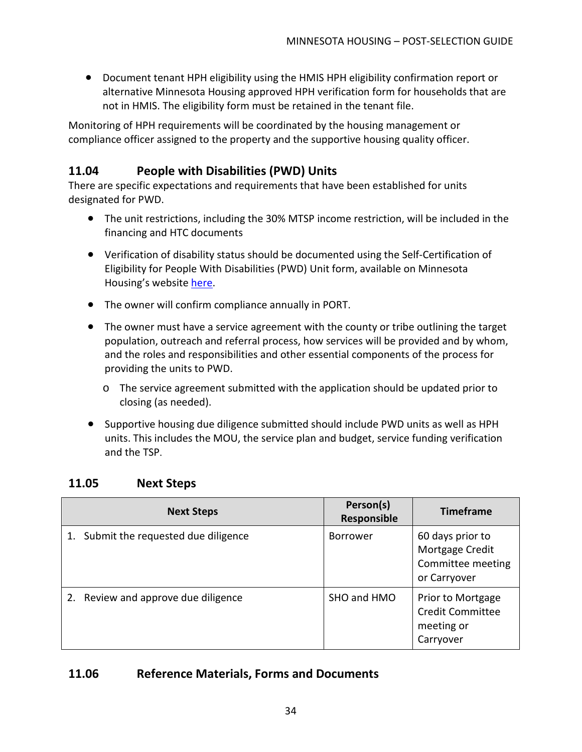- Document tenant HPH eligibility using the HMIS HPH eligibility confirmation report or alternative Minnesota Housing approved HPH verification form for households that are not in HMIS. The eligibility form must be retained in the tenant file.

Monitoring of HPH requirements will be coordinated by the housing management or compliance officer assigned to the property and the supportive housing quality officer.

## 11.04 People with Disabilities (PWD) Units

There are specific expectations and requirements that have been established for units designated for PWD.

- The unit restrictions, including the 30% MTSP income restriction, will be included in the financing and HTC documents
- Verification of disability status should be documented using the Self-Certification of Eligibility for People With Disabilities (PWD) Unit form, available on Minnesota Housing's website here.
- The owner will confirm compliance annually in PORT.
- The owner must have a service agreement with the county or tribe outlining the target population, outreach and referral process, how services will be provided and by whom, and the roles and responsibilities and other essential components of the process for providing the units to PWD.
  - The service agreement submitted with the application should be updated prior to closing (as needed).
- Supportive housing due diligence submitted should include PWD units as well as HPH units. This includes the MOU, the service plan and budget, service funding verification and the TSP.

## 11.05 Next Steps

| Next Steps | Person(s) Responsible | Timeframe |
|---|---|---|
| 1. Submit the requested due diligence | Borrower | 60 days prior to Mortgage Credit Committee meeting or Carryover |
| 2. Review and approve due diligence | SHO and HMO | Prior to Mortgage Credit Committee meeting or Carryover |

## 11.06 Reference Materials, Forms and Documents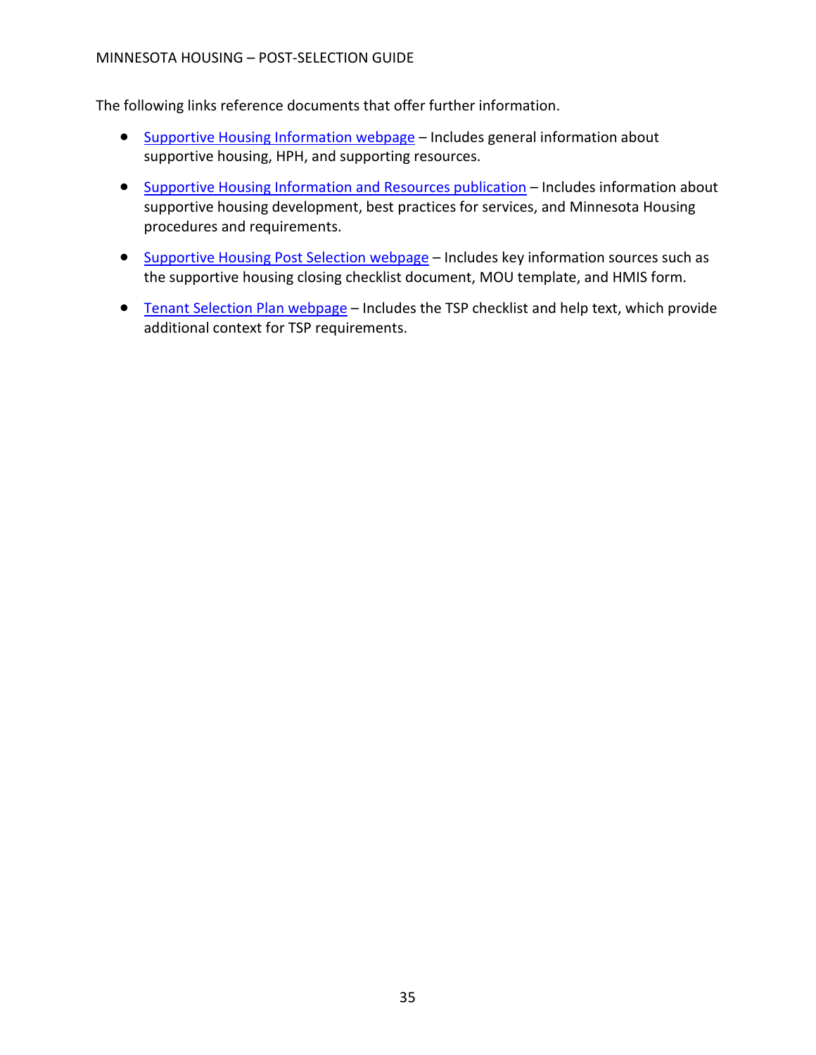The following links reference documents that offer further information.

- Supportive Housing Information webpage – Includes general information about supportive housing, HPH, and supporting resources.
- Supportive Housing Information and Resources publication – Includes information about supportive housing development, best practices for services, and Minnesota Housing procedures and requirements.
- Supportive Housing Post Selection webpage – Includes key information sources such as the supportive housing closing checklist document, MOU template, and HMIS form.
- Tenant Selection Plan webpage – Includes the TSP checklist and help text, which provide additional context for TSP requirements.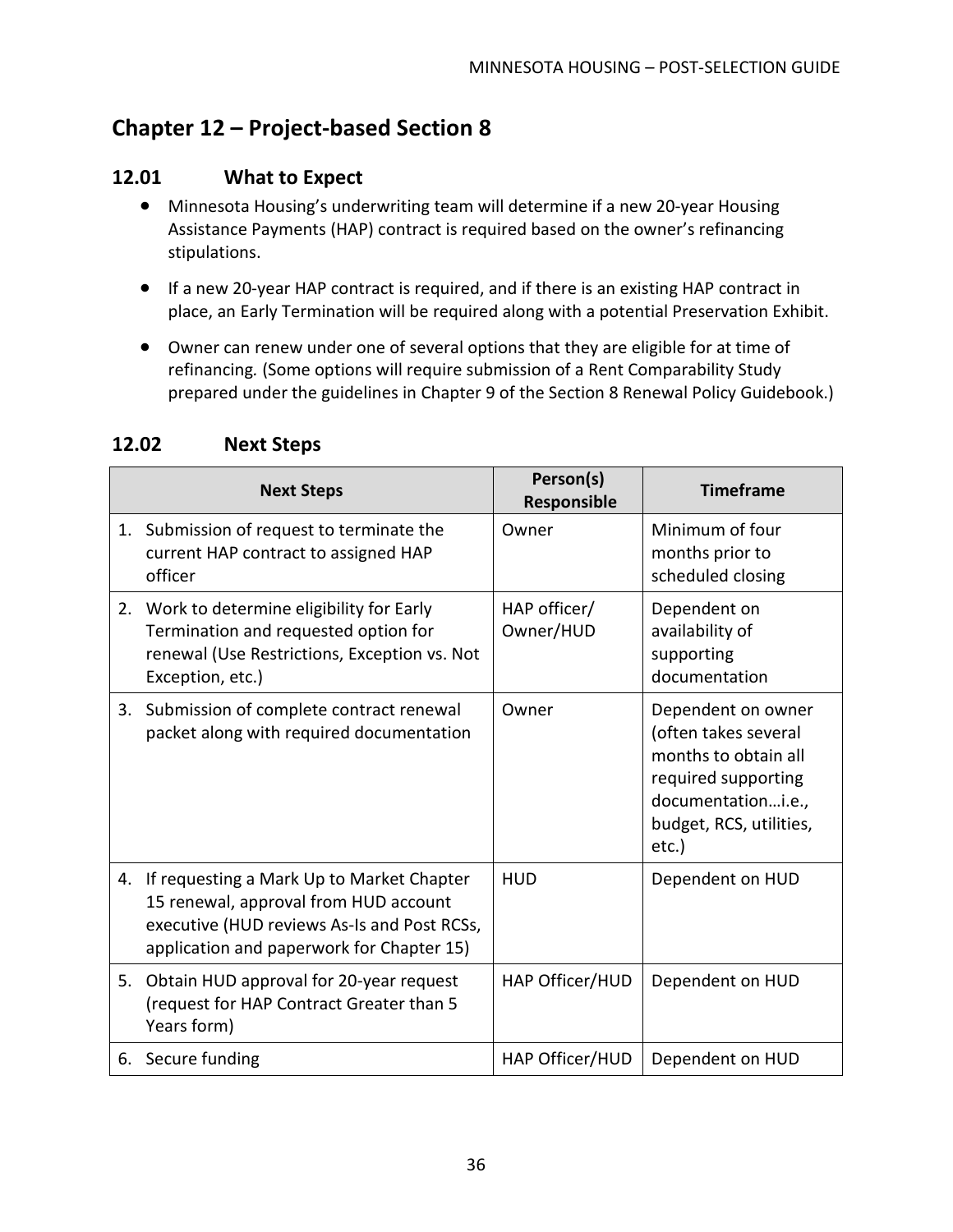# Chapter 12 – Project-based Section 8

## 12.01 What to Expect

- Minnesota Housing's underwriting team will determine if a new 20-year Housing Assistance Payments (HAP) contract is required based on the owner's refinancing stipulations.
- If a new 20-year HAP contract is required, and if there is an existing HAP contract in place, an Early Termination will be required along with a potential Preservation Exhibit.
- Owner can renew under one of several options that they are eligible for at time of refinancing. (Some options will require submission of a Rent Comparability Study prepared under the guidelines in Chapter 9 of the Section 8 Renewal Policy Guidebook.)

## 12.02 Next Steps

| Next Steps | Person(s) Responsible | Timeframe |
|---|---|---|
| 1. Submission of request to terminate the current HAP contract to assigned HAP officer | Owner | Minimum of four months prior to scheduled closing |
| 2. Work to determine eligibility for Early Termination and requested option for renewal (Use Restrictions, Exception vs. Not Exception, etc.) | HAP officer/ Owner/HUD | Dependent on availability of supporting documentation |
| 3. Submission of complete contract renewal packet along with required documentation | Owner | Dependent on owner (often takes several months to obtain all required supporting documentation…i.e., budget, RCS, utilities, etc.) |
| 4. If requesting a Mark Up to Market Chapter 15 renewal, approval from HUD account executive (HUD reviews As-Is and Post RCSs, application and paperwork for Chapter 15) | HUD | Dependent on HUD |
| 5. Obtain HUD approval for 20-year request (request for HAP Contract Greater than 5 Years form) | HAP Officer/HUD | Dependent on HUD |
| 6. Secure funding | HAP Officer/HUD | Dependent on HUD |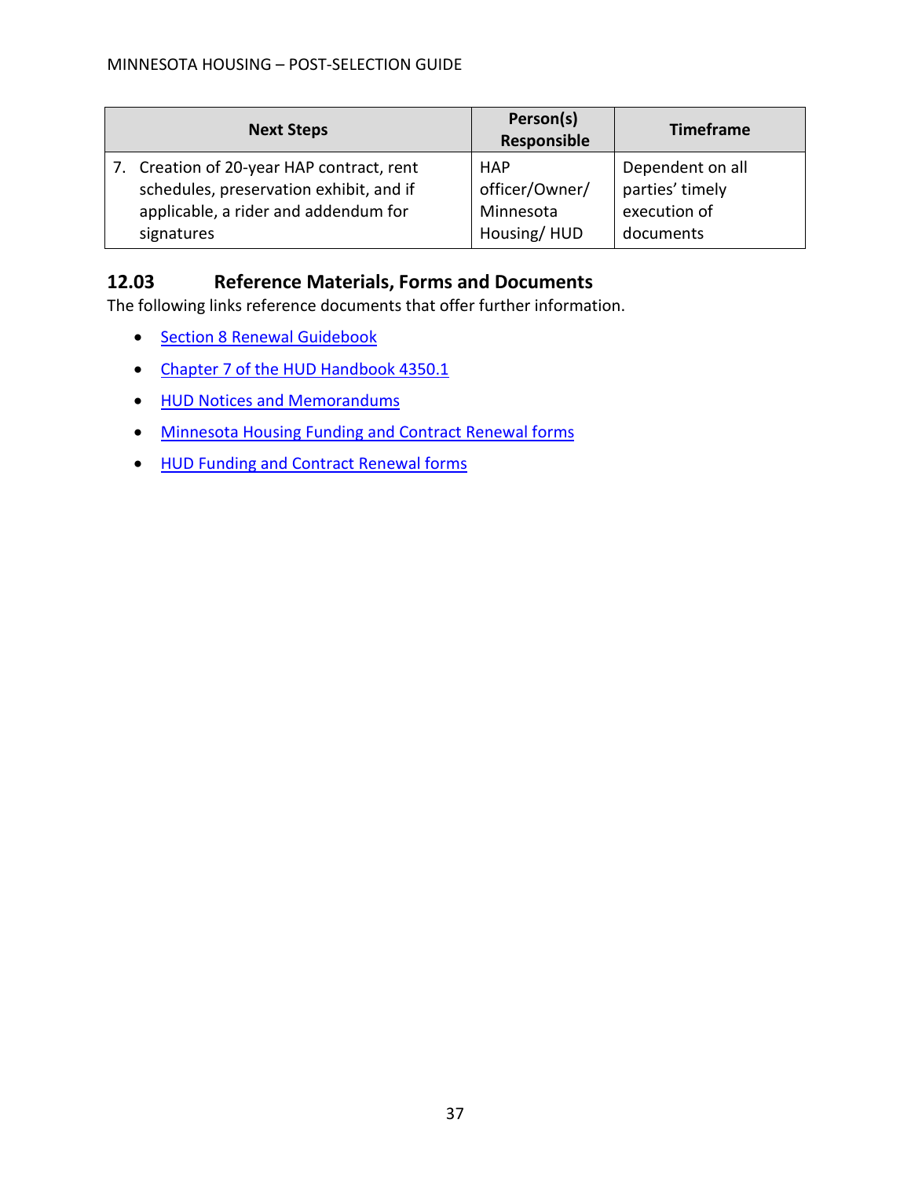| Next Steps | Person(s) Responsible | Timeframe |
|---|---|---|
| 7. Creation of 20-year HAP contract, rent schedules, preservation exhibit, and if applicable, a rider and addendum for signatures | HAP officer/Owner/ Minnesota Housing/ HUD | Dependent on all parties' timely execution of documents |

## 12.03 Reference Materials, Forms and Documents

The following links reference documents that offer further information.

- Section 8 Renewal Guidebook
- Chapter 7 of the HUD Handbook 4350.1
- HUD Notices and Memorandums
- Minnesota Housing Funding and Contract Renewal forms
- HUD Funding and Contract Renewal forms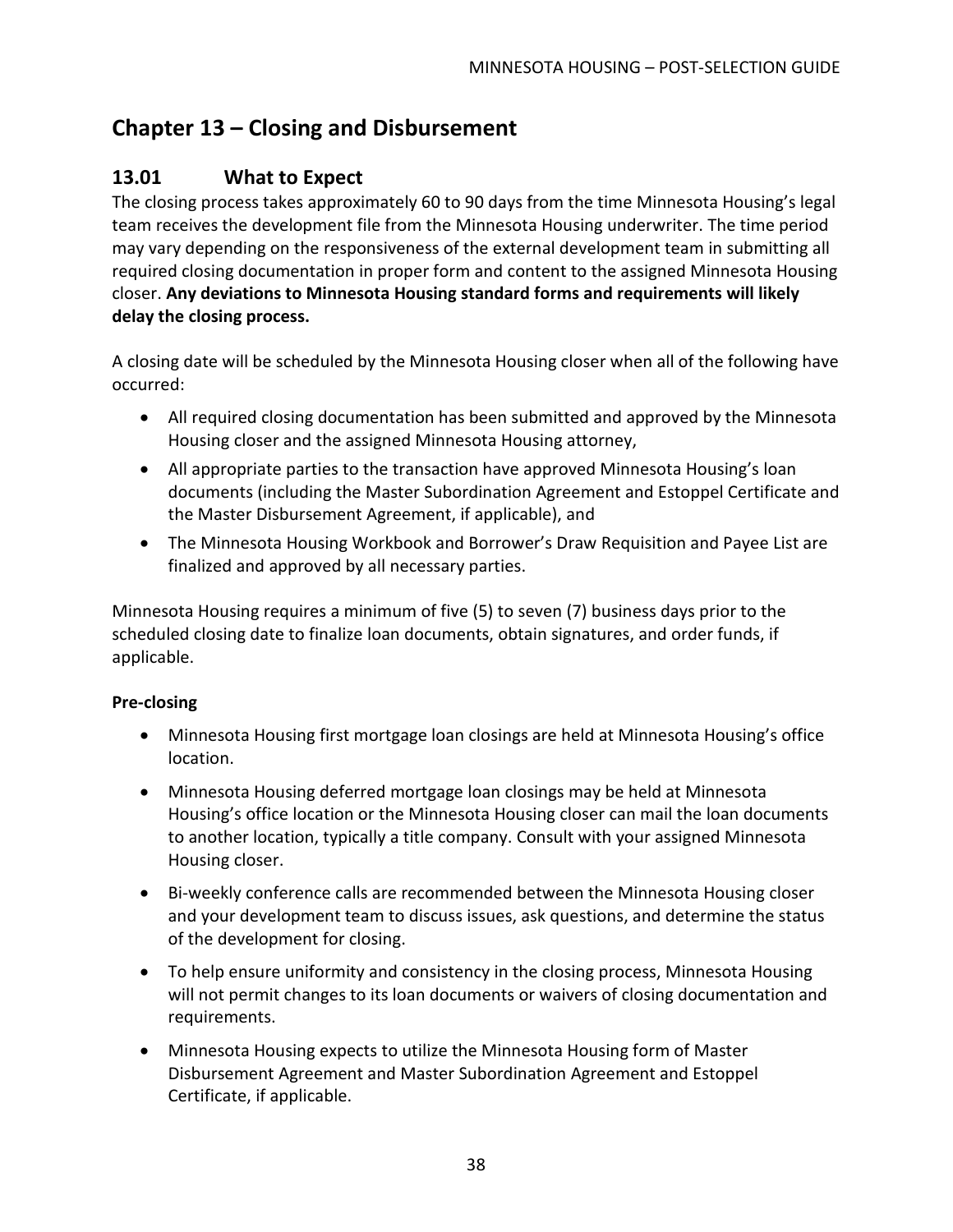# Chapter 13 – Closing and Disbursement

## 13.01 What to Expect

The closing process takes approximately 60 to 90 days from the time Minnesota Housing's legal team receives the development file from the Minnesota Housing underwriter. The time period may vary depending on the responsiveness of the external development team in submitting all required closing documentation in proper form and content to the assigned Minnesota Housing closer. **Any deviations to Minnesota Housing standard forms and requirements will likely delay the closing process.**

A closing date will be scheduled by the Minnesota Housing closer when all of the following have occurred:

- All required closing documentation has been submitted and approved by the Minnesota Housing closer and the assigned Minnesota Housing attorney,
- All appropriate parties to the transaction have approved Minnesota Housing's loan documents (including the Master Subordination Agreement and Estoppel Certificate and the Master Disbursement Agreement, if applicable), and
- The Minnesota Housing Workbook and Borrower's Draw Requisition and Payee List are finalized and approved by all necessary parties.

Minnesota Housing requires a minimum of five (5) to seven (7) business days prior to the scheduled closing date to finalize loan documents, obtain signatures, and order funds, if applicable.

**Pre-closing**

- Minnesota Housing first mortgage loan closings are held at Minnesota Housing's office location.
- Minnesota Housing deferred mortgage loan closings may be held at Minnesota Housing's office location or the Minnesota Housing closer can mail the loan documents to another location, typically a title company. Consult with your assigned Minnesota Housing closer.
- Bi-weekly conference calls are recommended between the Minnesota Housing closer and your development team to discuss issues, ask questions, and determine the status of the development for closing.
- To help ensure uniformity and consistency in the closing process, Minnesota Housing will not permit changes to its loan documents or waivers of closing documentation and requirements.
- Minnesota Housing expects to utilize the Minnesota Housing form of Master Disbursement Agreement and Master Subordination Agreement and Estoppel Certificate, if applicable.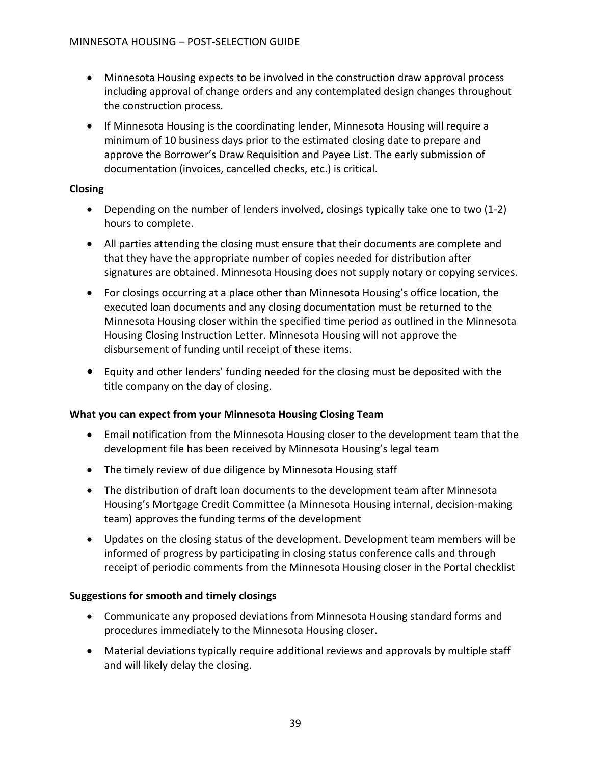- Minnesota Housing expects to be involved in the construction draw approval process including approval of change orders and any contemplated design changes throughout the construction process.
- If Minnesota Housing is the coordinating lender, Minnesota Housing will require a minimum of 10 business days prior to the estimated closing date to prepare and approve the Borrower's Draw Requisition and Payee List. The early submission of documentation (invoices, cancelled checks, etc.) is critical.

**Closing**

- Depending on the number of lenders involved, closings typically take one to two (1-2) hours to complete.
- All parties attending the closing must ensure that their documents are complete and that they have the appropriate number of copies needed for distribution after signatures are obtained. Minnesota Housing does not supply notary or copying services.
- For closings occurring at a place other than Minnesota Housing's office location, the executed loan documents and any closing documentation must be returned to the Minnesota Housing closer within the specified time period as outlined in the Minnesota Housing Closing Instruction Letter. Minnesota Housing will not approve the disbursement of funding until receipt of these items.
- Equity and other lenders' funding needed for the closing must be deposited with the title company on the day of closing.

**What you can expect from your Minnesota Housing Closing Team**

- Email notification from the Minnesota Housing closer to the development team that the development file has been received by Minnesota Housing's legal team
- The timely review of due diligence by Minnesota Housing staff
- The distribution of draft loan documents to the development team after Minnesota Housing's Mortgage Credit Committee (a Minnesota Housing internal, decision-making team) approves the funding terms of the development
- Updates on the closing status of the development. Development team members will be informed of progress by participating in closing status conference calls and through receipt of periodic comments from the Minnesota Housing closer in the Portal checklist

**Suggestions for smooth and timely closings**

- Communicate any proposed deviations from Minnesota Housing standard forms and procedures immediately to the Minnesota Housing closer.
- Material deviations typically require additional reviews and approvals by multiple staff and will likely delay the closing.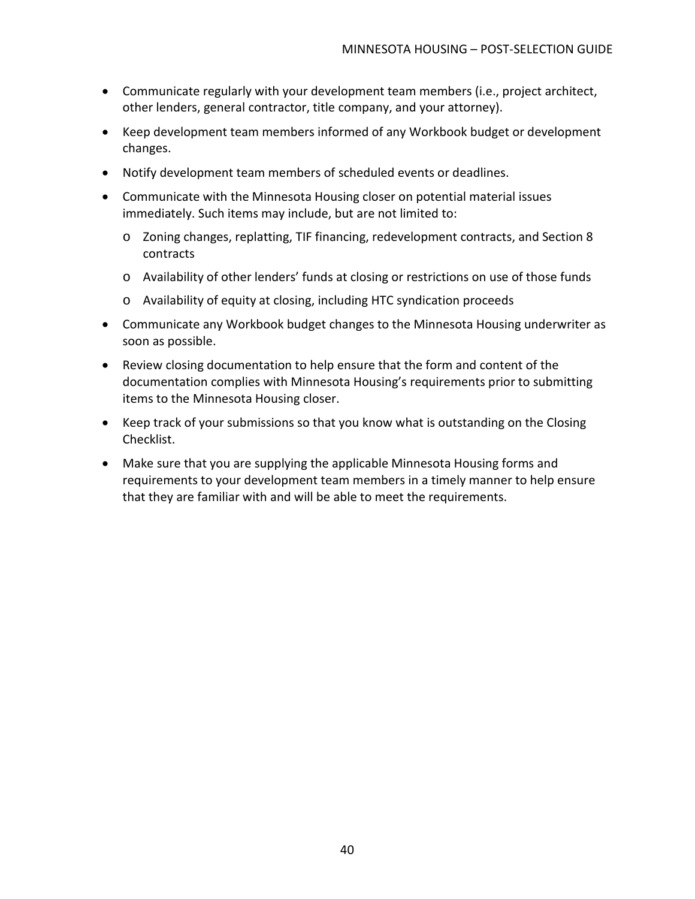- Communicate regularly with your development team members (i.e., project architect, other lenders, general contractor, title company, and your attorney).
- Keep development team members informed of any Workbook budget or development changes.
- Notify development team members of scheduled events or deadlines.
- Communicate with the Minnesota Housing closer on potential material issues immediately. Such items may include, but are not limited to:
  - Zoning changes, replatting, TIF financing, redevelopment contracts, and Section 8 contracts
  - Availability of other lenders' funds at closing or restrictions on use of those funds
  - Availability of equity at closing, including HTC syndication proceeds
- Communicate any Workbook budget changes to the Minnesota Housing underwriter as soon as possible.
- Review closing documentation to help ensure that the form and content of the documentation complies with Minnesota Housing's requirements prior to submitting items to the Minnesota Housing closer.
- Keep track of your submissions so that you know what is outstanding on the Closing Checklist.
- Make sure that you are supplying the applicable Minnesota Housing forms and requirements to your development team members in a timely manner to help ensure that they are familiar with and will be able to meet the requirements.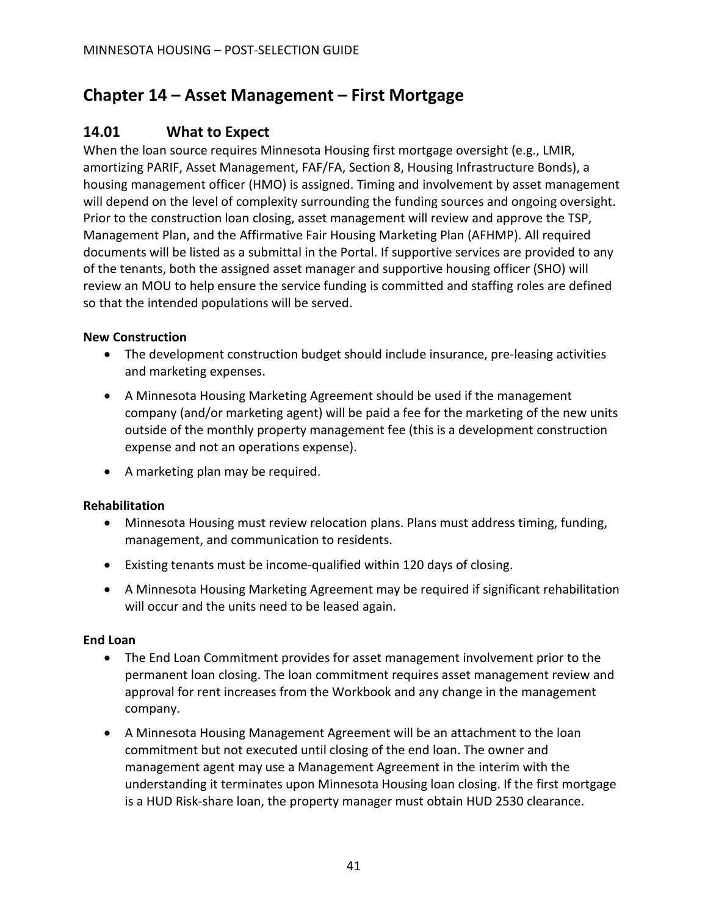# Chapter 14 – Asset Management – First Mortgage

## 14.01 What to Expect

When the loan source requires Minnesota Housing first mortgage oversight (e.g., LMIR, amortizing PARIF, Asset Management, FAF/FA, Section 8, Housing Infrastructure Bonds), a housing management officer (HMO) is assigned. Timing and involvement by asset management will depend on the level of complexity surrounding the funding sources and ongoing oversight. Prior to the construction loan closing, asset management will review and approve the TSP, Management Plan, and the Affirmative Fair Housing Marketing Plan (AFHMP). All required documents will be listed as a submittal in the Portal. If supportive services are provided to any of the tenants, both the assigned asset manager and supportive housing officer (SHO) will review an MOU to help ensure the service funding is committed and staffing roles are defined so that the intended populations will be served.

**New Construction**

- The development construction budget should include insurance, pre-leasing activities and marketing expenses.
- A Minnesota Housing Marketing Agreement should be used if the management company (and/or marketing agent) will be paid a fee for the marketing of the new units outside of the monthly property management fee (this is a development construction expense and not an operations expense).
- A marketing plan may be required.

**Rehabilitation**

- Minnesota Housing must review relocation plans. Plans must address timing, funding, management, and communication to residents.
- Existing tenants must be income-qualified within 120 days of closing.
- A Minnesota Housing Marketing Agreement may be required if significant rehabilitation will occur and the units need to be leased again.

**End Loan**

- The End Loan Commitment provides for asset management involvement prior to the permanent loan closing. The loan commitment requires asset management review and approval for rent increases from the Workbook and any change in the management company.
- A Minnesota Housing Management Agreement will be an attachment to the loan commitment but not executed until closing of the end loan. The owner and management agent may use a Management Agreement in the interim with the understanding it terminates upon Minnesota Housing loan closing. If the first mortgage is a HUD Risk-share loan, the property manager must obtain HUD 2530 clearance.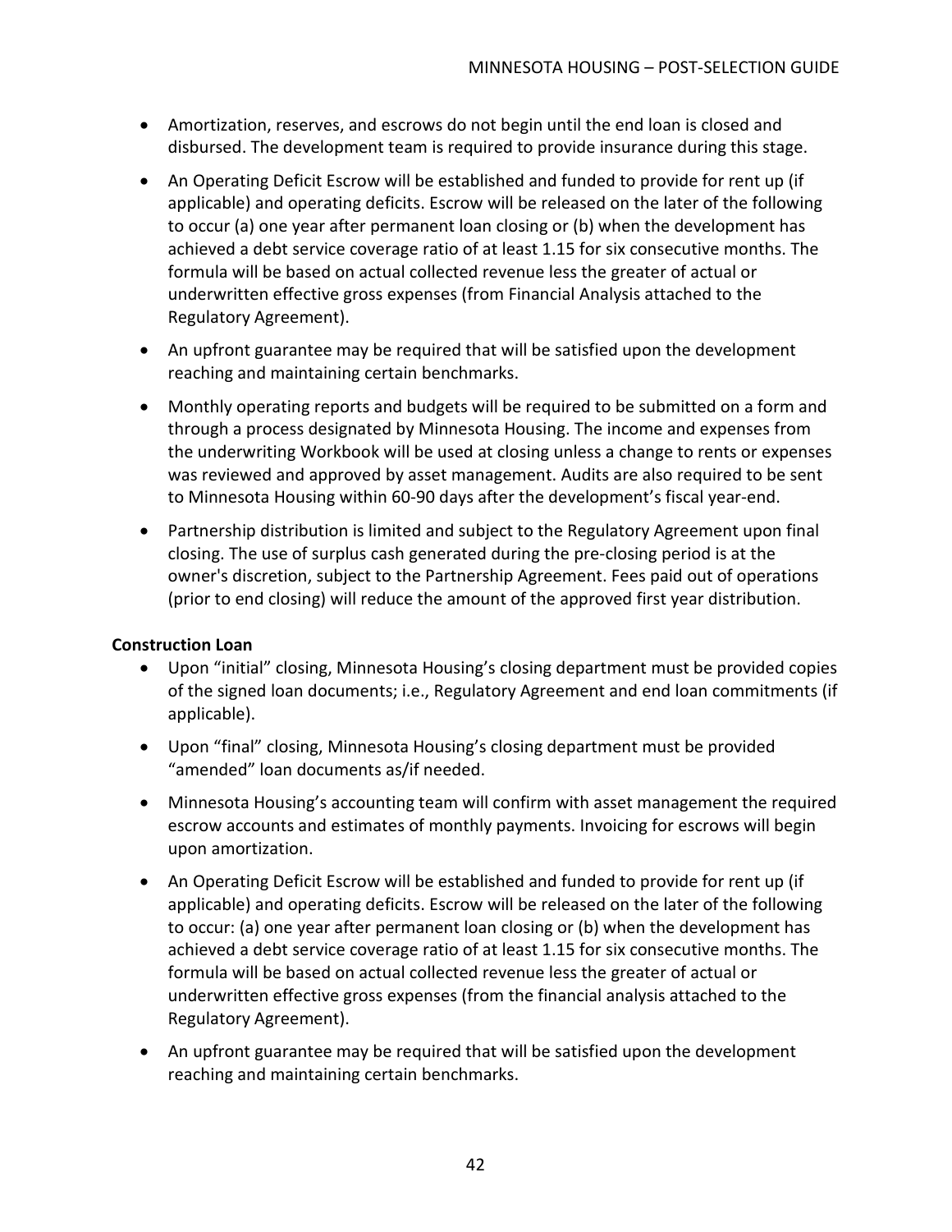- Amortization, reserves, and escrows do not begin until the end loan is closed and disbursed. The development team is required to provide insurance during this stage.
- An Operating Deficit Escrow will be established and funded to provide for rent up (if applicable) and operating deficits. Escrow will be released on the later of the following to occur (a) one year after permanent loan closing or (b) when the development has achieved a debt service coverage ratio of at least 1.15 for six consecutive months. The formula will be based on actual collected revenue less the greater of actual or underwritten effective gross expenses (from Financial Analysis attached to the Regulatory Agreement).
- An upfront guarantee may be required that will be satisfied upon the development reaching and maintaining certain benchmarks.
- Monthly operating reports and budgets will be required to be submitted on a form and through a process designated by Minnesota Housing. The income and expenses from the underwriting Workbook will be used at closing unless a change to rents or expenses was reviewed and approved by asset management. Audits are also required to be sent to Minnesota Housing within 60-90 days after the development's fiscal year-end.
- Partnership distribution is limited and subject to the Regulatory Agreement upon final closing. The use of surplus cash generated during the pre-closing period is at the owner's discretion, subject to the Partnership Agreement. Fees paid out of operations (prior to end closing) will reduce the amount of the approved first year distribution.

**Construction Loan**

- Upon "initial" closing, Minnesota Housing's closing department must be provided copies of the signed loan documents; i.e., Regulatory Agreement and end loan commitments (if applicable).
- Upon "final" closing, Minnesota Housing's closing department must be provided "amended" loan documents as/if needed.
- Minnesota Housing's accounting team will confirm with asset management the required escrow accounts and estimates of monthly payments. Invoicing for escrows will begin upon amortization.
- An Operating Deficit Escrow will be established and funded to provide for rent up (if applicable) and operating deficits. Escrow will be released on the later of the following to occur: (a) one year after permanent loan closing or (b) when the development has achieved a debt service coverage ratio of at least 1.15 for six consecutive months. The formula will be based on actual collected revenue less the greater of actual or underwritten effective gross expenses (from the financial analysis attached to the Regulatory Agreement).
- An upfront guarantee may be required that will be satisfied upon the development reaching and maintaining certain benchmarks.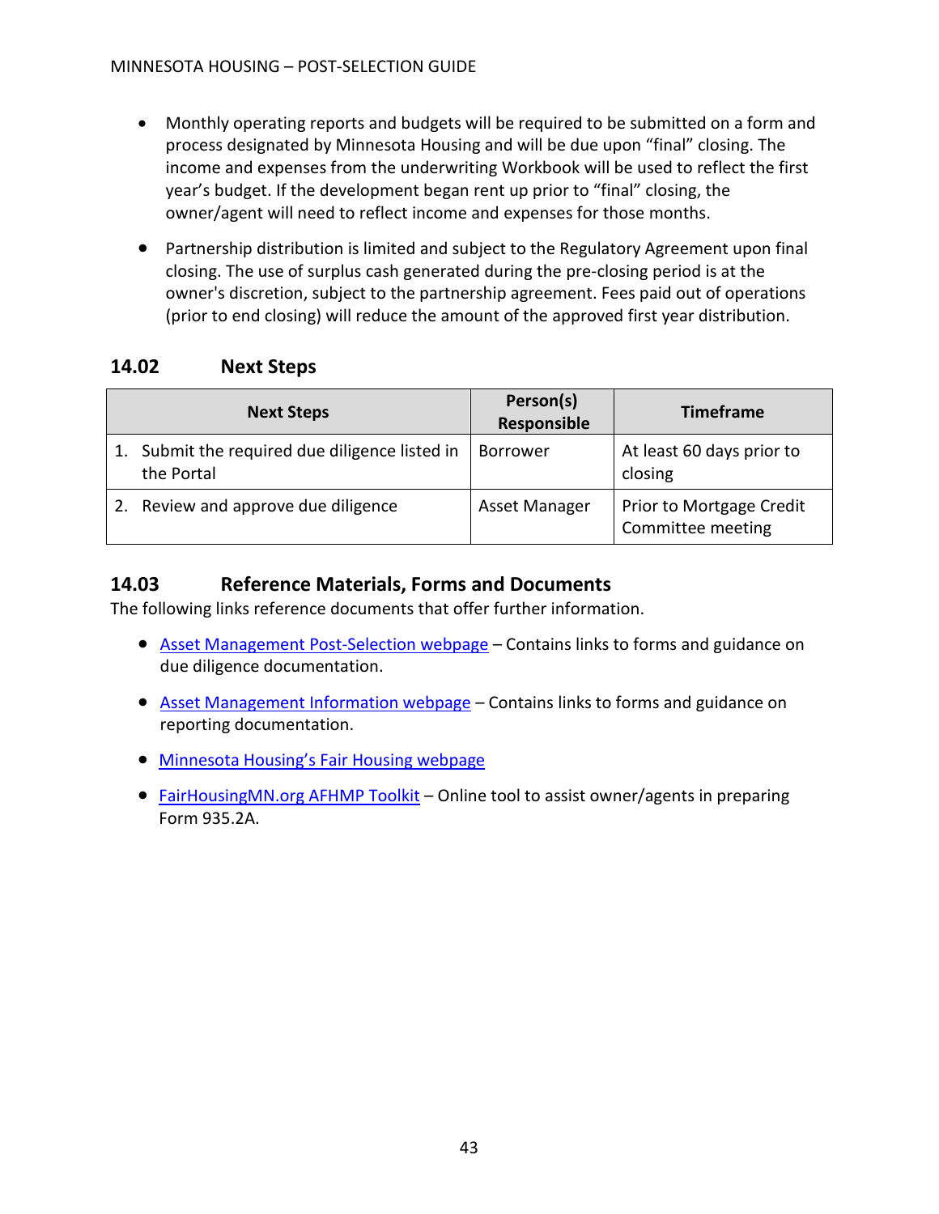- Monthly operating reports and budgets will be required to be submitted on a form and process designated by Minnesota Housing and will be due upon "final" closing. The income and expenses from the underwriting Workbook will be used to reflect the first year's budget. If the development began rent up prior to "final" closing, the owner/agent will need to reflect income and expenses for those months.
- Partnership distribution is limited and subject to the Regulatory Agreement upon final closing. The use of surplus cash generated during the pre-closing period is at the owner's discretion, subject to the partnership agreement. Fees paid out of operations (prior to end closing) will reduce the amount of the approved first year distribution.

## 14.02 Next Steps

| Next Steps | Person(s) Responsible | Timeframe |
| --- | --- | --- |
| 1. Submit the required due diligence listed in the Portal | Borrower | At least 60 days prior to closing |
| 2. Review and approve due diligence | Asset Manager | Prior to Mortgage Credit Committee meeting |

## 14.03 Reference Materials, Forms and Documents

The following links reference documents that offer further information.

- Asset Management Post-Selection webpage – Contains links to forms and guidance on due diligence documentation.
- Asset Management Information webpage – Contains links to forms and guidance on reporting documentation.
- Minnesota Housing's Fair Housing webpage
- FairHousingMN.org AFHMP Toolkit – Online tool to assist owner/agents in preparing Form 935.2A.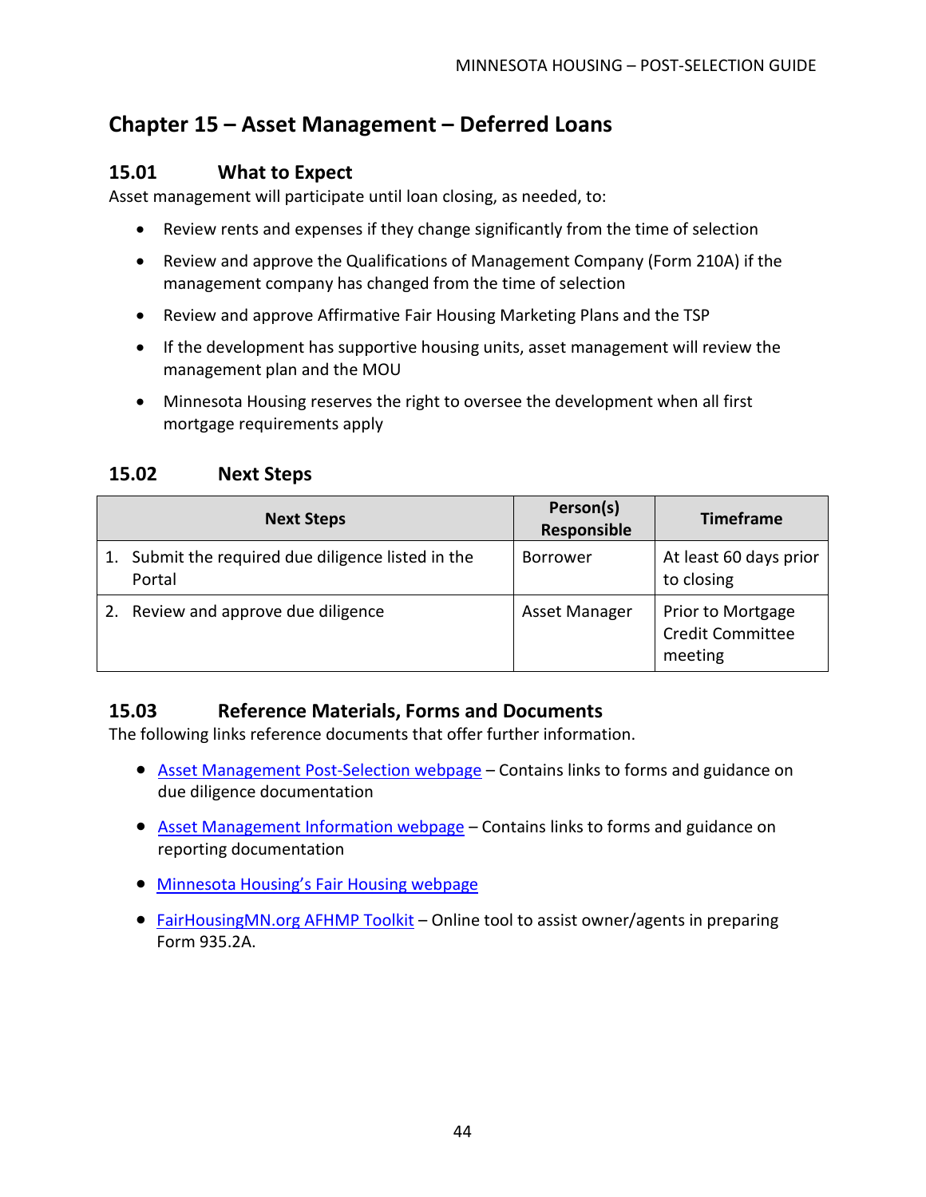# Chapter 15 – Asset Management – Deferred Loans

## 15.01 What to Expect

Asset management will participate until loan closing, as needed, to:

- Review rents and expenses if they change significantly from the time of selection
- Review and approve the Qualifications of Management Company (Form 210A) if the management company has changed from the time of selection
- Review and approve Affirmative Fair Housing Marketing Plans and the TSP
- If the development has supportive housing units, asset management will review the management plan and the MOU
- Minnesota Housing reserves the right to oversee the development when all first mortgage requirements apply

## 15.02 Next Steps

| Next Steps | Person(s) Responsible | Timeframe |
| --- | --- | --- |
| 1. Submit the required due diligence listed in the Portal | Borrower | At least 60 days prior to closing |
| 2. Review and approve due diligence | Asset Manager | Prior to Mortgage Credit Committee meeting |

## 15.03 Reference Materials, Forms and Documents

The following links reference documents that offer further information.

- Asset Management Post-Selection webpage – Contains links to forms and guidance on due diligence documentation
- Asset Management Information webpage – Contains links to forms and guidance on reporting documentation
- Minnesota Housing's Fair Housing webpage
- FairHousingMN.org AFHMP Toolkit – Online tool to assist owner/agents in preparing Form 935.2A.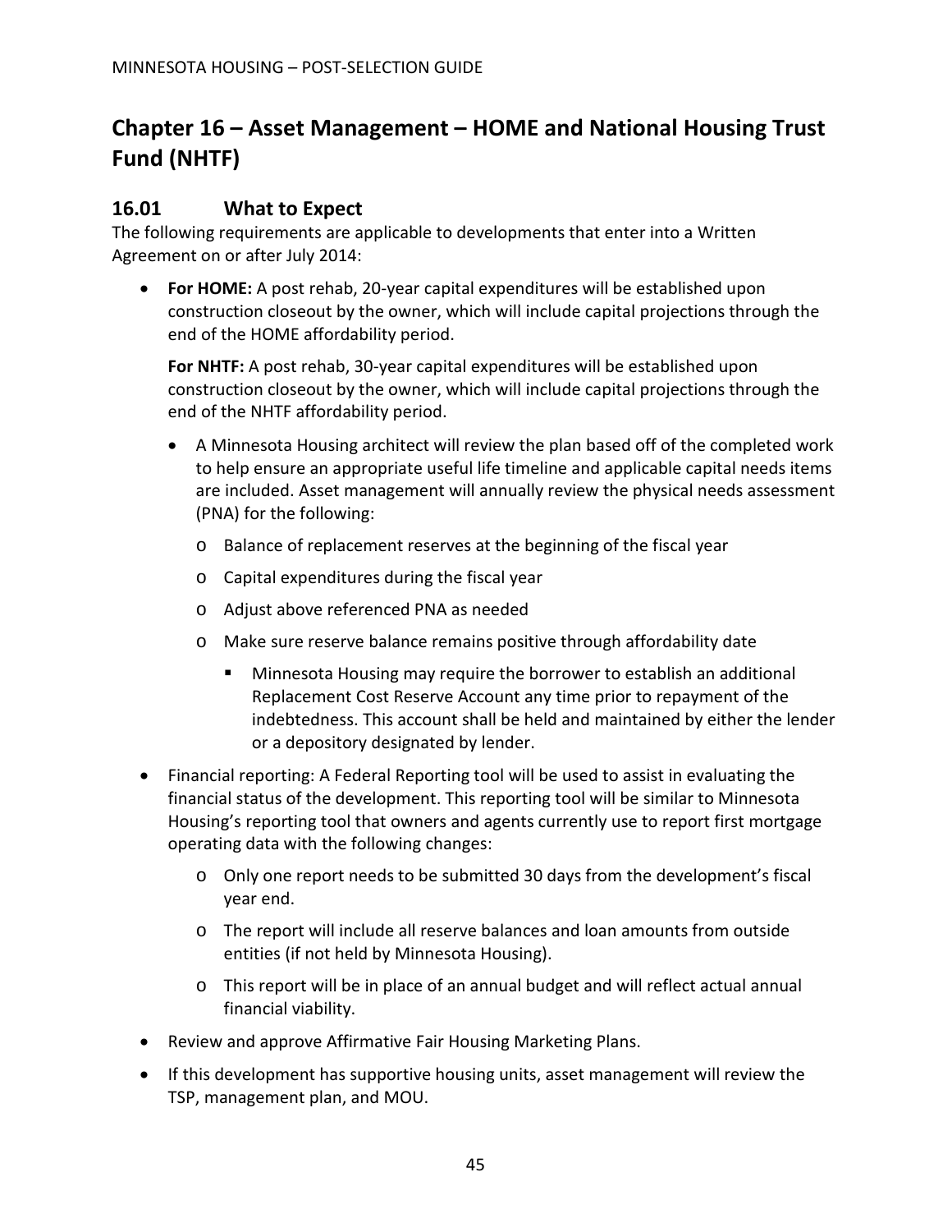# Chapter 16 – Asset Management – HOME and National Housing Trust Fund (NHTF)

## 16.01 What to Expect

The following requirements are applicable to developments that enter into a Written Agreement on or after July 2014:

- **For HOME:** A post rehab, 20-year capital expenditures will be established upon construction closeout by the owner, which will include capital projections through the end of the HOME affordability period.

  **For NHTF:** A post rehab, 30-year capital expenditures will be established upon construction closeout by the owner, which will include capital projections through the end of the NHTF affordability period.

  - A Minnesota Housing architect will review the plan based off of the completed work to help ensure an appropriate useful life timeline and applicable capital needs items are included. Asset management will annually review the physical needs assessment (PNA) for the following:
    - Balance of replacement reserves at the beginning of the fiscal year
    - Capital expenditures during the fiscal year
    - Adjust above referenced PNA as needed
    - Make sure reserve balance remains positive through affordability date
      - Minnesota Housing may require the borrower to establish an additional Replacement Cost Reserve Account any time prior to repayment of the indebtedness. This account shall be held and maintained by either the lender or a depository designated by lender.
- Financial reporting: A Federal Reporting tool will be used to assist in evaluating the financial status of the development. This reporting tool will be similar to Minnesota Housing's reporting tool that owners and agents currently use to report first mortgage operating data with the following changes:
  - Only one report needs to be submitted 30 days from the development's fiscal year end.
  - The report will include all reserve balances and loan amounts from outside entities (if not held by Minnesota Housing).
  - This report will be in place of an annual budget and will reflect actual annual financial viability.
- Review and approve Affirmative Fair Housing Marketing Plans.
- If this development has supportive housing units, asset management will review the TSP, management plan, and MOU.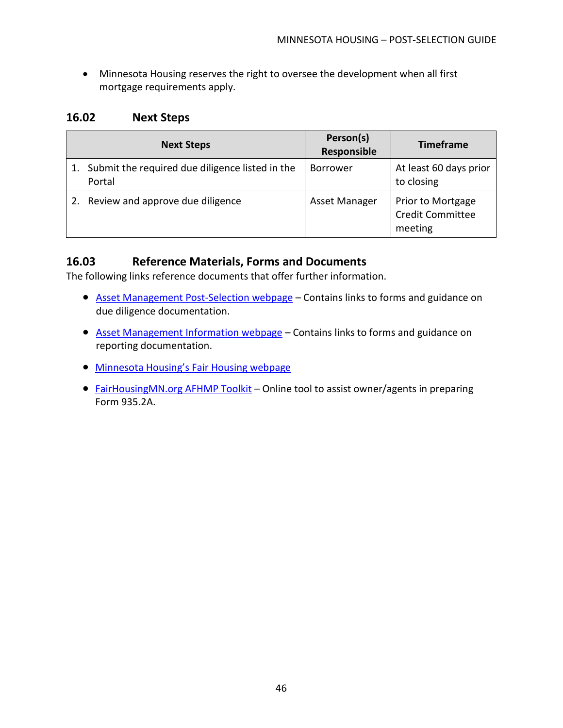- Minnesota Housing reserves the right to oversee the development when all first mortgage requirements apply.

## 16.02 Next Steps

| Next Steps | Person(s) Responsible | Timeframe |
|---|---|---|
| 1. Submit the required due diligence listed in the Portal | Borrower | At least 60 days prior to closing |
| 2. Review and approve due diligence | Asset Manager | Prior to Mortgage Credit Committee meeting |

## 16.03 Reference Materials, Forms and Documents

The following links reference documents that offer further information.

- Asset Management Post-Selection webpage – Contains links to forms and guidance on due diligence documentation.
- Asset Management Information webpage – Contains links to forms and guidance on reporting documentation.
- Minnesota Housing's Fair Housing webpage
- FairHousingMN.org AFHMP Toolkit – Online tool to assist owner/agents in preparing Form 935.2A.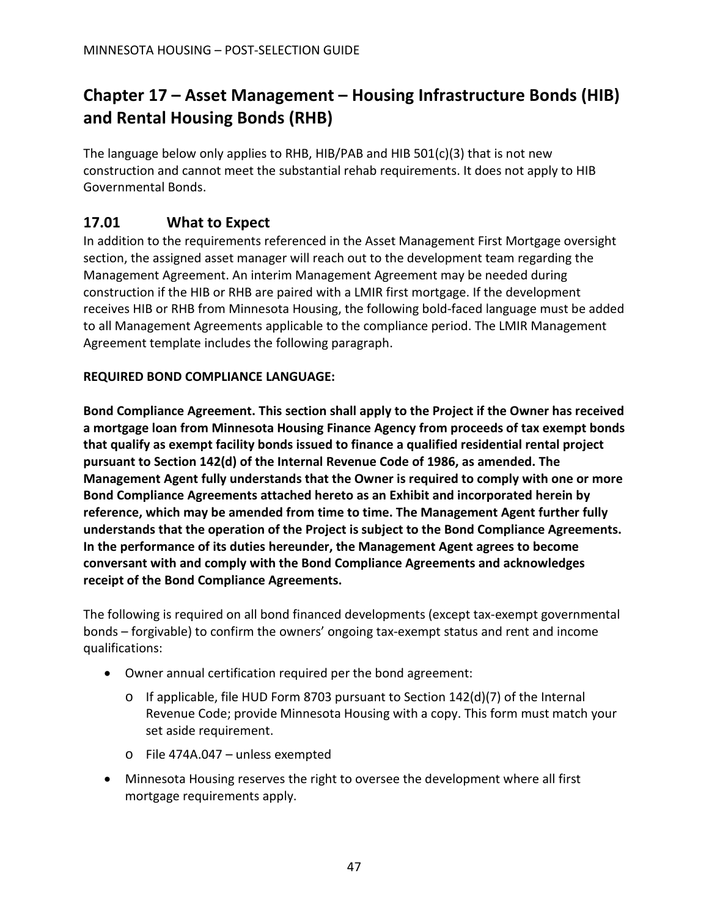# Chapter 17 – Asset Management – Housing Infrastructure Bonds (HIB) and Rental Housing Bonds (RHB)

The language below only applies to RHB, HIB/PAB and HIB 501(c)(3) that is not new construction and cannot meet the substantial rehab requirements. It does not apply to HIB Governmental Bonds.

## 17.01 What to Expect

In addition to the requirements referenced in the Asset Management First Mortgage oversight section, the assigned asset manager will reach out to the development team regarding the Management Agreement. An interim Management Agreement may be needed during construction if the HIB or RHB are paired with a LMIR first mortgage. If the development receives HIB or RHB from Minnesota Housing, the following bold-faced language must be added to all Management Agreements applicable to the compliance period. The LMIR Management Agreement template includes the following paragraph.

**REQUIRED BOND COMPLIANCE LANGUAGE:**

**Bond Compliance Agreement. This section shall apply to the Project if the Owner has received a mortgage loan from Minnesota Housing Finance Agency from proceeds of tax exempt bonds that qualify as exempt facility bonds issued to finance a qualified residential rental project pursuant to Section 142(d) of the Internal Revenue Code of 1986, as amended. The Management Agent fully understands that the Owner is required to comply with one or more Bond Compliance Agreements attached hereto as an Exhibit and incorporated herein by reference, which may be amended from time to time. The Management Agent further fully understands that the operation of the Project is subject to the Bond Compliance Agreements. In the performance of its duties hereunder, the Management Agent agrees to become conversant with and comply with the Bond Compliance Agreements and acknowledges receipt of the Bond Compliance Agreements.**

The following is required on all bond financed developments (except tax-exempt governmental bonds – forgivable) to confirm the owners' ongoing tax-exempt status and rent and income qualifications:

- Owner annual certification required per the bond agreement:
  - If applicable, file HUD Form 8703 pursuant to Section 142(d)(7) of the Internal Revenue Code; provide Minnesota Housing with a copy. This form must match your set aside requirement.
  - File 474A.047 – unless exempted
- Minnesota Housing reserves the right to oversee the development where all first mortgage requirements apply.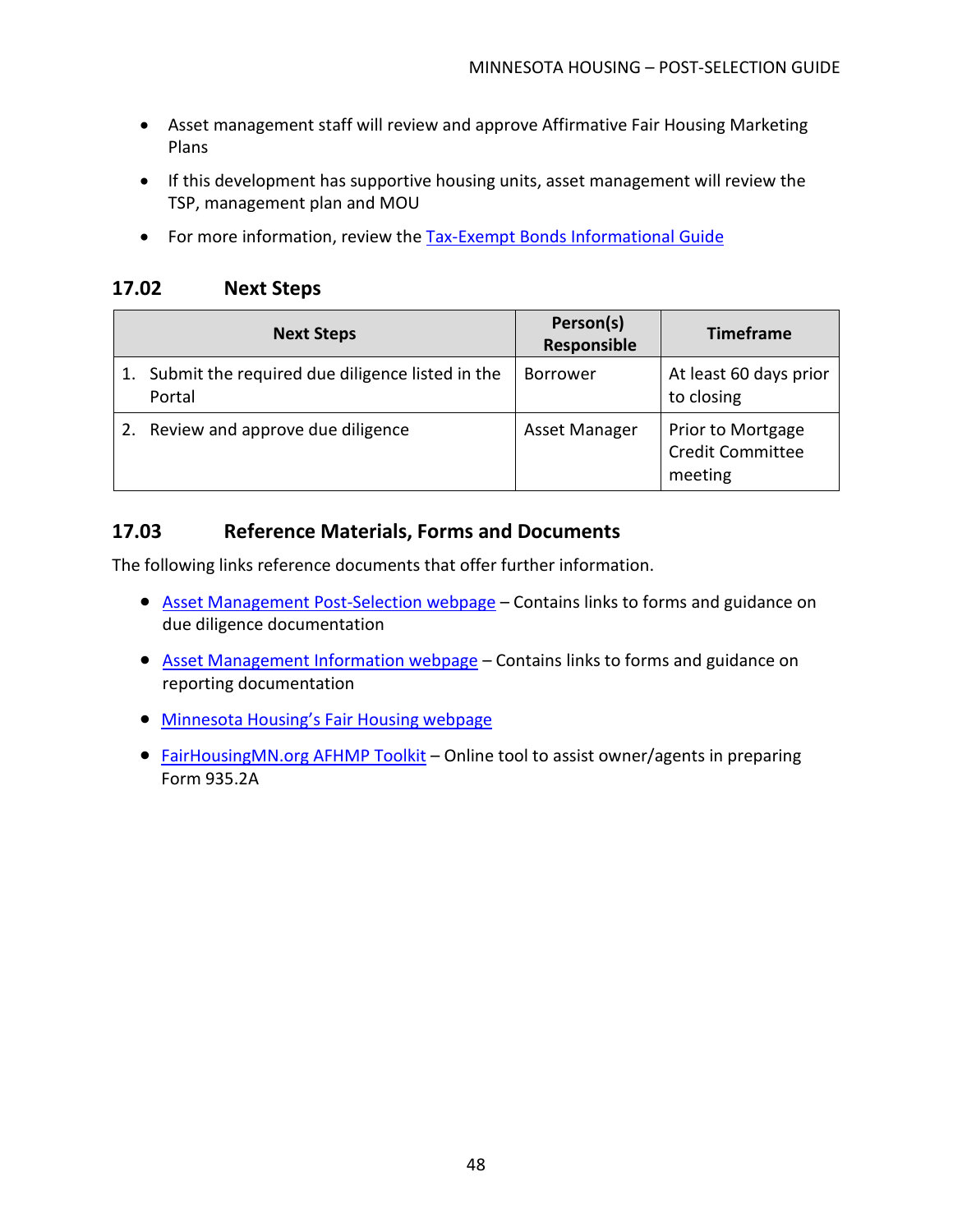- Asset management staff will review and approve Affirmative Fair Housing Marketing Plans
- If this development has supportive housing units, asset management will review the TSP, management plan and MOU
- For more information, review the [Tax-Exempt Bonds Informational Guide]

## 17.02 Next Steps

| Next Steps | Person(s) Responsible | Timeframe |
|---|---|---|
| 1. Submit the required due diligence listed in the Portal | Borrower | At least 60 days prior to closing |
| 2. Review and approve due diligence | Asset Manager | Prior to Mortgage Credit Committee meeting |

## 17.03 Reference Materials, Forms and Documents

The following links reference documents that offer further information.

- Asset Management Post-Selection webpage – Contains links to forms and guidance on due diligence documentation
- Asset Management Information webpage – Contains links to forms and guidance on reporting documentation
- Minnesota Housing's Fair Housing webpage
- FairHousingMN.org AFHMP Toolkit – Online tool to assist owner/agents in preparing Form 935.2A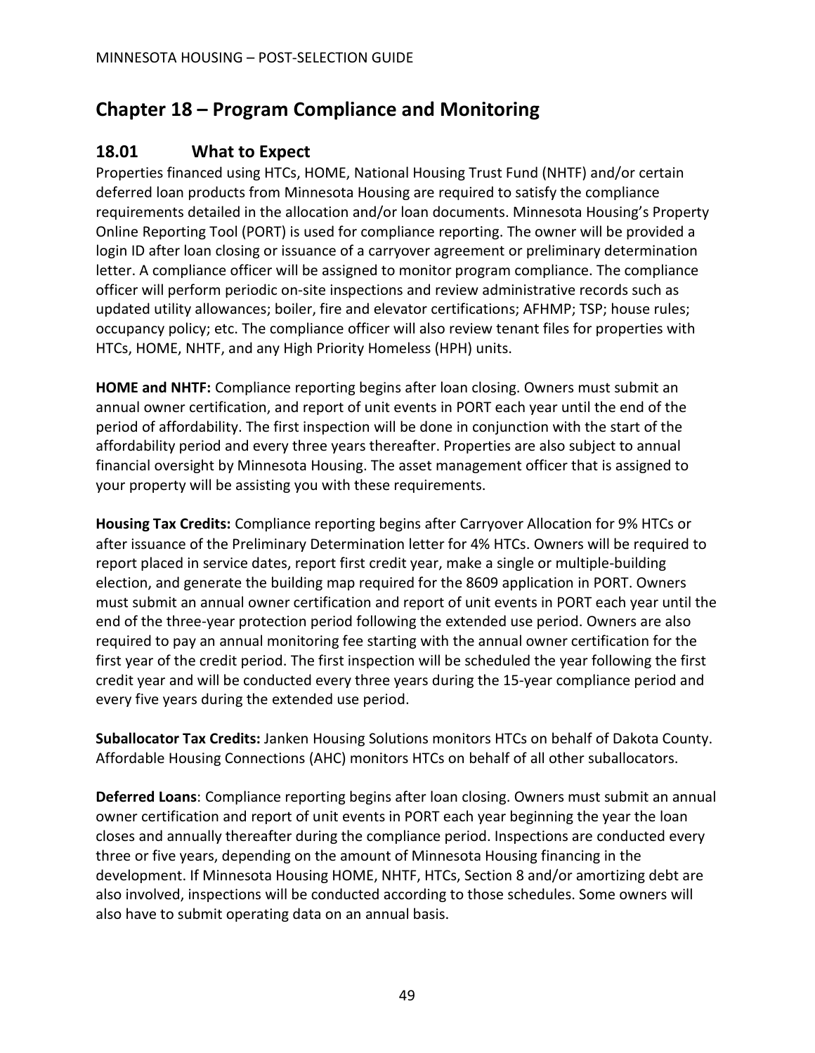# Chapter 18 – Program Compliance and Monitoring

## 18.01 What to Expect

Properties financed using HTCs, HOME, National Housing Trust Fund (NHTF) and/or certain deferred loan products from Minnesota Housing are required to satisfy the compliance requirements detailed in the allocation and/or loan documents. Minnesota Housing's Property Online Reporting Tool (PORT) is used for compliance reporting. The owner will be provided a login ID after loan closing or issuance of a carryover agreement or preliminary determination letter. A compliance officer will be assigned to monitor program compliance. The compliance officer will perform periodic on-site inspections and review administrative records such as updated utility allowances; boiler, fire and elevator certifications; AFHMP; TSP; house rules; occupancy policy; etc. The compliance officer will also review tenant files for properties with HTCs, HOME, NHTF, and any High Priority Homeless (HPH) units.

**HOME and NHTF:** Compliance reporting begins after loan closing. Owners must submit an annual owner certification, and report of unit events in PORT each year until the end of the period of affordability. The first inspection will be done in conjunction with the start of the affordability period and every three years thereafter. Properties are also subject to annual financial oversight by Minnesota Housing. The asset management officer that is assigned to your property will be assisting you with these requirements.

**Housing Tax Credits:** Compliance reporting begins after Carryover Allocation for 9% HTCs or after issuance of the Preliminary Determination letter for 4% HTCs. Owners will be required to report placed in service dates, report first credit year, make a single or multiple-building election, and generate the building map required for the 8609 application in PORT. Owners must submit an annual owner certification and report of unit events in PORT each year until the end of the three-year protection period following the extended use period. Owners are also required to pay an annual monitoring fee starting with the annual owner certification for the first year of the credit period. The first inspection will be scheduled the year following the first credit year and will be conducted every three years during the 15-year compliance period and every five years during the extended use period.

**Suballocator Tax Credits:** Janken Housing Solutions monitors HTCs on behalf of Dakota County. Affordable Housing Connections (AHC) monitors HTCs on behalf of all other suballocators.

**Deferred Loans**: Compliance reporting begins after loan closing. Owners must submit an annual owner certification and report of unit events in PORT each year beginning the year the loan closes and annually thereafter during the compliance period. Inspections are conducted every three or five years, depending on the amount of Minnesota Housing financing in the development. If Minnesota Housing HOME, NHTF, HTCs, Section 8 and/or amortizing debt are also involved, inspections will be conducted according to those schedules. Some owners will also have to submit operating data on an annual basis.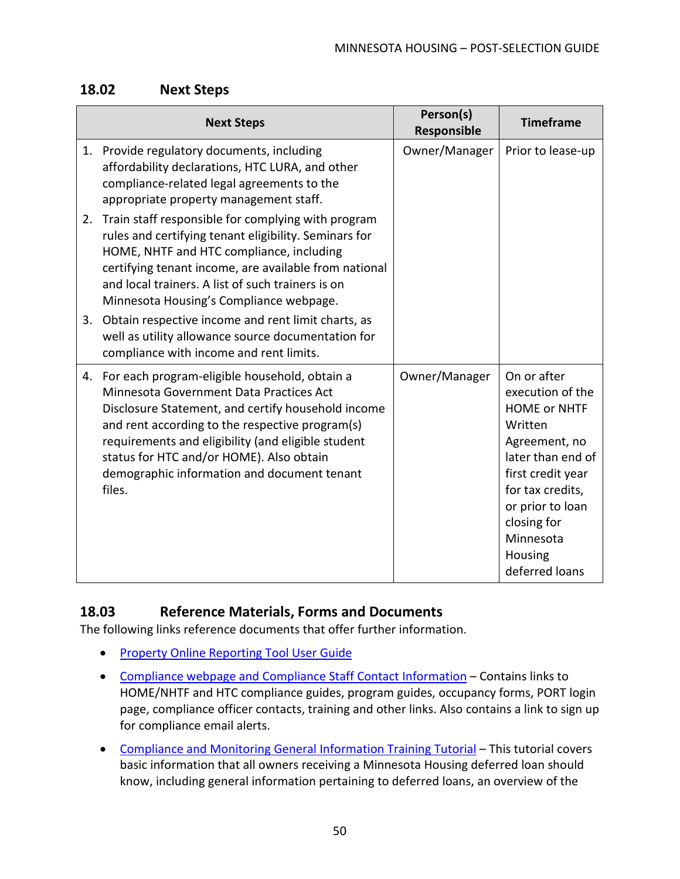## 18.02 Next Steps

| Next Steps | Person(s) Responsible | Timeframe |
|---|---|---|
| 1. Provide regulatory documents, including affordability declarations, HTC LURA, and other compliance-related legal agreements to the appropriate property management staff.<br>2. Train staff responsible for complying with program rules and certifying tenant eligibility. Seminars for HOME, NHTF and HTC compliance, including certifying tenant income, are available from national and local trainers. A list of such trainers is on Minnesota Housing's Compliance webpage.<br>3. Obtain respective income and rent limit charts, as well as utility allowance source documentation for compliance with income and rent limits. | Owner/Manager | Prior to lease-up |
| 4. For each program-eligible household, obtain a Minnesota Government Data Practices Act Disclosure Statement, and certify household income and rent according to the respective program(s) requirements and eligibility (and eligible student status for HTC and/or HOME). Also obtain demographic information and document tenant files. | Owner/Manager | On or after execution of the HOME or NHTF Written Agreement, no later than end of first credit year for tax credits, or prior to loan closing for Minnesota Housing deferred loans |

## 18.03 Reference Materials, Forms and Documents

The following links reference documents that offer further information.

- Property Online Reporting Tool User Guide
- Compliance webpage and Compliance Staff Contact Information – Contains links to HOME/NHTF and HTC compliance guides, program guides, occupancy forms, PORT login page, compliance officer contacts, training and other links. Also contains a link to sign up for compliance email alerts.
- Compliance and Monitoring General Information Training Tutorial – This tutorial covers basic information that all owners receiving a Minnesota Housing deferred loan should know, including general information pertaining to deferred loans, an overview of the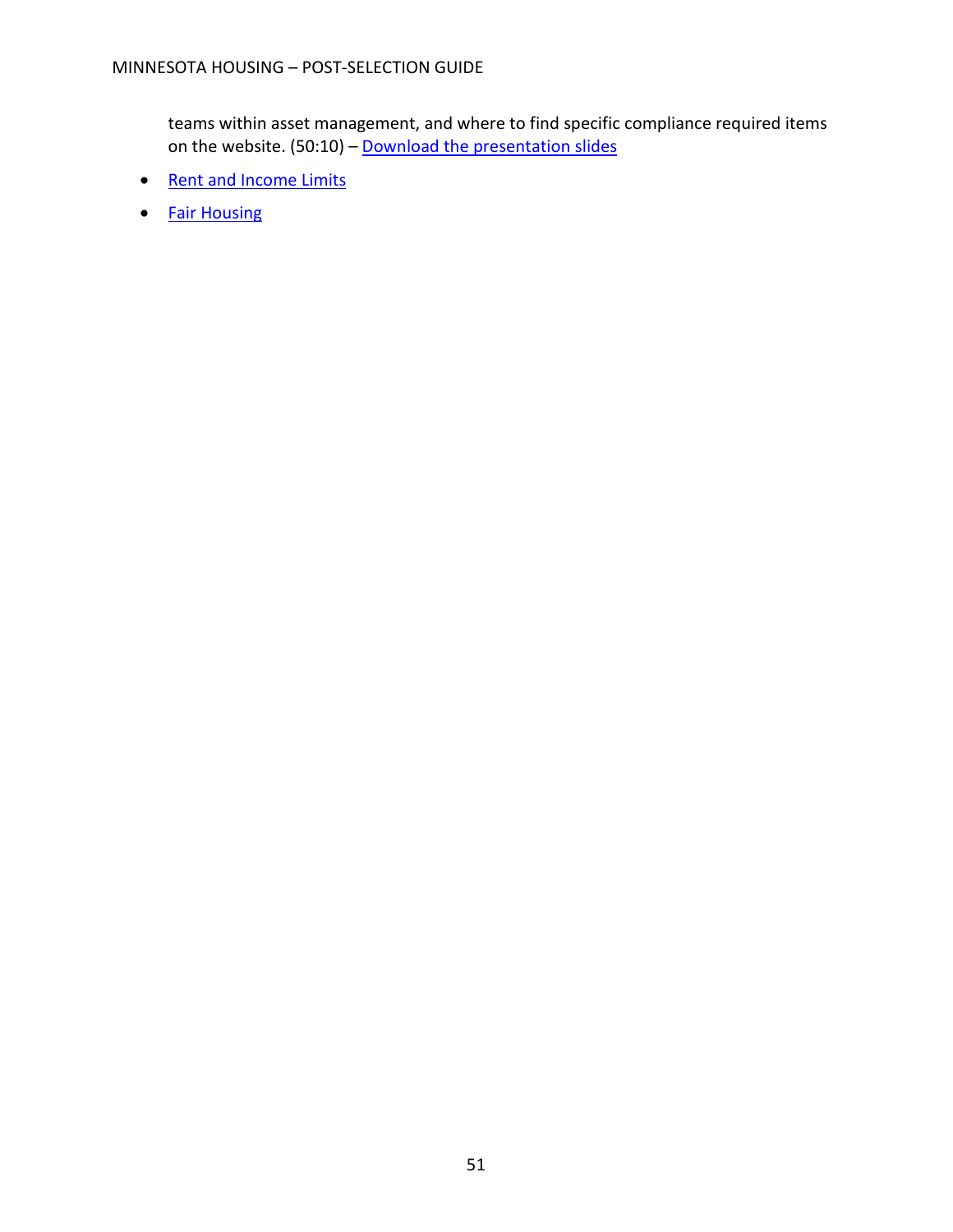teams within asset management, and where to find specific compliance required items on the website. (50:10) – Download the presentation slides

- Rent and Income Limits
- Fair Housing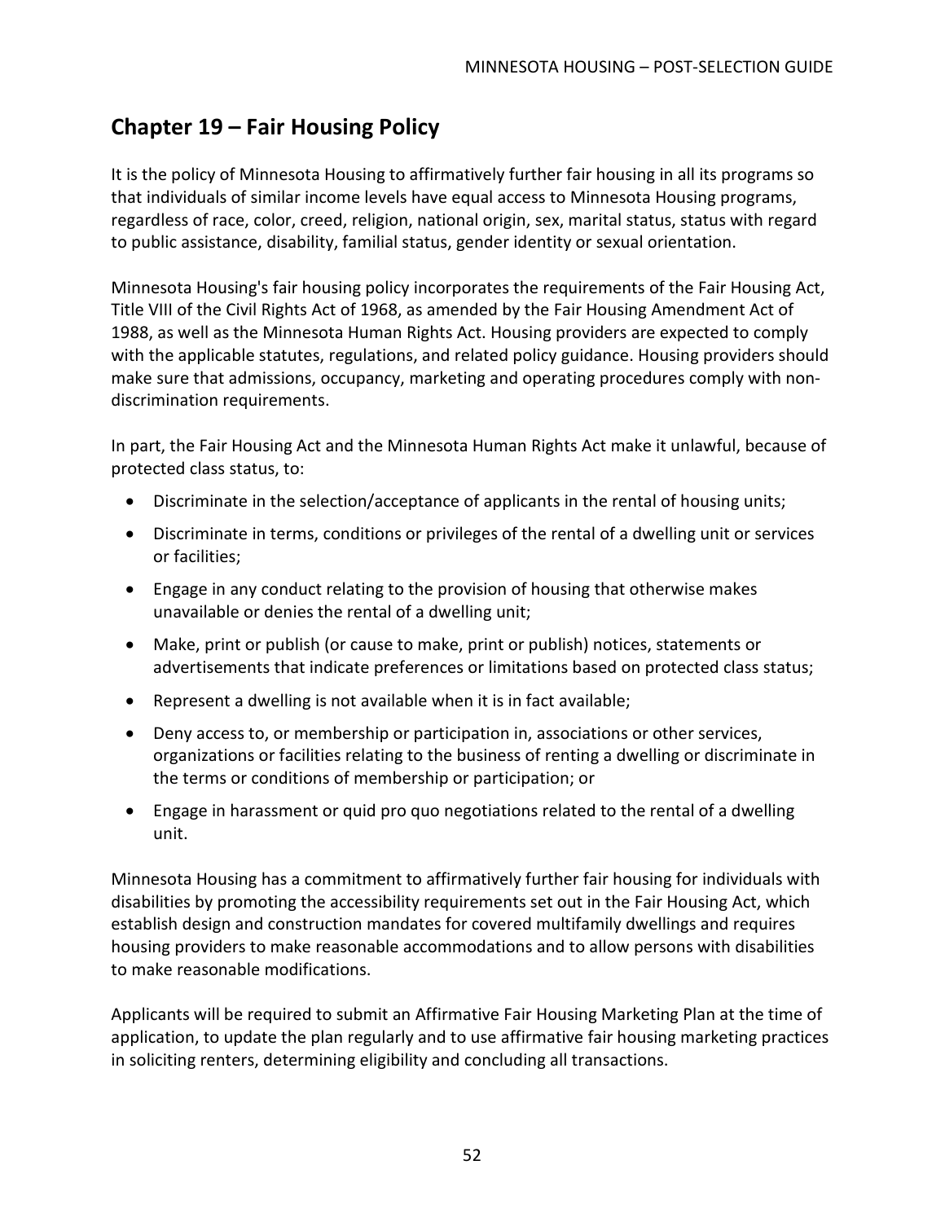## Chapter 19 – Fair Housing Policy

It is the policy of Minnesota Housing to affirmatively further fair housing in all its programs so that individuals of similar income levels have equal access to Minnesota Housing programs, regardless of race, color, creed, religion, national origin, sex, marital status, status with regard to public assistance, disability, familial status, gender identity or sexual orientation.

Minnesota Housing's fair housing policy incorporates the requirements of the Fair Housing Act, Title VIII of the Civil Rights Act of 1968, as amended by the Fair Housing Amendment Act of 1988, as well as the Minnesota Human Rights Act. Housing providers are expected to comply with the applicable statutes, regulations, and related policy guidance. Housing providers should make sure that admissions, occupancy, marketing and operating procedures comply with non-discrimination requirements.

In part, the Fair Housing Act and the Minnesota Human Rights Act make it unlawful, because of protected class status, to:

- Discriminate in the selection/acceptance of applicants in the rental of housing units;
- Discriminate in terms, conditions or privileges of the rental of a dwelling unit or services or facilities;
- Engage in any conduct relating to the provision of housing that otherwise makes unavailable or denies the rental of a dwelling unit;
- Make, print or publish (or cause to make, print or publish) notices, statements or advertisements that indicate preferences or limitations based on protected class status;
- Represent a dwelling is not available when it is in fact available;
- Deny access to, or membership or participation in, associations or other services, organizations or facilities relating to the business of renting a dwelling or discriminate in the terms or conditions of membership or participation; or
- Engage in harassment or quid pro quo negotiations related to the rental of a dwelling unit.

Minnesota Housing has a commitment to affirmatively further fair housing for individuals with disabilities by promoting the accessibility requirements set out in the Fair Housing Act, which establish design and construction mandates for covered multifamily dwellings and requires housing providers to make reasonable accommodations and to allow persons with disabilities to make reasonable modifications.

Applicants will be required to submit an Affirmative Fair Housing Marketing Plan at the time of application, to update the plan regularly and to use affirmative fair housing marketing practices in soliciting renters, determining eligibility and concluding all transactions.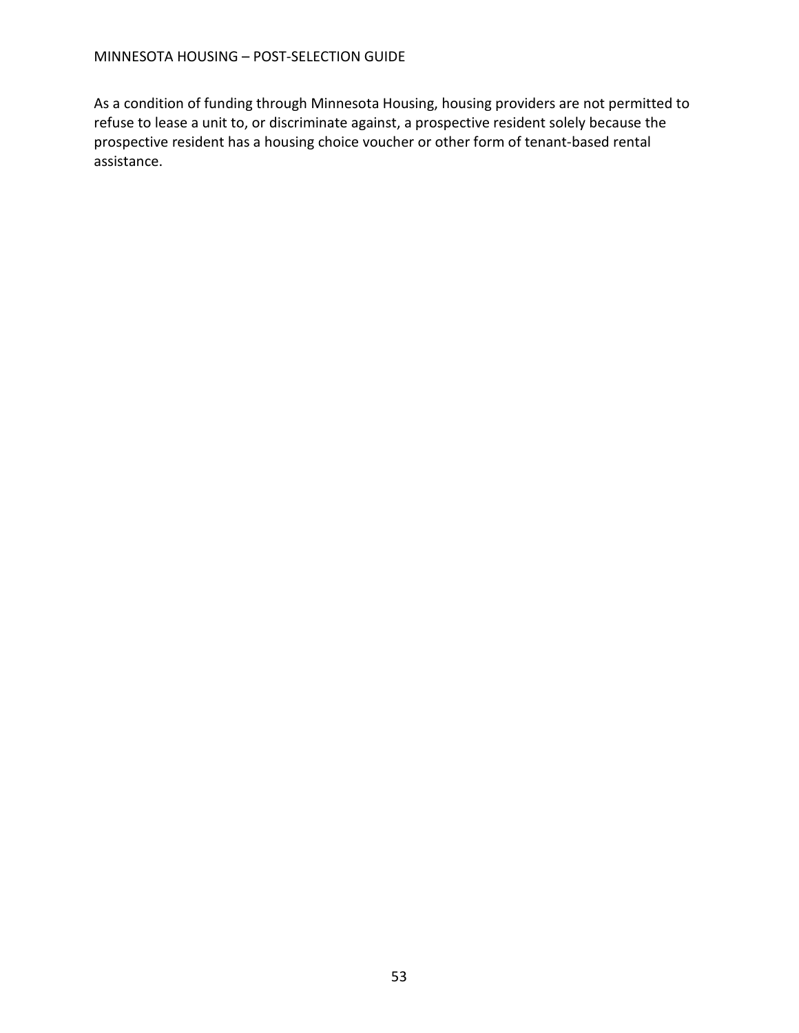As a condition of funding through Minnesota Housing, housing providers are not permitted to refuse to lease a unit to, or discriminate against, a prospective resident solely because the prospective resident has a housing choice voucher or other form of tenant-based rental assistance.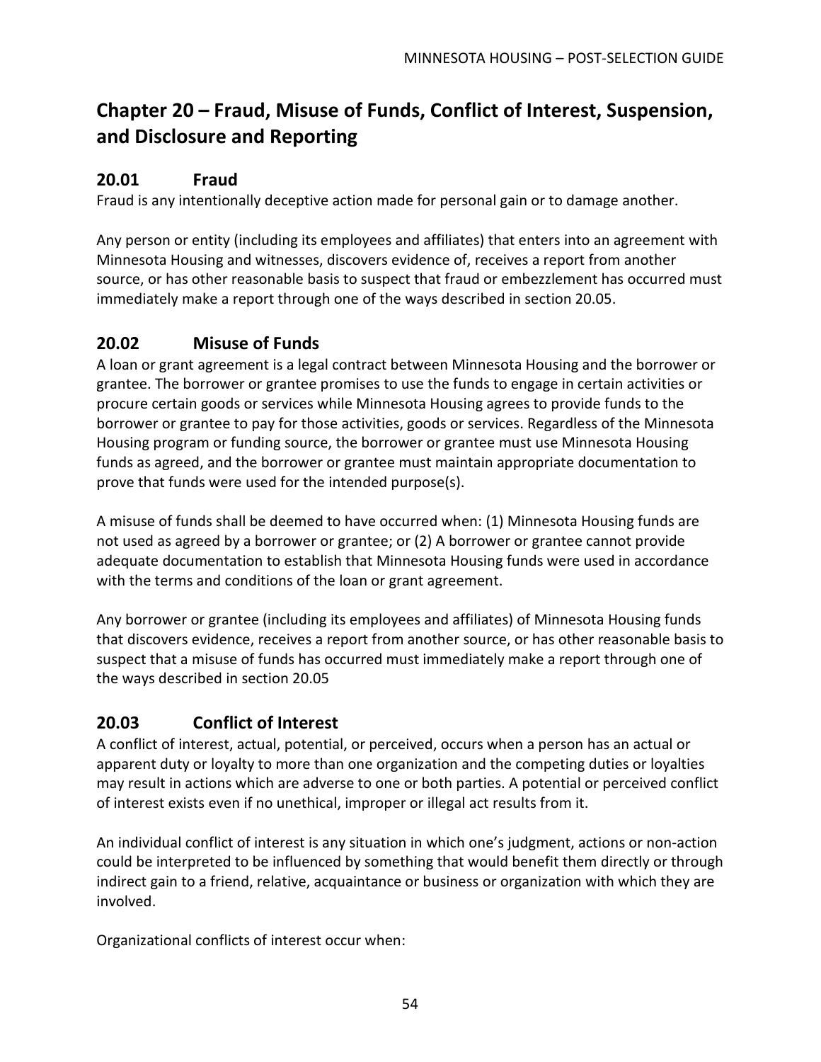# Chapter 20 – Fraud, Misuse of Funds, Conflict of Interest, Suspension, and Disclosure and Reporting

## 20.01 Fraud

Fraud is any intentionally deceptive action made for personal gain or to damage another.

Any person or entity (including its employees and affiliates) that enters into an agreement with Minnesota Housing and witnesses, discovers evidence of, receives a report from another source, or has other reasonable basis to suspect that fraud or embezzlement has occurred must immediately make a report through one of the ways described in section 20.05.

## 20.02 Misuse of Funds

A loan or grant agreement is a legal contract between Minnesota Housing and the borrower or grantee. The borrower or grantee promises to use the funds to engage in certain activities or procure certain goods or services while Minnesota Housing agrees to provide funds to the borrower or grantee to pay for those activities, goods or services. Regardless of the Minnesota Housing program or funding source, the borrower or grantee must use Minnesota Housing funds as agreed, and the borrower or grantee must maintain appropriate documentation to prove that funds were used for the intended purpose(s).

A misuse of funds shall be deemed to have occurred when: (1) Minnesota Housing funds are not used as agreed by a borrower or grantee; or (2) A borrower or grantee cannot provide adequate documentation to establish that Minnesota Housing funds were used in accordance with the terms and conditions of the loan or grant agreement.

Any borrower or grantee (including its employees and affiliates) of Minnesota Housing funds that discovers evidence, receives a report from another source, or has other reasonable basis to suspect that a misuse of funds has occurred must immediately make a report through one of the ways described in section 20.05

## 20.03 Conflict of Interest

A conflict of interest, actual, potential, or perceived, occurs when a person has an actual or apparent duty or loyalty to more than one organization and the competing duties or loyalties may result in actions which are adverse to one or both parties. A potential or perceived conflict of interest exists even if no unethical, improper or illegal act results from it.

An individual conflict of interest is any situation in which one's judgment, actions or non-action could be interpreted to be influenced by something that would benefit them directly or through indirect gain to a friend, relative, acquaintance or business or organization with which they are involved.

Organizational conflicts of interest occur when: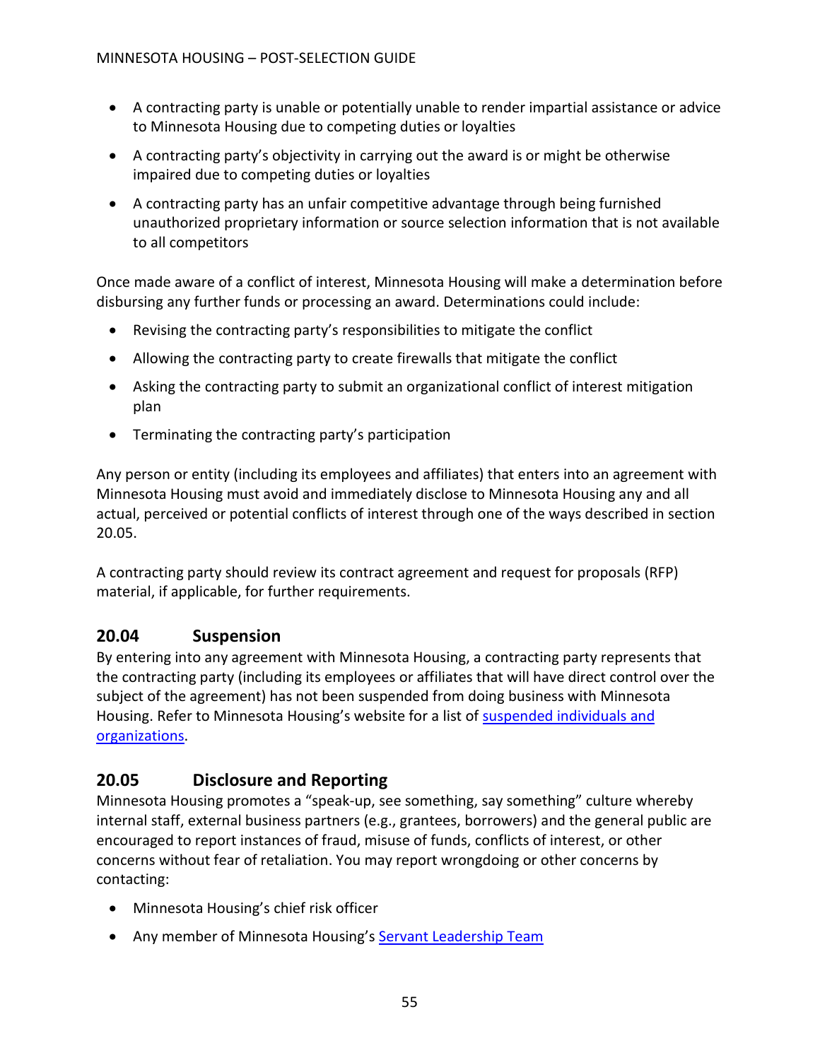- A contracting party is unable or potentially unable to render impartial assistance or advice to Minnesota Housing due to competing duties or loyalties
- A contracting party's objectivity in carrying out the award is or might be otherwise impaired due to competing duties or loyalties
- A contracting party has an unfair competitive advantage through being furnished unauthorized proprietary information or source selection information that is not available to all competitors

Once made aware of a conflict of interest, Minnesota Housing will make a determination before disbursing any further funds or processing an award. Determinations could include:

- Revising the contracting party's responsibilities to mitigate the conflict
- Allowing the contracting party to create firewalls that mitigate the conflict
- Asking the contracting party to submit an organizational conflict of interest mitigation plan
- Terminating the contracting party's participation

Any person or entity (including its employees and affiliates) that enters into an agreement with Minnesota Housing must avoid and immediately disclose to Minnesota Housing any and all actual, perceived or potential conflicts of interest through one of the ways described in section 20.05.

A contracting party should review its contract agreement and request for proposals (RFP) material, if applicable, for further requirements.

## 20.04 Suspension

By entering into any agreement with Minnesota Housing, a contracting party represents that the contracting party (including its employees or affiliates that will have direct control over the subject of the agreement) has not been suspended from doing business with Minnesota Housing. Refer to Minnesota Housing's website for a list of suspended individuals and organizations.

## 20.05 Disclosure and Reporting

Minnesota Housing promotes a "speak-up, see something, say something" culture whereby internal staff, external business partners (e.g., grantees, borrowers) and the general public are encouraged to report instances of fraud, misuse of funds, conflicts of interest, or other concerns without fear of retaliation. You may report wrongdoing or other concerns by contacting:

- Minnesota Housing's chief risk officer
- Any member of Minnesota Housing's Servant Leadership Team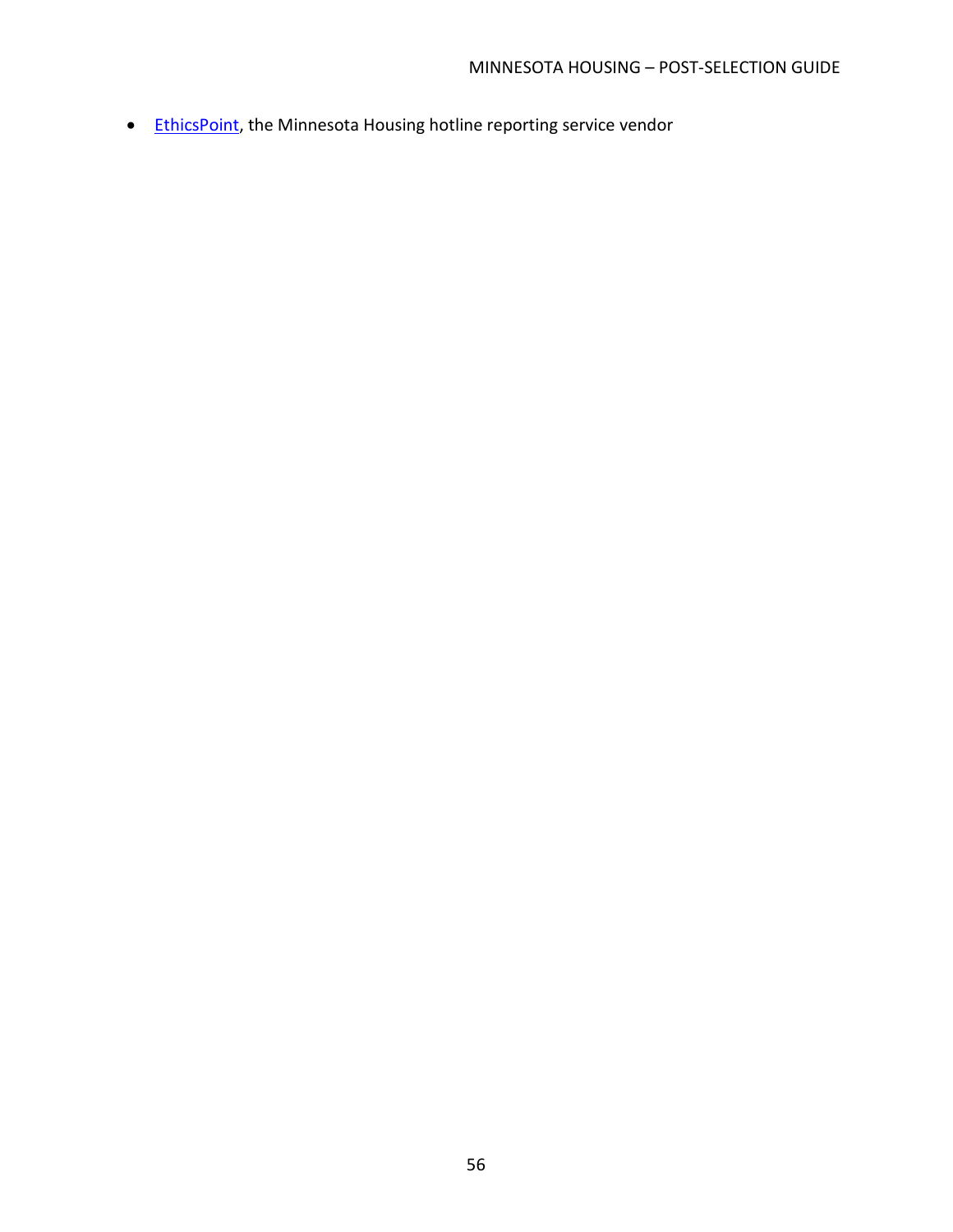- EthicsPoint, the Minnesota Housing hotline reporting service vendor